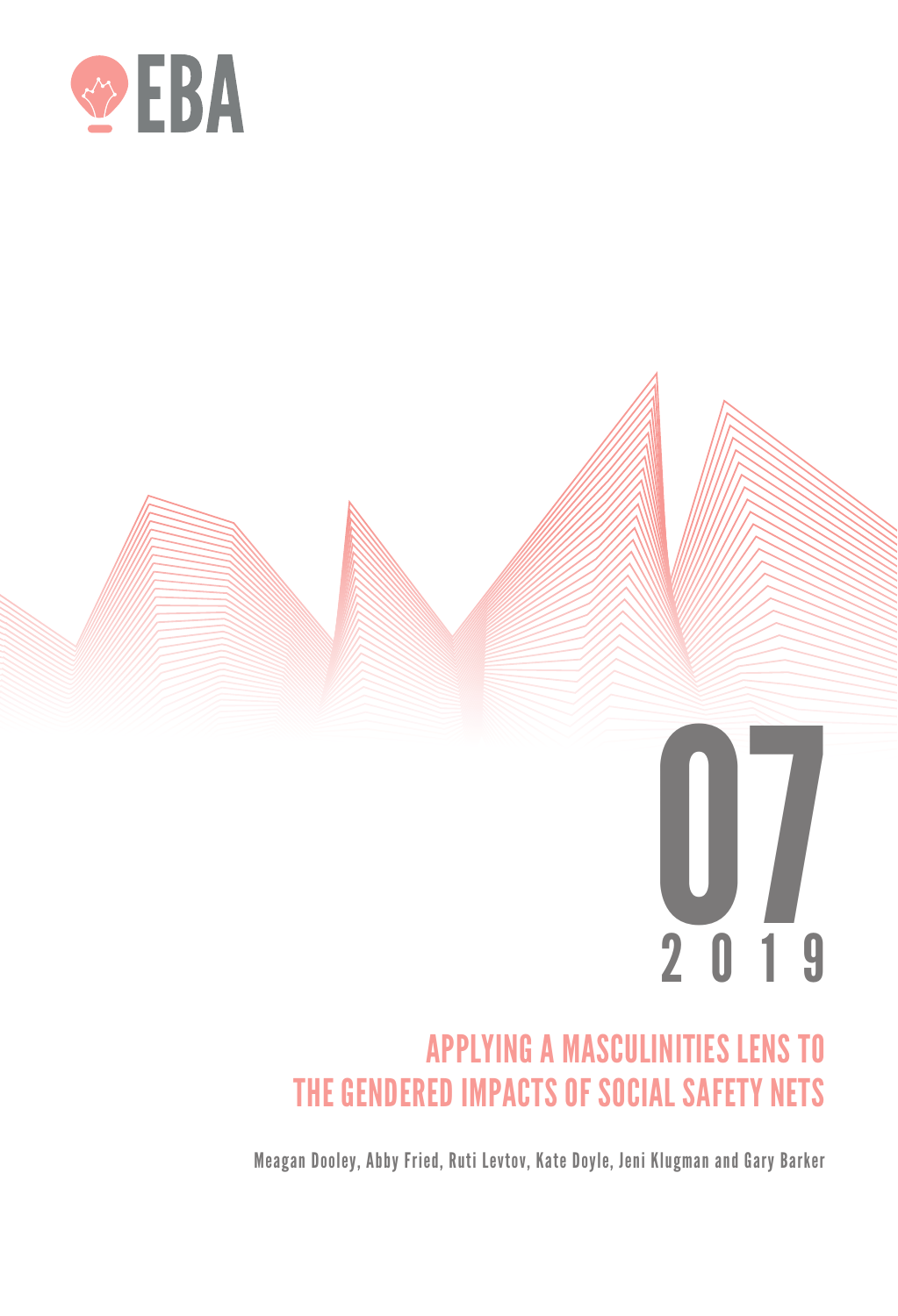EBA

07

2019

# APPLYING A MASCULINITIES LENS TO THE GENDERED IMPACTS OF SOCIAL SAFETY NETS

Meagan Dooley, Abby Fried, Ruti Levtov, Kate Doyle, Jeni Klugman and Gary Barker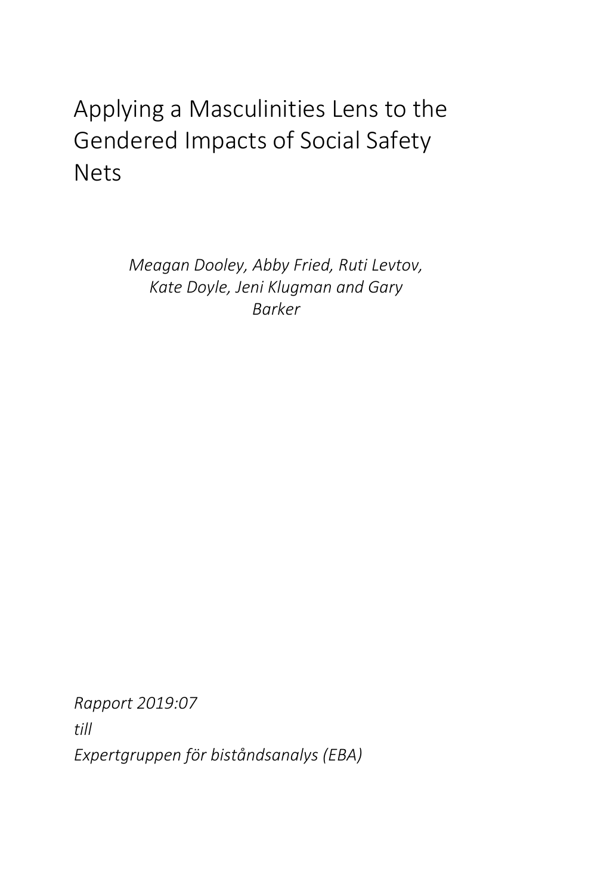# Applying a Masculinities Lens to the Gendered Impacts of Social Safety Nets

*Meagan Dooley, Abby Fried, Ruti Levtov, Kate Doyle, Jeni Klugman and Gary Barker*

*Rapport 2019:07*

*till*

*Expertgruppen för biståndsanalys (EBA)*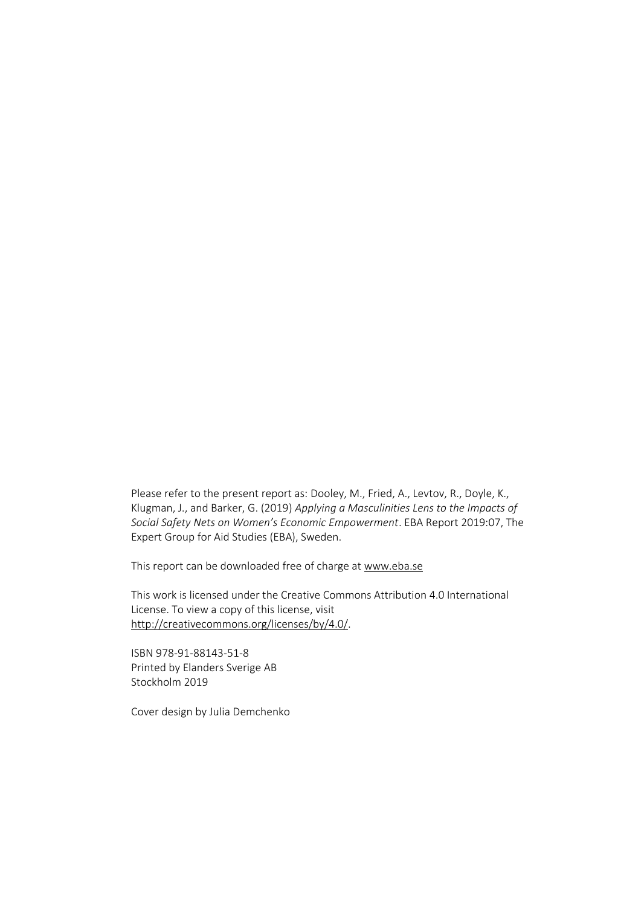Please refer to the present report as: Dooley, M., Fried, A., Levtov, R., Doyle, K., Klugman, J., and Barker, G. (2019) *Applying a Masculinities Lens to the Impacts of Social Safety Nets on Women's Economic Empowerment*. EBA Report 2019:07, The Expert Group for Aid Studies (EBA), Sweden.

This report can be downloaded free of charge at www.eba.se

This work is licensed under the Creative Commons Attribution 4.0 International License. To view a copy of this license, visit http://creativecommons.org/licenses/by/4.0/.

ISBN 978-91-88143-51-8
Printed by Elanders Sverige AB
Stockholm 2019

Cover design by Julia Demchenko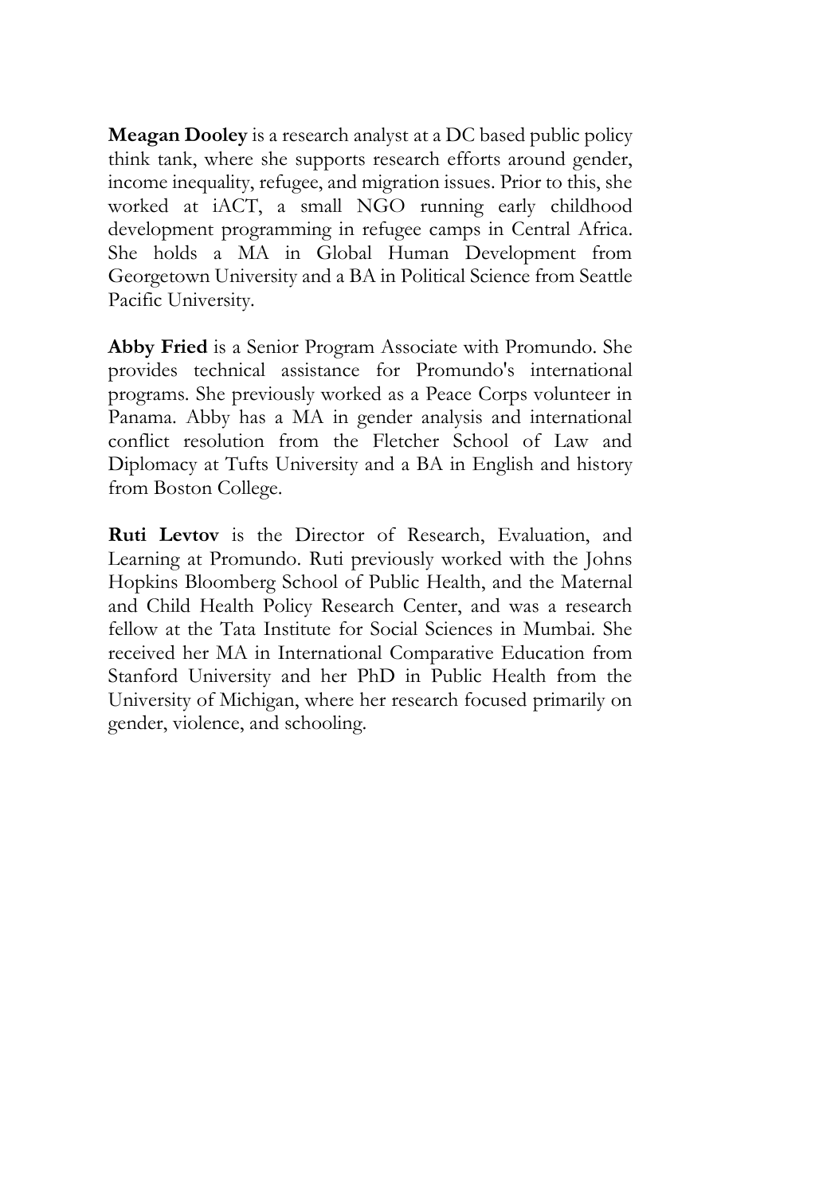**Meagan Dooley** is a research analyst at a DC based public policy think tank, where she supports research efforts around gender, income inequality, refugee, and migration issues. Prior to this, she worked at iACT, a small NGO running early childhood development programming in refugee camps in Central Africa. She holds a MA in Global Human Development from Georgetown University and a BA in Political Science from Seattle Pacific University.

**Abby Fried** is a Senior Program Associate with Promundo. She provides technical assistance for Promundo's international programs. She previously worked as a Peace Corps volunteer in Panama. Abby has a MA in gender analysis and international conflict resolution from the Fletcher School of Law and Diplomacy at Tufts University and a BA in English and history from Boston College.

**Ruti Levtov** is the Director of Research, Evaluation, and Learning at Promundo. Ruti previously worked with the Johns Hopkins Bloomberg School of Public Health, and the Maternal and Child Health Policy Research Center, and was a research fellow at the Tata Institute for Social Sciences in Mumbai. She received her MA in International Comparative Education from Stanford University and her PhD in Public Health from the University of Michigan, where her research focused primarily on gender, violence, and schooling.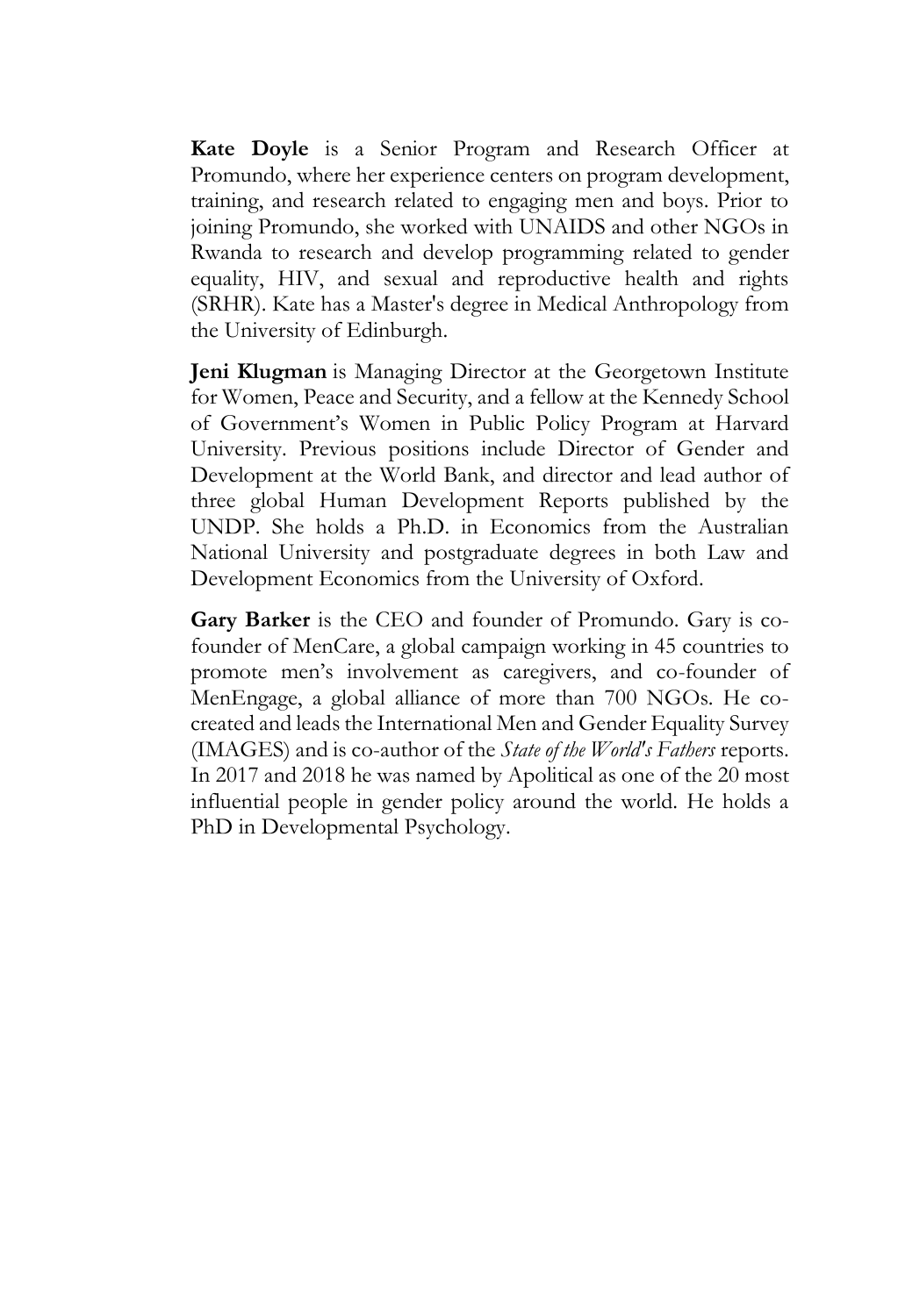**Kate Doyle** is a Senior Program and Research Officer at Promundo, where her experience centers on program development, training, and research related to engaging men and boys. Prior to joining Promundo, she worked with UNAIDS and other NGOs in Rwanda to research and develop programming related to gender equality, HIV, and sexual and reproductive health and rights (SRHR). Kate has a Master's degree in Medical Anthropology from the University of Edinburgh.

**Jeni Klugman** is Managing Director at the Georgetown Institute for Women, Peace and Security, and a fellow at the Kennedy School of Government's Women in Public Policy Program at Harvard University. Previous positions include Director of Gender and Development at the World Bank, and director and lead author of three global Human Development Reports published by the UNDP. She holds a Ph.D. in Economics from the Australian National University and postgraduate degrees in both Law and Development Economics from the University of Oxford.

**Gary Barker** is the CEO and founder of Promundo. Gary is co-founder of MenCare, a global campaign working in 45 countries to promote men's involvement as caregivers, and co-founder of MenEngage, a global alliance of more than 700 NGOs. He co-created and leads the International Men and Gender Equality Survey (IMAGES) and is co-author of the *State of the World's Fathers* reports. In 2017 and 2018 he was named by Apolitical as one of the 20 most influential people in gender policy around the world. He holds a PhD in Developmental Psychology.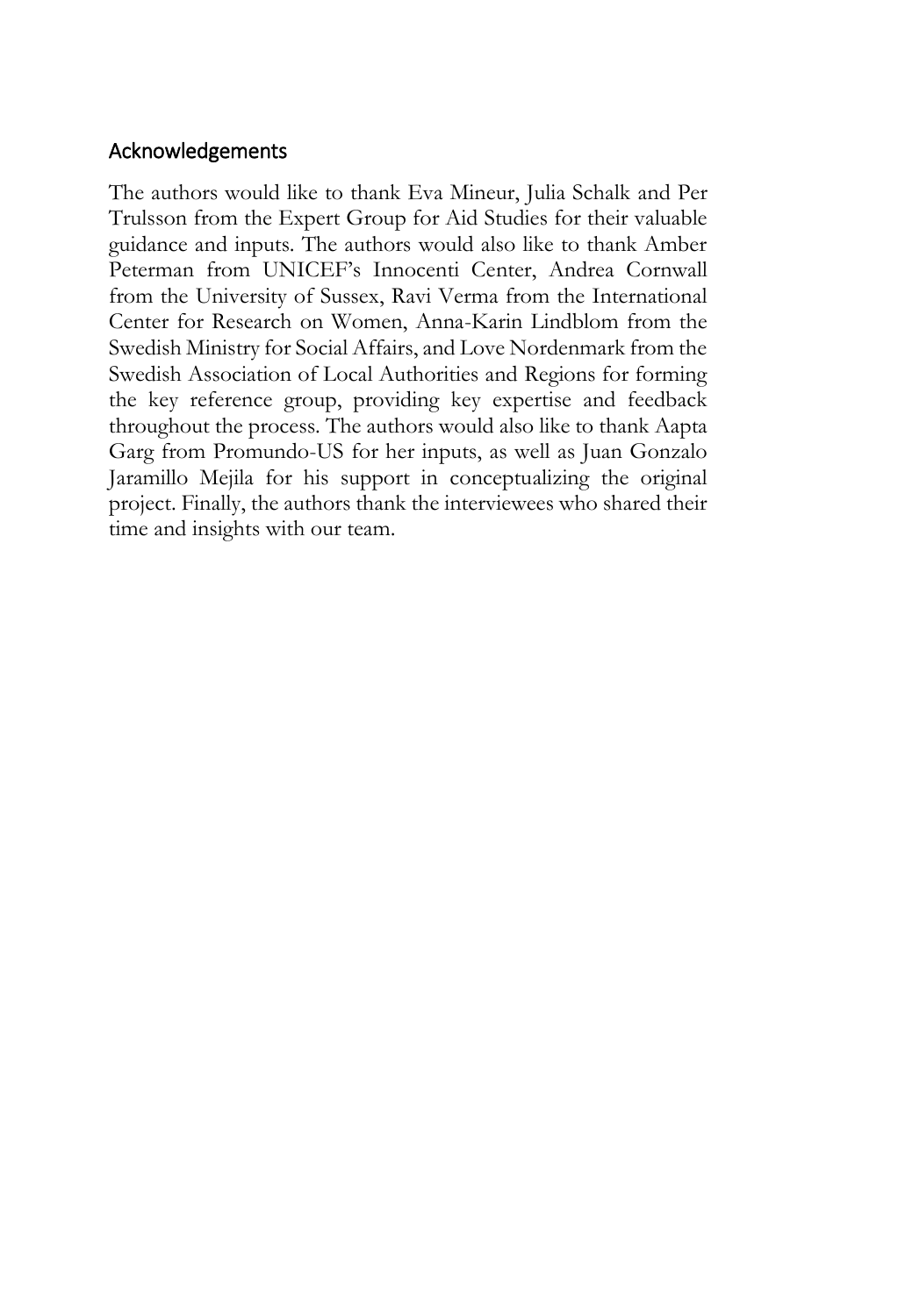## Acknowledgements

The authors would like to thank Eva Mineur, Julia Schalk and Per Trulsson from the Expert Group for Aid Studies for their valuable guidance and inputs. The authors would also like to thank Amber Peterman from UNICEF's Innocenti Center, Andrea Cornwall from the University of Sussex, Ravi Verma from the International Center for Research on Women, Anna-Karin Lindblom from the Swedish Ministry for Social Affairs, and Love Nordenmark from the Swedish Association of Local Authorities and Regions for forming the key reference group, providing key expertise and feedback throughout the process. The authors would also like to thank Aapta Garg from Promundo-US for her inputs, as well as Juan Gonzalo Jaramillo Mejila for his support in conceptualizing the original project. Finally, the authors thank the interviewees who shared their time and insights with our team.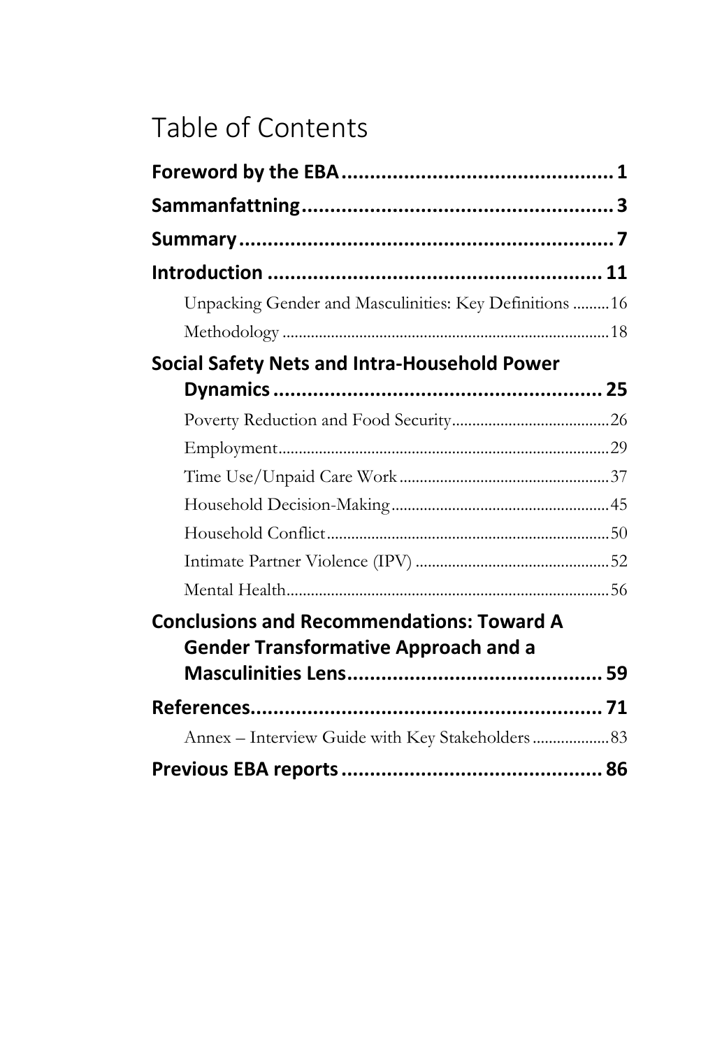# Table of Contents

**Foreword by the EBA** .................................................. 1

**Sammanfattning** .......................................................... 3

**Summary** .................................................................... 7

**Introduction** .............................................................. 11

- Unpacking Gender and Masculinities: Key Definitions ......... 16
- Methodology ................................................................. 18

**Social Safety Nets and Intra-Household Power Dynamics** .......................................................... 25

- Poverty Reduction and Food Security ................................ 26
- Employment ................................................................... 29
- Time Use/Unpaid Care Work ............................................ 37
- Household Decision-Making .............................................. 45
- Household Conflict .......................................................... 50
- Intimate Partner Violence (IPV) ........................................ 52
- Mental Health ................................................................ 56

**Conclusions and Recommendations: Toward A Gender Transformative Approach and a Masculinities Lens** ............................................. 59

**References** ................................................................ 71

- Annex – Interview Guide with Key Stakeholders .................. 83

**Previous EBA reports** ................................................. 86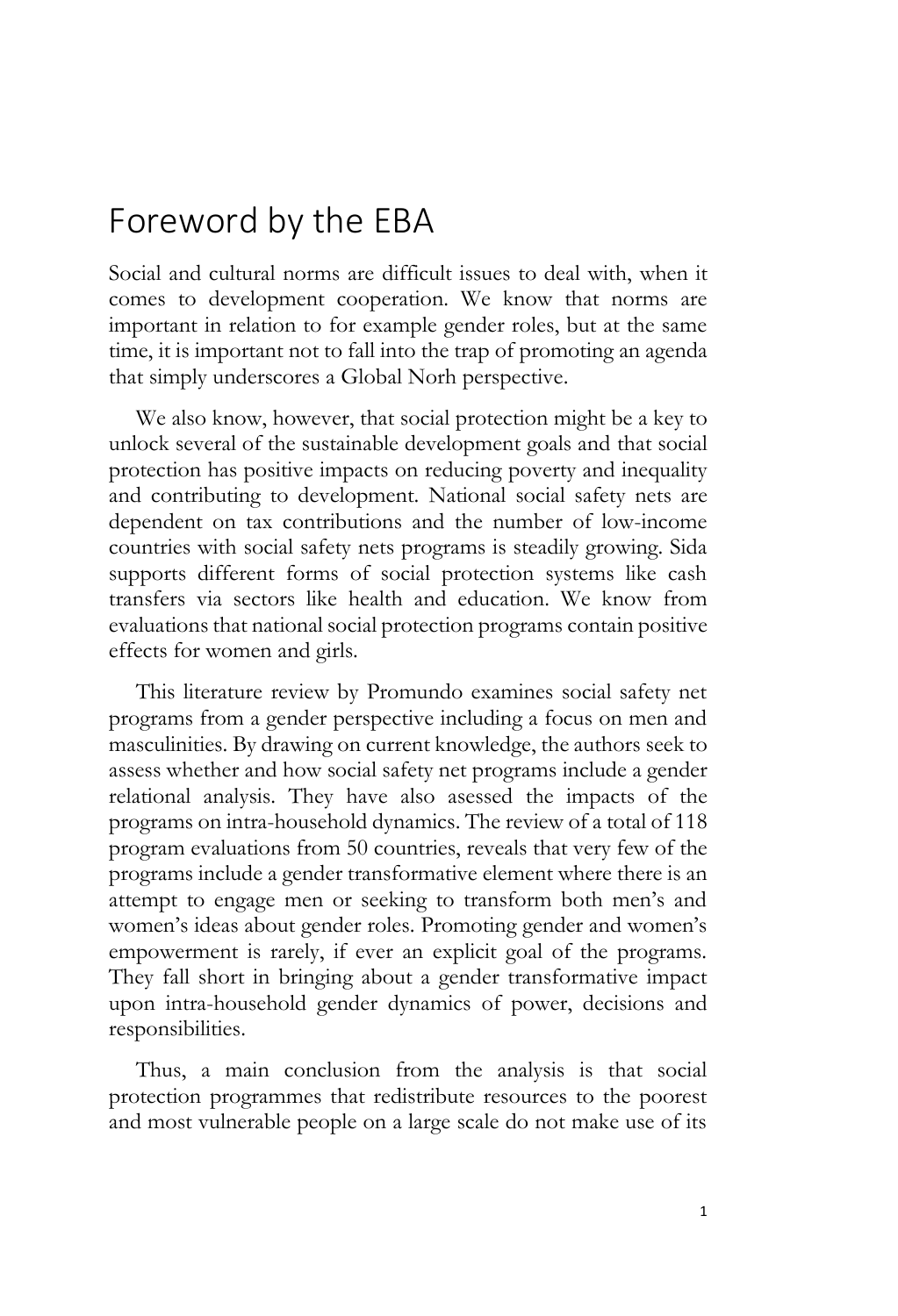# Foreword by the EBA

Social and cultural norms are difficult issues to deal with, when it comes to development cooperation. We know that norms are important in relation to for example gender roles, but at the same time, it is important not to fall into the trap of promoting an agenda that simply underscores a Global Norh perspective.

We also know, however, that social protection might be a key to unlock several of the sustainable development goals and that social protection has positive impacts on reducing poverty and inequality and contributing to development. National social safety nets are dependent on tax contributions and the number of low-income countries with social safety nets programs is steadily growing. Sida supports different forms of social protection systems like cash transfers via sectors like health and education. We know from evaluations that national social protection programs contain positive effects for women and girls.

This literature review by Promundo examines social safety net programs from a gender perspective including a focus on men and masculinities. By drawing on current knowledge, the authors seek to assess whether and how social safety net programs include a gender relational analysis. They have also asessed the impacts of the programs on intra-household dynamics. The review of a total of 118 program evaluations from 50 countries, reveals that very few of the programs include a gender transformative element where there is an attempt to engage men or seeking to transform both men's and women's ideas about gender roles. Promoting gender and women's empowerment is rarely, if ever an explicit goal of the programs. They fall short in bringing about a gender transformative impact upon intra-household gender dynamics of power, decisions and responsibilities.

Thus, a main conclusion from the analysis is that social protection programmes that redistribute resources to the poorest and most vulnerable people on a large scale do not make use of its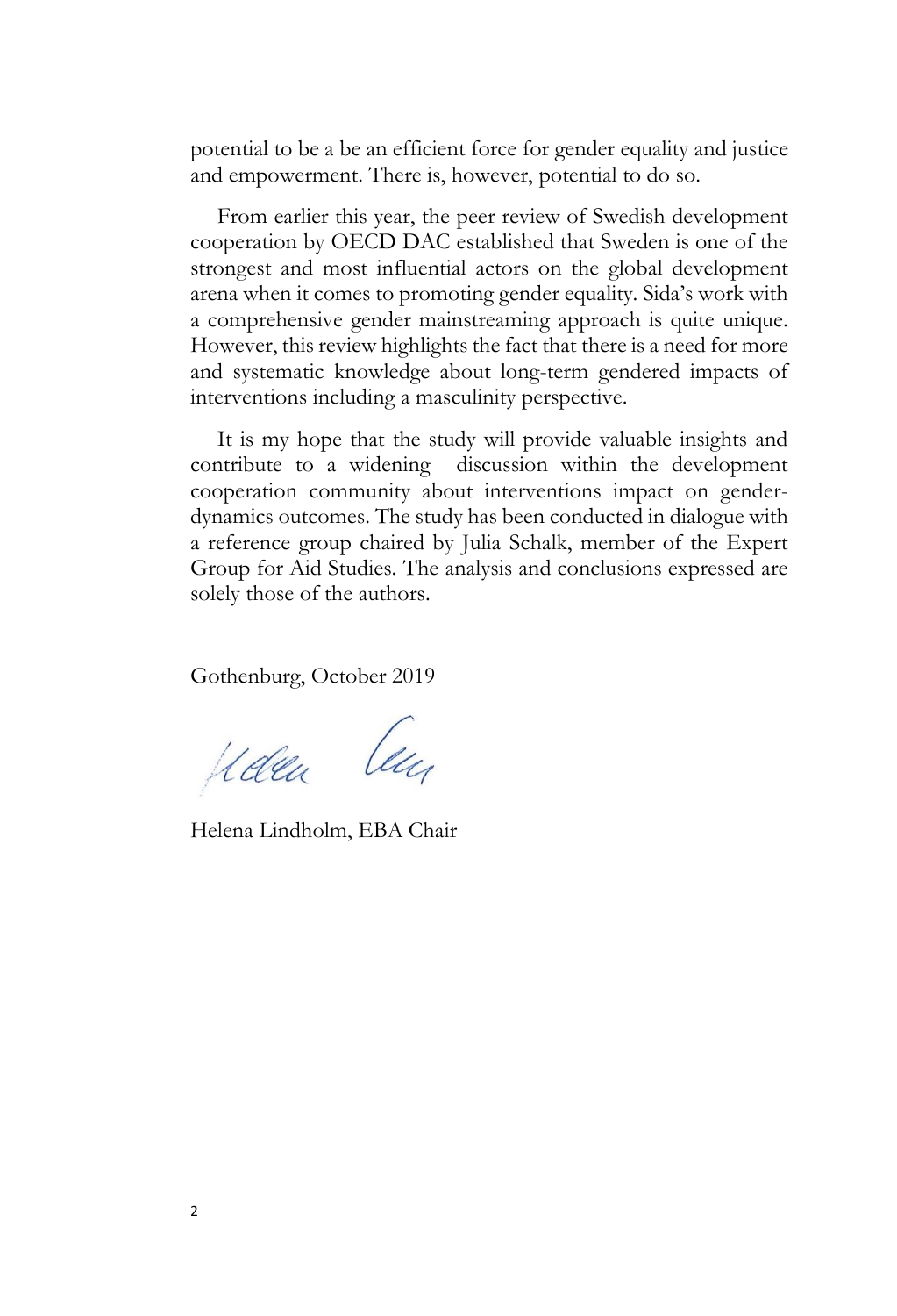potential to be a be an efficient force for gender equality and justice and empowerment. There is, however, potential to do so.

From earlier this year, the peer review of Swedish development cooperation by OECD DAC established that Sweden is one of the strongest and most influential actors on the global development arena when it comes to promoting gender equality. Sida's work with a comprehensive gender mainstreaming approach is quite unique. However, this review highlights the fact that there is a need for more and systematic knowledge about long-term gendered impacts of interventions including a masculinity perspective.

It is my hope that the study will provide valuable insights and contribute to a widening discussion within the development cooperation community about interventions impact on gender-dynamics outcomes. The study has been conducted in dialogue with a reference group chaired by Julia Schalk, member of the Expert Group for Aid Studies. The analysis and conclusions expressed are solely those of the authors.

Gothenburg, October 2019

Helena Lindholm, EBA Chair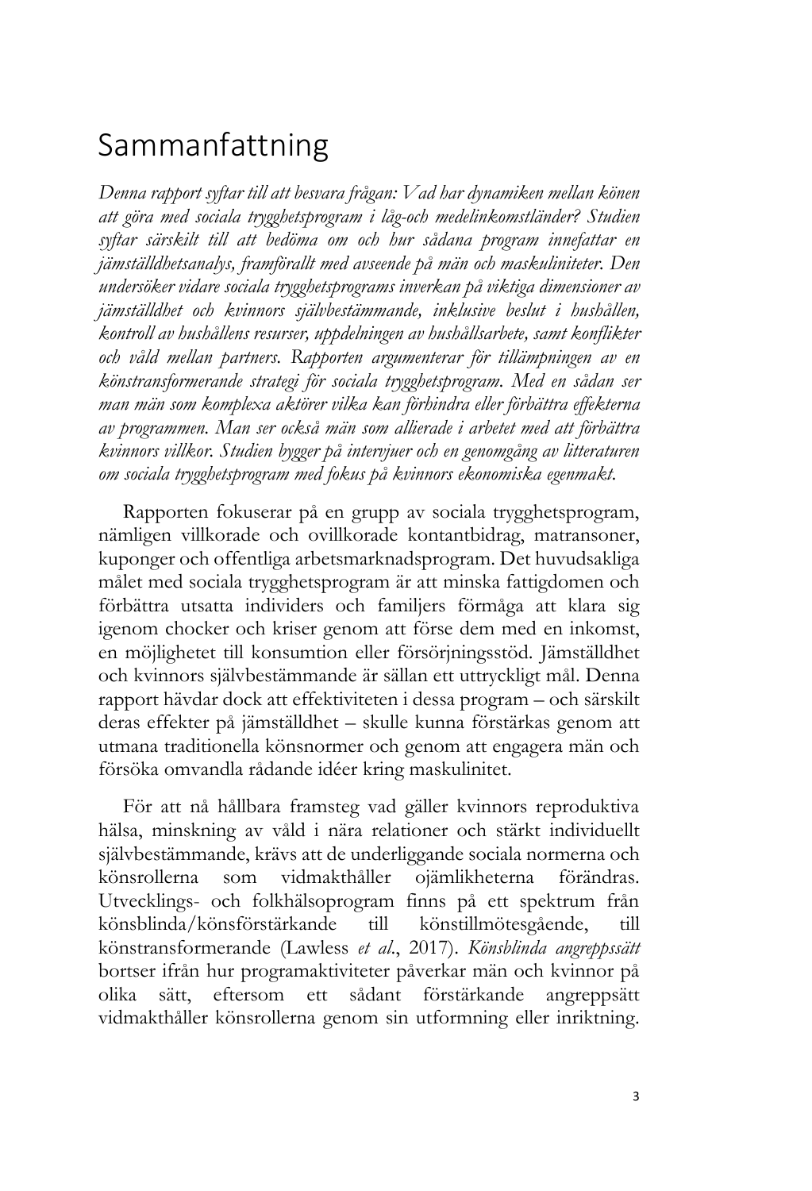# Sammanfattning

*Denna rapport syftar till att besvara frågan: Vad har dynamiken mellan könen att göra med sociala trygghetsprogram i låg-och medelinkomstländer? Studien syftar särskilt till att bedöma om och hur sådana program innefattar en jämställdhetsanalys, framförallt med avseende på män och maskuliniteter. Den undersöker vidare sociala trygghetsprograms inverkan på viktiga dimensioner av jämställdhet och kvinnors självbestämmande, inklusive beslut i hushållen, kontroll av hushållens resurser, uppdelningen av hushållsarbete, samt konflikter och våld mellan partners. Rapporten argumenterar för tillämpningen av en könstransformerande strategi för sociala trygghetsprogram. Med en sådan ser man män som komplexa aktörer vilka kan förhindra eller förbättra effekterna av programmen. Man ser också män som allierade i arbetet med att förbättra kvinnors villkor. Studien bygger på intervjuer och en genomgång av litteraturen om sociala trygghetsprogram med fokus på kvinnors ekonomiska egenmakt.*

Rapporten fokuserar på en grupp av sociala trygghetsprogram, nämligen villkorade och ovillkorade kontantbidrag, matransoner, kuponger och offentliga arbetsmarknadsprogram. Det huvudsakliga målet med sociala trygghetsprogram är att minska fattigdomen och förbättra utsatta individers och familjers förmåga att klara sig igenom chocker och kriser genom att förse dem med en inkomst, en möjlighetet till konsumtion eller försörjningsstöd. Jämställdhet och kvinnors självbestämmande är sällan ett uttryckligt mål. Denna rapport hävdar dock att effektiviteten i dessa program – och särskilt deras effekter på jämställdhet – skulle kunna förstärkas genom att utmana traditionella könsnormer och genom att engagera män och försöka omvandla rådande idéer kring maskulinitet.

För att nå hållbara framsteg vad gäller kvinnors reproduktiva hälsa, minskning av våld i nära relationer och stärkt individuellt självbestämmande, krävs att de underliggande sociala normerna och könsrollerna som vidmakthåller ojämlikheterna förändras. Utvecklings- och folkhälsoprogram finns på ett spektrum från könsblinda/könsförstärkande till könstillmötesgående, till könstransformerande (Lawless *et al*., 2017). *Könsblinda angreppssätt* bortser ifrån hur programaktiviteter påverkar män och kvinnor på olika sätt, eftersom ett sådant förstärkande angreppssätt vidmakthåller könsrollerna genom sin utformning eller inriktning.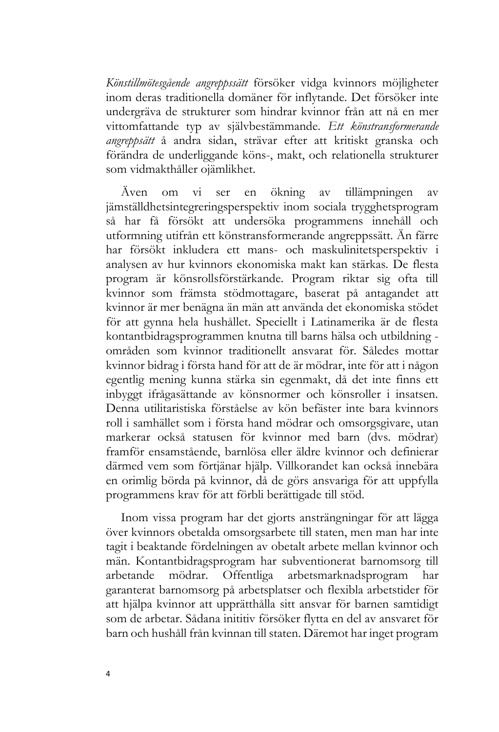*Könstillmötesgående angreppssätt* försöker vidga kvinnors möjligheter inom deras traditionella domäner för inflytande. Det försöker inte undergräva de strukturer som hindrar kvinnor från att nå en mer vittomfattande typ av självbestämmande. *Ett könstransformerande angreppsätt* å andra sidan, strävar efter att kritiskt granska och förändra de underliggande köns-, makt, och relationella strukturer som vidmakthåller ojämlikhet.

Även om vi ser en ökning av tillämpningen av jämställdhetsintegreringsperspektiv inom sociala trygghetsprogram så har få försökt att undersöka programmens innehåll och utformning utifrån ett könstransformerande angreppssätt. Än färre har försökt inkludera ett mans- och maskulinitetsperspektiv i analysen av hur kvinnors ekonomiska makt kan stärkas. De flesta program är könsrollsförstärkande. Program riktar sig ofta till kvinnor som främsta stödmottagare, baserat på antagandet att kvinnor är mer benägna än män att använda det ekonomiska stödet för att gynna hela hushållet. Speciellt i Latinamerika är de flesta kontantbidragsprogrammen knutna till barns hälsa och utbildning - områden som kvinnor traditionellt ansvarat för. Således mottar kvinnor bidrag i första hand för att de är mödrar, inte för att i någon egentlig mening kunna stärka sin egenmakt, då det inte finns ett inbyggt ifrågasättande av könsnormer och könsroller i insatsen. Denna utilitaristiska förståelse av kön befäster inte bara kvinnors roll i samhället som i första hand mödrar och omsorgsgivare, utan markerar också statusen för kvinnor med barn (dvs. mödrar) framför ensamstående, barnlösa eller äldre kvinnor och definierar därmed vem som förtjänar hjälp. Villkorandet kan också innebära en orimlig börda på kvinnor, då de görs ansvariga för att uppfylla programmens krav för att förbli berättigade till stöd.

Inom vissa program har det gjorts ansträngningar för att lägga över kvinnors obetalda omsorgsarbete till staten, men man har inte tagit i beaktande fördelningen av obetalt arbete mellan kvinnor och män. Kontantbidragsprogram har subventionerat barnomsorg till arbetande mödrar. Offentliga arbetsmarknadsprogram har garanterat barnomsorg på arbetsplatser och flexibla arbetstider för att hjälpa kvinnor att upprätthålla sitt ansvar för barnen samtidigt som de arbetar. Sådana inititiv försöker flytta en del av ansvaret för barn och hushåll från kvinnan till staten. Däremot har inget program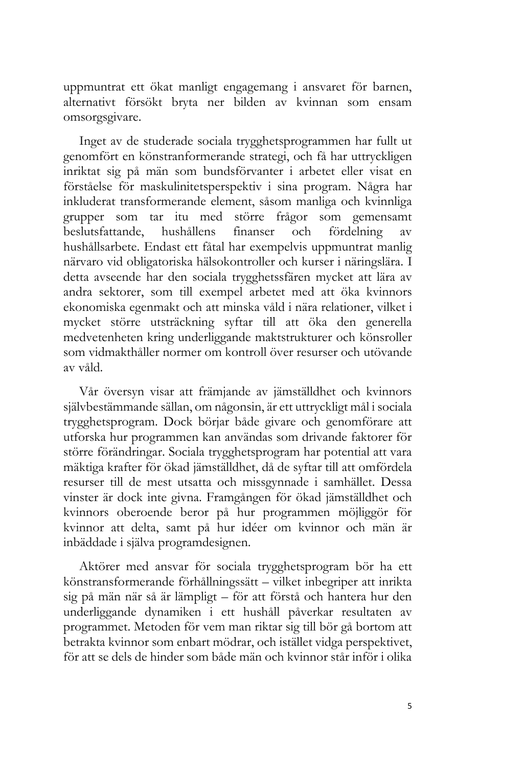uppmuntrat ett ökat manligt engagemang i ansvaret för barnen, alternativt försökt bryta ner bilden av kvinnan som ensam omsorgsgivare.

Inget av de studerade sociala trygghetsprogrammen har fullt ut genomfört en könstranformerande strategi, och få har uttryckligen inriktat sig på män som bundsförvanter i arbetet eller visat en förståelse för maskulinitetsperspektiv i sina program. Några har inkluderat transformerande element, såsom manliga och kvinnliga grupper som tar itu med större frågor som gemensamt beslutsfattande, hushållens finanser och fördelning av hushållsarbete. Endast ett fåtal har exempelvis uppmuntrat manlig närvaro vid obligatoriska hälsokontroller och kurser i näringslära. I detta avseende har den sociala trygghetssfären mycket att lära av andra sektorer, som till exempel arbetet med att öka kvinnors ekonomiska egenmakt och att minska våld i nära relationer, vilket i mycket större utsträckning syftar till att öka den generella medvetenheten kring underliggande maktstrukturer och könsroller som vidmakthåller normer om kontroll över resurser och utövande av våld.

Vår översyn visar att främjande av jämställdhet och kvinnors självbestämmande sällan, om någonsin, är ett uttryckligt mål i sociala trygghetsprogram. Dock börjar både givare och genomförare att utforska hur programmen kan användas som drivande faktorer för större förändringar. Sociala trygghetsprogram har potential att vara mäktiga krafter för ökad jämställdhet, då de syftar till att omfördela resurser till de mest utsatta och missgynnade i samhället. Dessa vinster är dock inte givna. Framgången för ökad jämställdhet och kvinnors oberoende beror på hur programmen möjliggör för kvinnor att delta, samt på hur idéer om kvinnor och män är inbäddade i själva programdesignen.

Aktörer med ansvar för sociala trygghetsprogram bör ha ett könstransformerande förhållningssätt – vilket inbegriper att inrikta sig på män när så är lämpligt – för att förstå och hantera hur den underliggande dynamiken i ett hushåll påverkar resultaten av programmet. Metoden för vem man riktar sig till bör gå bortom att betrakta kvinnor som enbart mödrar, och istället vidga perspektivet, för att se dels de hinder som både män och kvinnor står inför i olika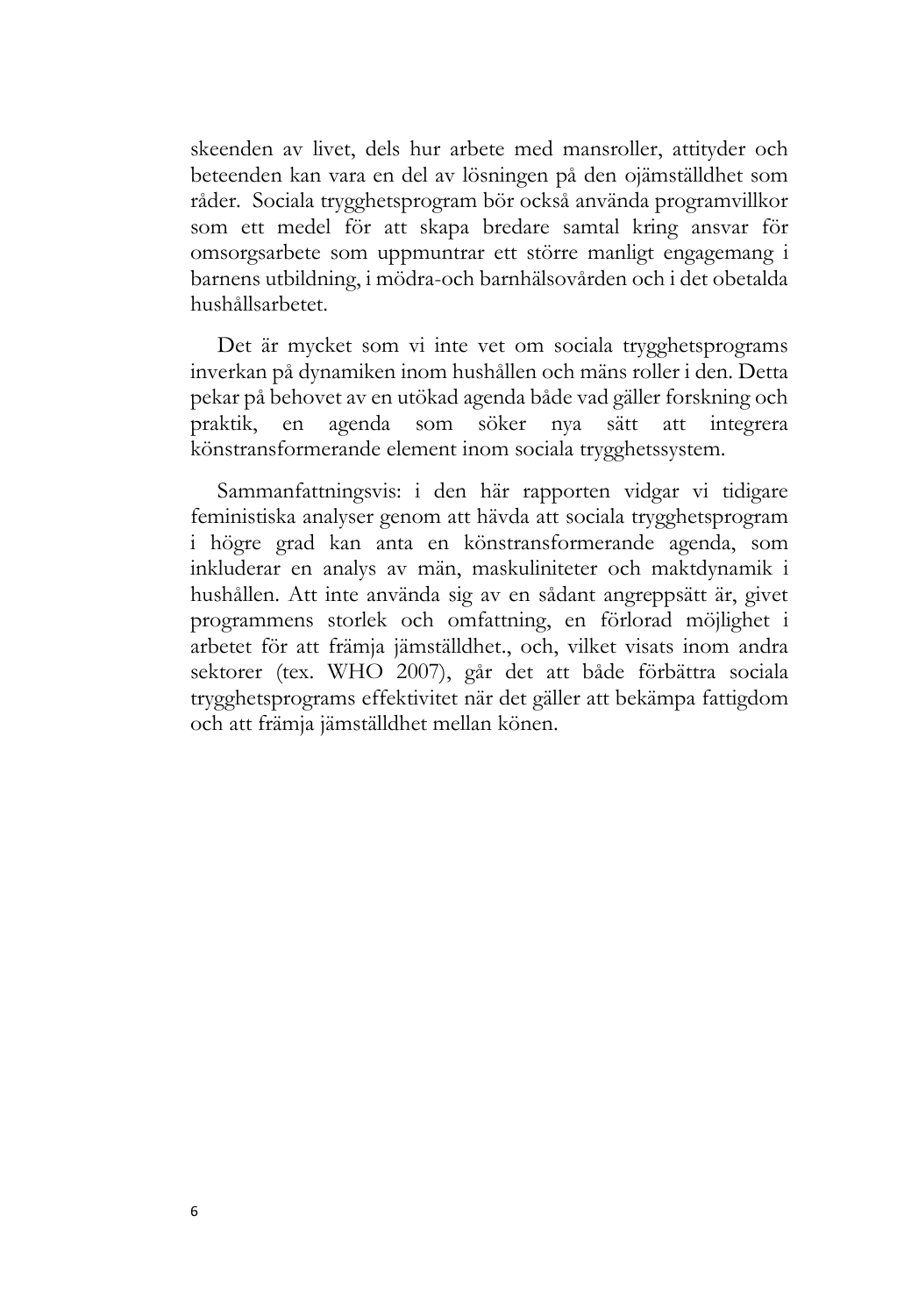skeenden av livet, dels hur arbete med mansroller, attityder och beteenden kan vara en del av lösningen på den ojämställdhet som råder. Sociala trygghetsprogram bör också använda programvillkor som ett medel för att skapa bredare samtal kring ansvar för omsorgsarbete som uppmuntrar ett större manligt engagemang i barnens utbildning, i mödra-och barnhälsovården och i det obetalda hushållsarbetet.

Det är mycket som vi inte vet om sociala trygghetsprograms inverkan på dynamiken inom hushållen och mäns roller i den. Detta pekar på behovet av en utökad agenda både vad gäller forskning och praktik, en agenda som söker nya sätt att integrera könstransformerande element inom sociala trygghetssystem.

Sammanfattningsvis: i den här rapporten vidgar vi tidigare feministiska analyser genom att hävda att sociala trygghetsprogram i högre grad kan anta en könstransformerande agenda, som inkluderar en analys av män, maskuliniteter och maktdynamik i hushållen. Att inte använda sig av en sådant angreppsätt är, givet programmens storlek och omfattning, en förlorad möjlighet i arbetet för att främja jämställdhet., och, vilket visats inom andra sektorer (tex. WHO 2007), går det att både förbättra sociala trygghetsprograms effektivitet när det gäller att bekämpa fattigdom och att främja jämställdhet mellan könen.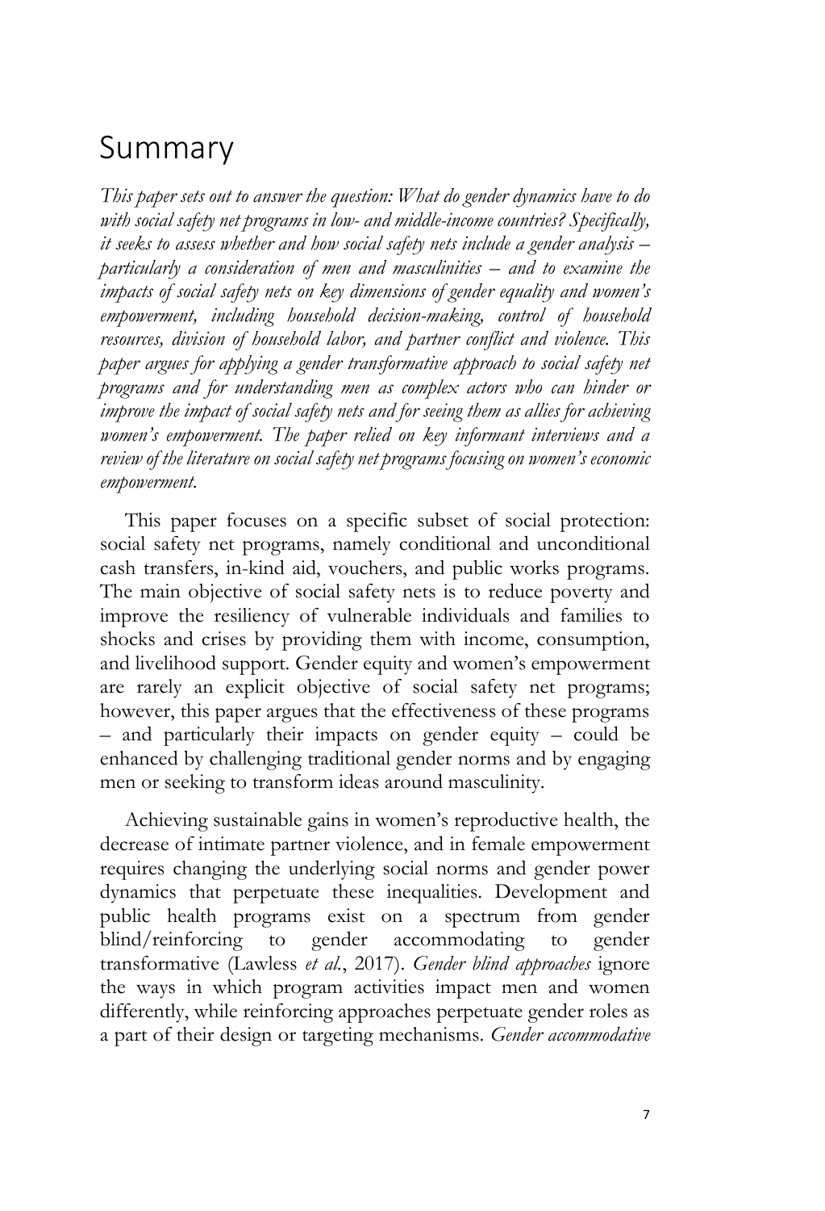# Summary

*This paper sets out to answer the question: What do gender dynamics have to do with social safety net programs in low- and middle-income countries? Specifically, it seeks to assess whether and how social safety nets include a gender analysis – particularly a consideration of men and masculinities – and to examine the impacts of social safety nets on key dimensions of gender equality and women's empowerment, including household decision-making, control of household resources, division of household labor, and partner conflict and violence. This paper argues for applying a gender transformative approach to social safety net programs and for understanding men as complex actors who can hinder or improve the impact of social safety nets and for seeing them as allies for achieving women's empowerment. The paper relied on key informant interviews and a review of the literature on social safety net programs focusing on women's economic empowerment.*

This paper focuses on a specific subset of social protection: social safety net programs, namely conditional and unconditional cash transfers, in-kind aid, vouchers, and public works programs. The main objective of social safety nets is to reduce poverty and improve the resiliency of vulnerable individuals and families to shocks and crises by providing them with income, consumption, and livelihood support. Gender equity and women's empowerment are rarely an explicit objective of social safety net programs; however, this paper argues that the effectiveness of these programs – and particularly their impacts on gender equity – could be enhanced by challenging traditional gender norms and by engaging men or seeking to transform ideas around masculinity.

Achieving sustainable gains in women's reproductive health, the decrease of intimate partner violence, and in female empowerment requires changing the underlying social norms and gender power dynamics that perpetuate these inequalities. Development and public health programs exist on a spectrum from gender blind/reinforcing to gender accommodating to gender transformative (Lawless *et al.*, 2017). *Gender blind approaches* ignore the ways in which program activities impact men and women differently, while reinforcing approaches perpetuate gender roles as a part of their design or targeting mechanisms. *Gender accommodative*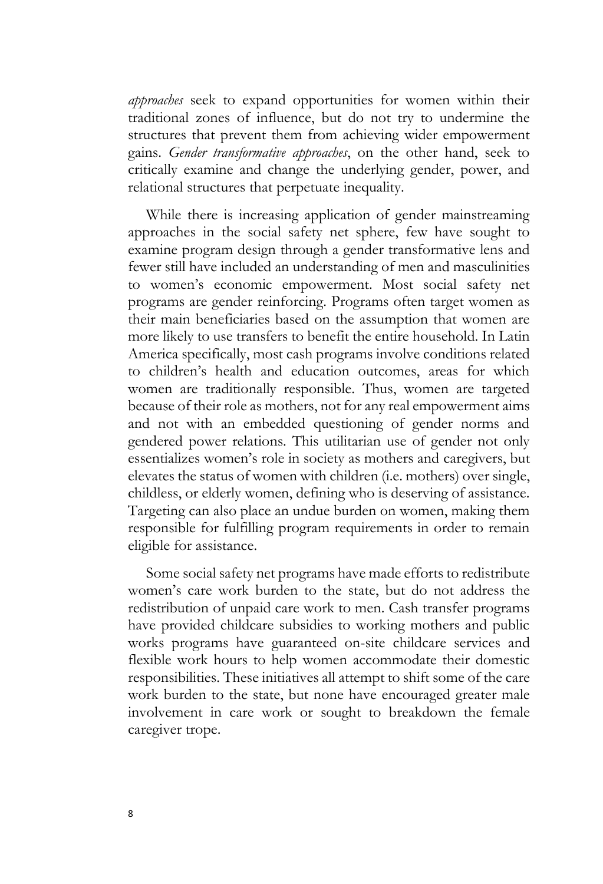*approaches* seek to expand opportunities for women within their traditional zones of influence, but do not try to undermine the structures that prevent them from achieving wider empowerment gains. *Gender transformative approaches*, on the other hand, seek to critically examine and change the underlying gender, power, and relational structures that perpetuate inequality.

While there is increasing application of gender mainstreaming approaches in the social safety net sphere, few have sought to examine program design through a gender transformative lens and fewer still have included an understanding of men and masculinities to women's economic empowerment. Most social safety net programs are gender reinforcing. Programs often target women as their main beneficiaries based on the assumption that women are more likely to use transfers to benefit the entire household. In Latin America specifically, most cash programs involve conditions related to children's health and education outcomes, areas for which women are traditionally responsible. Thus, women are targeted because of their role as mothers, not for any real empowerment aims and not with an embedded questioning of gender norms and gendered power relations. This utilitarian use of gender not only essentializes women's role in society as mothers and caregivers, but elevates the status of women with children (i.e. mothers) over single, childless, or elderly women, defining who is deserving of assistance. Targeting can also place an undue burden on women, making them responsible for fulfilling program requirements in order to remain eligible for assistance.

Some social safety net programs have made efforts to redistribute women's care work burden to the state, but do not address the redistribution of unpaid care work to men. Cash transfer programs have provided childcare subsidies to working mothers and public works programs have guaranteed on-site childcare services and flexible work hours to help women accommodate their domestic responsibilities. These initiatives all attempt to shift some of the care work burden to the state, but none have encouraged greater male involvement in care work or sought to breakdown the female caregiver trope.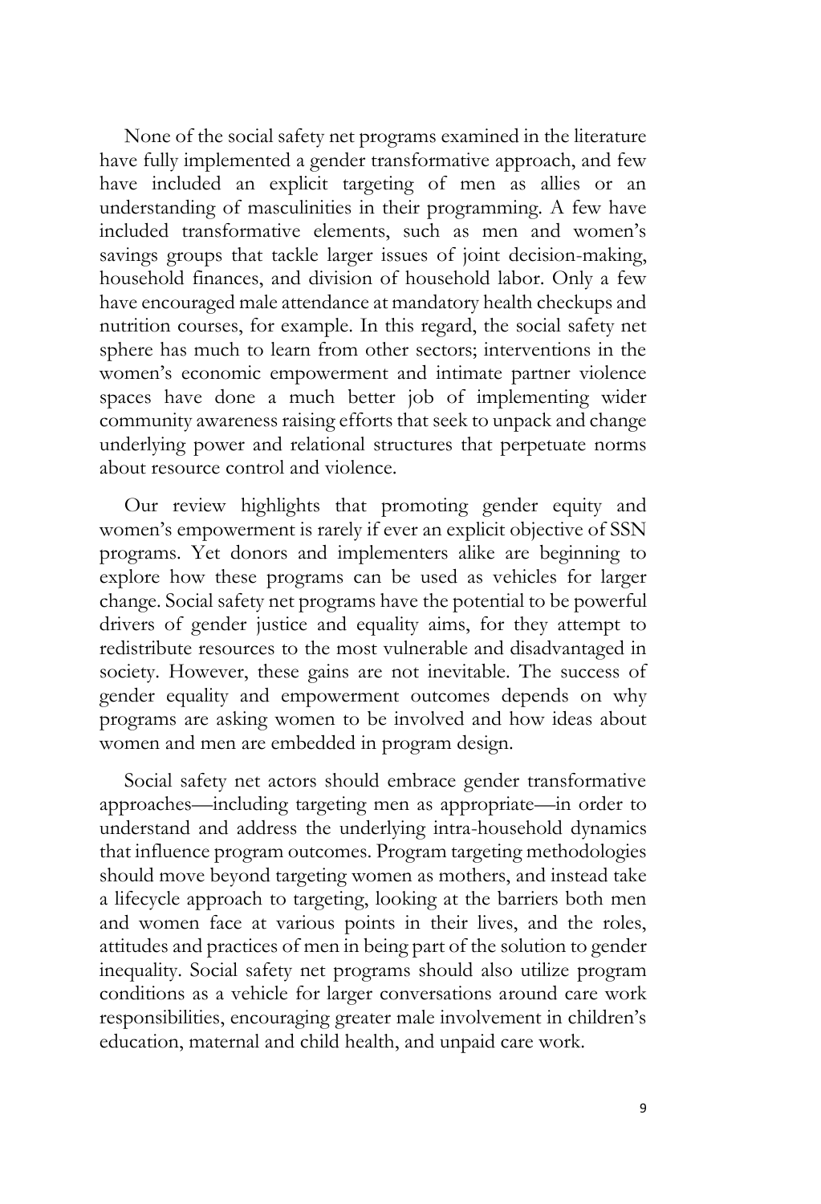None of the social safety net programs examined in the literature have fully implemented a gender transformative approach, and few have included an explicit targeting of men as allies or an understanding of masculinities in their programming. A few have included transformative elements, such as men and women's savings groups that tackle larger issues of joint decision-making, household finances, and division of household labor. Only a few have encouraged male attendance at mandatory health checkups and nutrition courses, for example. In this regard, the social safety net sphere has much to learn from other sectors; interventions in the women's economic empowerment and intimate partner violence spaces have done a much better job of implementing wider community awareness raising efforts that seek to unpack and change underlying power and relational structures that perpetuate norms about resource control and violence.

Our review highlights that promoting gender equity and women's empowerment is rarely if ever an explicit objective of SSN programs. Yet donors and implementers alike are beginning to explore how these programs can be used as vehicles for larger change. Social safety net programs have the potential to be powerful drivers of gender justice and equality aims, for they attempt to redistribute resources to the most vulnerable and disadvantaged in society. However, these gains are not inevitable. The success of gender equality and empowerment outcomes depends on why programs are asking women to be involved and how ideas about women and men are embedded in program design.

Social safety net actors should embrace gender transformative approaches—including targeting men as appropriate—in order to understand and address the underlying intra-household dynamics that influence program outcomes. Program targeting methodologies should move beyond targeting women as mothers, and instead take a lifecycle approach to targeting, looking at the barriers both men and women face at various points in their lives, and the roles, attitudes and practices of men in being part of the solution to gender inequality. Social safety net programs should also utilize program conditions as a vehicle for larger conversations around care work responsibilities, encouraging greater male involvement in children's education, maternal and child health, and unpaid care work.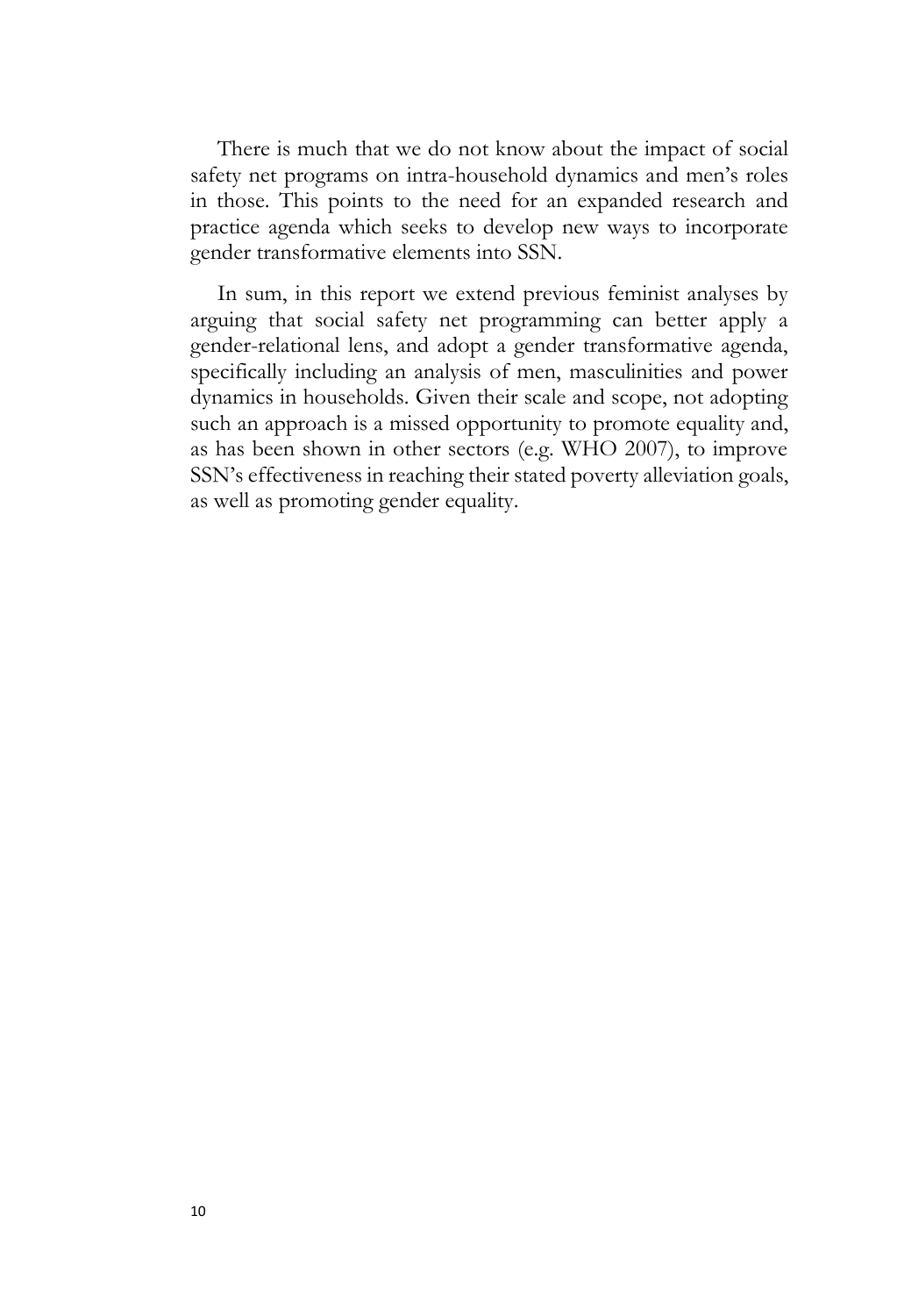There is much that we do not know about the impact of social safety net programs on intra-household dynamics and men's roles in those. This points to the need for an expanded research and practice agenda which seeks to develop new ways to incorporate gender transformative elements into SSN.

In sum, in this report we extend previous feminist analyses by arguing that social safety net programming can better apply a gender-relational lens, and adopt a gender transformative agenda, specifically including an analysis of men, masculinities and power dynamics in households. Given their scale and scope, not adopting such an approach is a missed opportunity to promote equality and, as has been shown in other sectors (e.g. WHO 2007), to improve SSN's effectiveness in reaching their stated poverty alleviation goals, as well as promoting gender equality.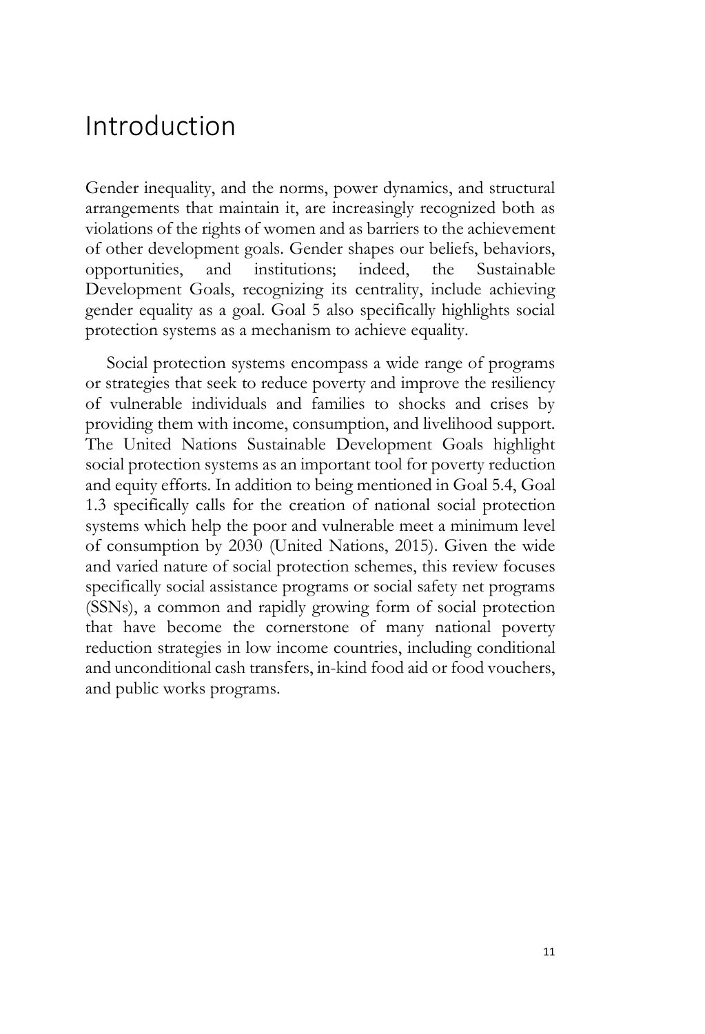# Introduction

Gender inequality, and the norms, power dynamics, and structural arrangements that maintain it, are increasingly recognized both as violations of the rights of women and as barriers to the achievement of other development goals. Gender shapes our beliefs, behaviors, opportunities, and institutions; indeed, the Sustainable Development Goals, recognizing its centrality, include achieving gender equality as a goal. Goal 5 also specifically highlights social protection systems as a mechanism to achieve equality.

Social protection systems encompass a wide range of programs or strategies that seek to reduce poverty and improve the resiliency of vulnerable individuals and families to shocks and crises by providing them with income, consumption, and livelihood support. The United Nations Sustainable Development Goals highlight social protection systems as an important tool for poverty reduction and equity efforts. In addition to being mentioned in Goal 5.4, Goal 1.3 specifically calls for the creation of national social protection systems which help the poor and vulnerable meet a minimum level of consumption by 2030 (United Nations, 2015). Given the wide and varied nature of social protection schemes, this review focuses specifically social assistance programs or social safety net programs (SSNs), a common and rapidly growing form of social protection that have become the cornerstone of many national poverty reduction strategies in low income countries, including conditional and unconditional cash transfers, in-kind food aid or food vouchers, and public works programs.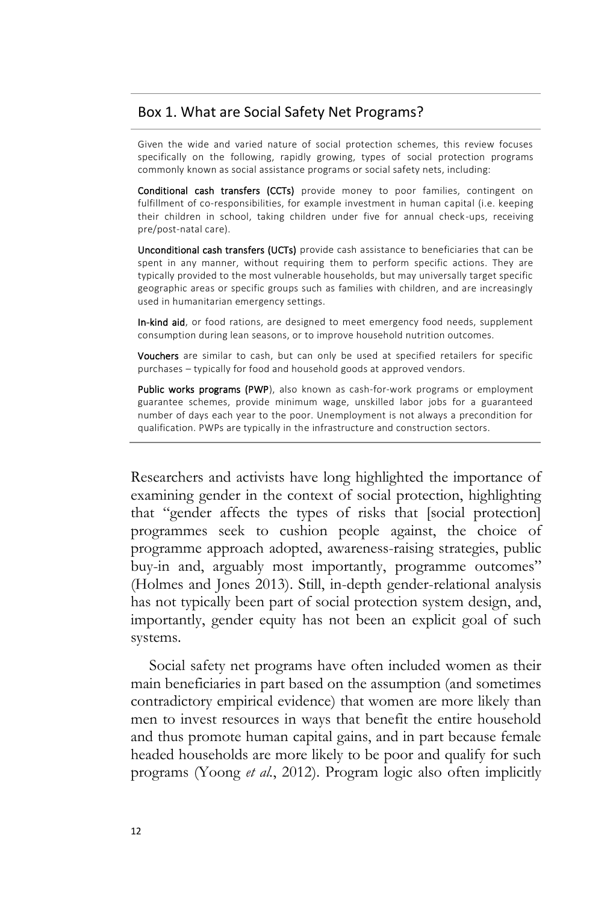### Box 1. What are Social Safety Net Programs?

Given the wide and varied nature of social protection schemes, this review focuses specifically on the following, rapidly growing, types of social protection programs commonly known as social assistance programs or social safety nets, including:

**Conditional cash transfers (CCTs)** provide money to poor families, contingent on fulfillment of co-responsibilities, for example investment in human capital (i.e. keeping their children in school, taking children under five for annual check-ups, receiving pre/post-natal care).

**Unconditional cash transfers (UCTs)** provide cash assistance to beneficiaries that can be spent in any manner, without requiring them to perform specific actions. They are typically provided to the most vulnerable households, but may universally target specific geographic areas or specific groups such as families with children, and are increasingly used in humanitarian emergency settings.

**In-kind aid**, or food rations, are designed to meet emergency food needs, supplement consumption during lean seasons, or to improve household nutrition outcomes.

**Vouchers** are similar to cash, but can only be used at specified retailers for specific purchases – typically for food and household goods at approved vendors.

**Public works programs (PWP)**, also known as cash-for-work programs or employment guarantee schemes, provide minimum wage, unskilled labor jobs for a guaranteed number of days each year to the poor. Unemployment is not always a precondition for qualification. PWPs are typically in the infrastructure and construction sectors.

---

Researchers and activists have long highlighted the importance of examining gender in the context of social protection, highlighting that "gender affects the types of risks that [social protection] programmes seek to cushion people against, the choice of programme approach adopted, awareness-raising strategies, public buy-in and, arguably most importantly, programme outcomes" (Holmes and Jones 2013). Still, in-depth gender-relational analysis has not typically been part of social protection system design, and, importantly, gender equity has not been an explicit goal of such systems.

Social safety net programs have often included women as their main beneficiaries in part based on the assumption (and sometimes contradictory empirical evidence) that women are more likely than men to invest resources in ways that benefit the entire household and thus promote human capital gains, and in part because female headed households are more likely to be poor and qualify for such programs (Yoong *et al.*, 2012). Program logic also often implicitly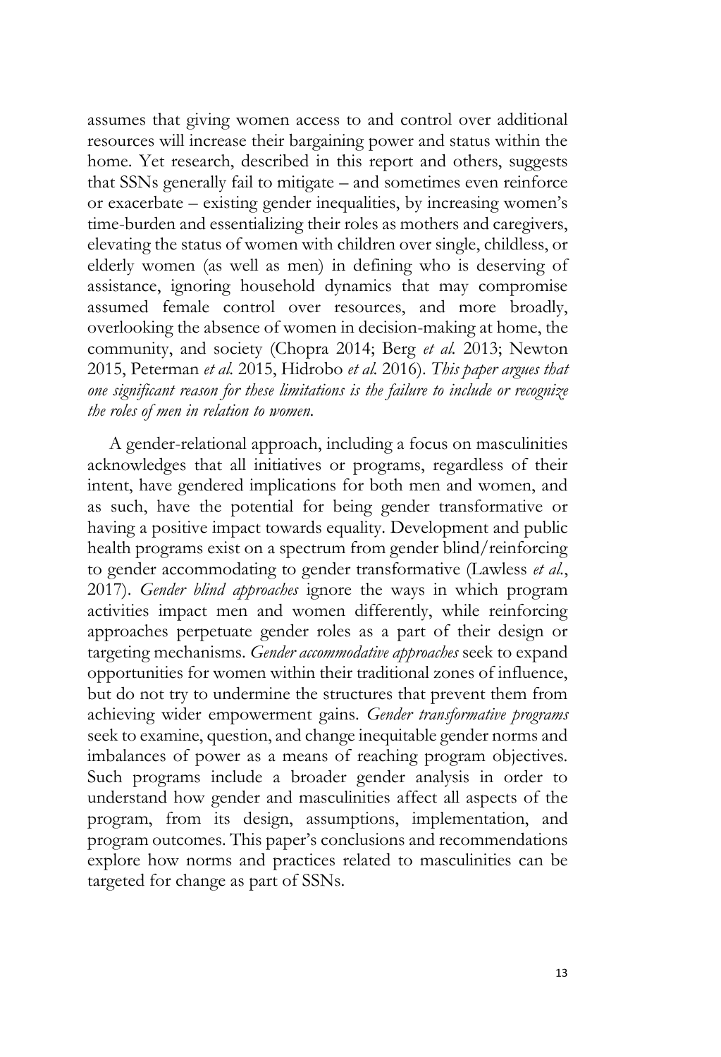assumes that giving women access to and control over additional resources will increase their bargaining power and status within the home. Yet research, described in this report and others, suggests that SSNs generally fail to mitigate – and sometimes even reinforce or exacerbate – existing gender inequalities, by increasing women's time-burden and essentializing their roles as mothers and caregivers, elevating the status of women with children over single, childless, or elderly women (as well as men) in defining who is deserving of assistance, ignoring household dynamics that may compromise assumed female control over resources, and more broadly, overlooking the absence of women in decision-making at home, the community, and society (Chopra 2014; Berg *et al.* 2013; Newton 2015, Peterman *et al.* 2015, Hidrobo *et al.* 2016). *This paper argues that one significant reason for these limitations is the failure to include or recognize the roles of men in relation to women.*

A gender-relational approach, including a focus on masculinities acknowledges that all initiatives or programs, regardless of their intent, have gendered implications for both men and women, and as such, have the potential for being gender transformative or having a positive impact towards equality. Development and public health programs exist on a spectrum from gender blind/reinforcing to gender accommodating to gender transformative (Lawless *et al.*, 2017). *Gender blind approaches* ignore the ways in which program activities impact men and women differently, while reinforcing approaches perpetuate gender roles as a part of their design or targeting mechanisms. *Gender accommodative approaches* seek to expand opportunities for women within their traditional zones of influence, but do not try to undermine the structures that prevent them from achieving wider empowerment gains. *Gender transformative programs* seek to examine, question, and change inequitable gender norms and imbalances of power as a means of reaching program objectives. Such programs include a broader gender analysis in order to understand how gender and masculinities affect all aspects of the program, from its design, assumptions, implementation, and program outcomes. This paper's conclusions and recommendations explore how norms and practices related to masculinities can be targeted for change as part of SSNs.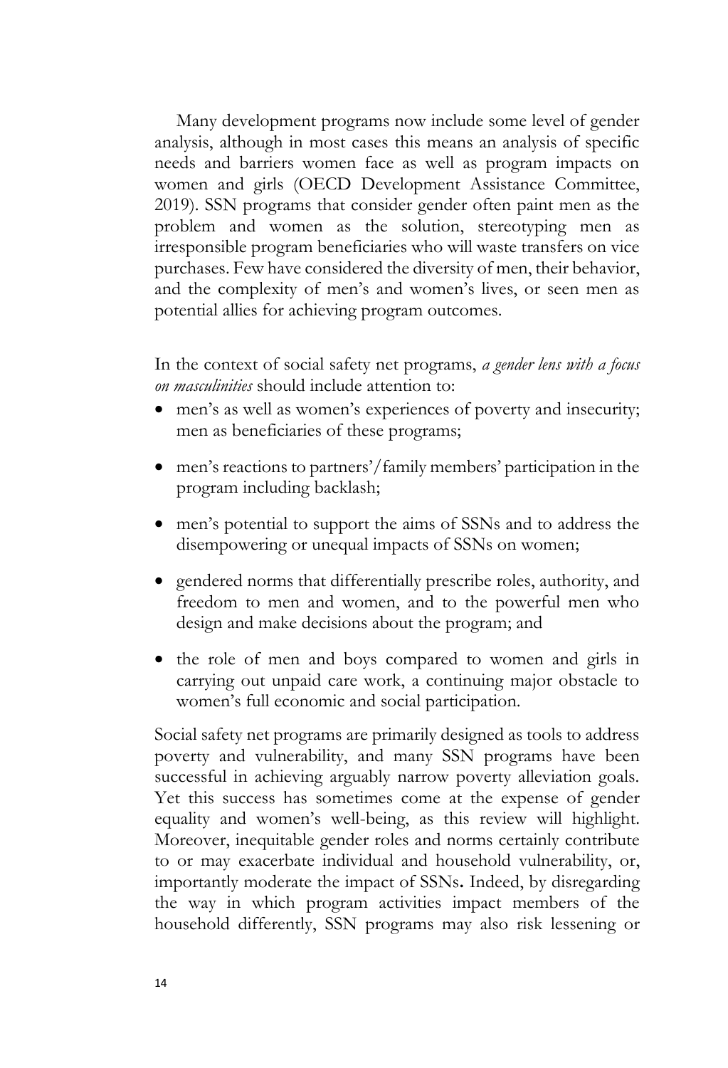Many development programs now include some level of gender analysis, although in most cases this means an analysis of specific needs and barriers women face as well as program impacts on women and girls (OECD Development Assistance Committee, 2019). SSN programs that consider gender often paint men as the problem and women as the solution, stereotyping men as irresponsible program beneficiaries who will waste transfers on vice purchases. Few have considered the diversity of men, their behavior, and the complexity of men's and women's lives, or seen men as potential allies for achieving program outcomes.

In the context of social safety net programs, *a gender lens with a focus on masculinities* should include attention to:

- men's as well as women's experiences of poverty and insecurity; men as beneficiaries of these programs;
- men's reactions to partners'/family members' participation in the program including backlash;
- men's potential to support the aims of SSNs and to address the disempowering or unequal impacts of SSNs on women;
- gendered norms that differentially prescribe roles, authority, and freedom to men and women, and to the powerful men who design and make decisions about the program; and
- the role of men and boys compared to women and girls in carrying out unpaid care work, a continuing major obstacle to women's full economic and social participation.

Social safety net programs are primarily designed as tools to address poverty and vulnerability, and many SSN programs have been successful in achieving arguably narrow poverty alleviation goals. Yet this success has sometimes come at the expense of gender equality and women's well-being, as this review will highlight. Moreover, inequitable gender roles and norms certainly contribute to or may exacerbate individual and household vulnerability, or, importantly moderate the impact of SSNs. Indeed, by disregarding the way in which program activities impact members of the household differently, SSN programs may also risk lessening or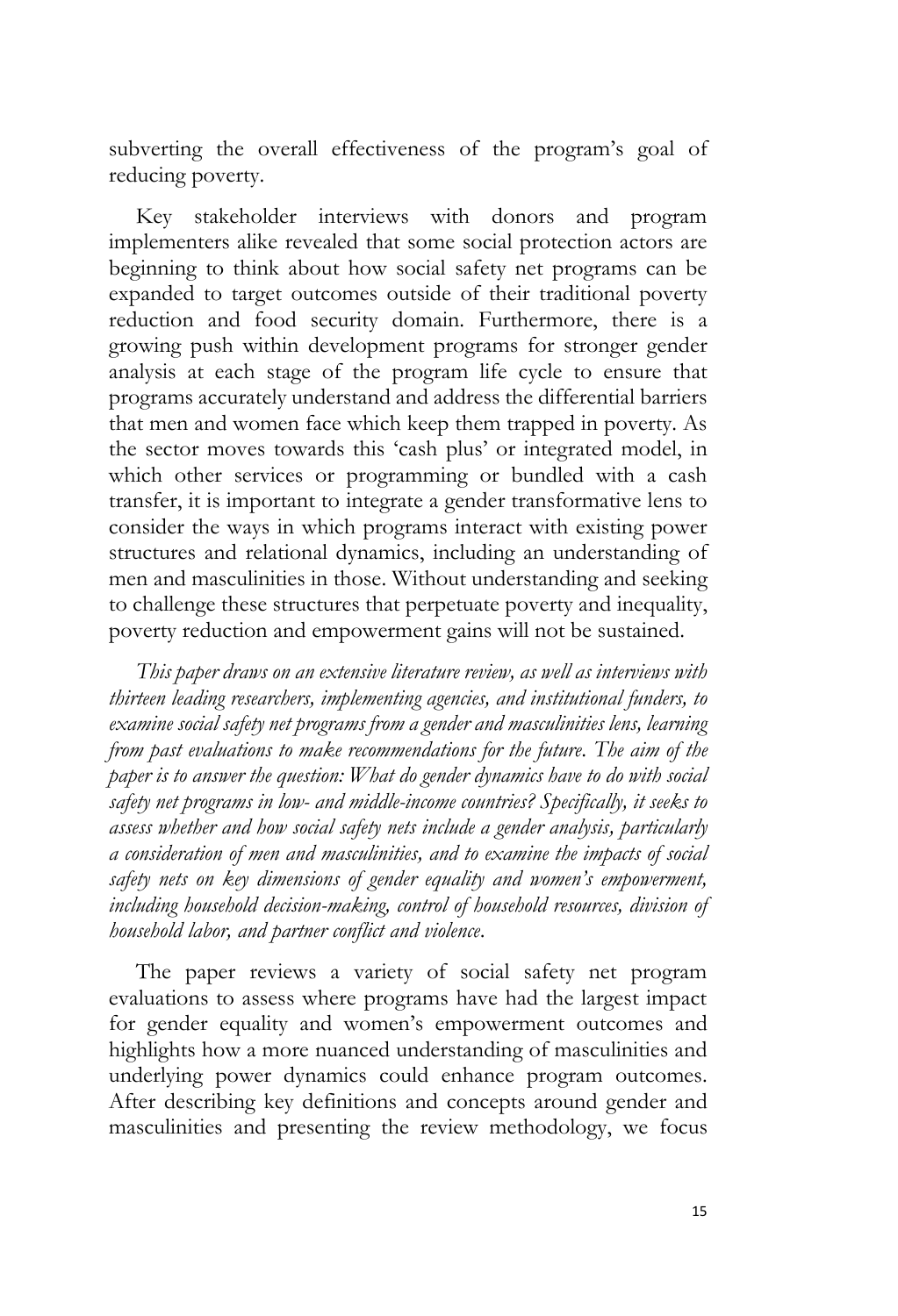subverting the overall effectiveness of the program's goal of reducing poverty.

Key stakeholder interviews with donors and program implementers alike revealed that some social protection actors are beginning to think about how social safety net programs can be expanded to target outcomes outside of their traditional poverty reduction and food security domain. Furthermore, there is a growing push within development programs for stronger gender analysis at each stage of the program life cycle to ensure that programs accurately understand and address the differential barriers that men and women face which keep them trapped in poverty. As the sector moves towards this 'cash plus' or integrated model, in which other services or programming or bundled with a cash transfer, it is important to integrate a gender transformative lens to consider the ways in which programs interact with existing power structures and relational dynamics, including an understanding of men and masculinities in those. Without understanding and seeking to challenge these structures that perpetuate poverty and inequality, poverty reduction and empowerment gains will not be sustained.

*This paper draws on an extensive literature review, as well as interviews with thirteen leading researchers, implementing agencies, and institutional funders, to examine social safety net programs from a gender and masculinities lens, learning from past evaluations to make recommendations for the future. The aim of the paper is to answer the question: What do gender dynamics have to do with social safety net programs in low- and middle-income countries? Specifically, it seeks to assess whether and how social safety nets include a gender analysis, particularly a consideration of men and masculinities, and to examine the impacts of social safety nets on key dimensions of gender equality and women's empowerment, including household decision-making, control of household resources, division of household labor, and partner conflict and violence.*

The paper reviews a variety of social safety net program evaluations to assess where programs have had the largest impact for gender equality and women's empowerment outcomes and highlights how a more nuanced understanding of masculinities and underlying power dynamics could enhance program outcomes. After describing key definitions and concepts around gender and masculinities and presenting the review methodology, we focus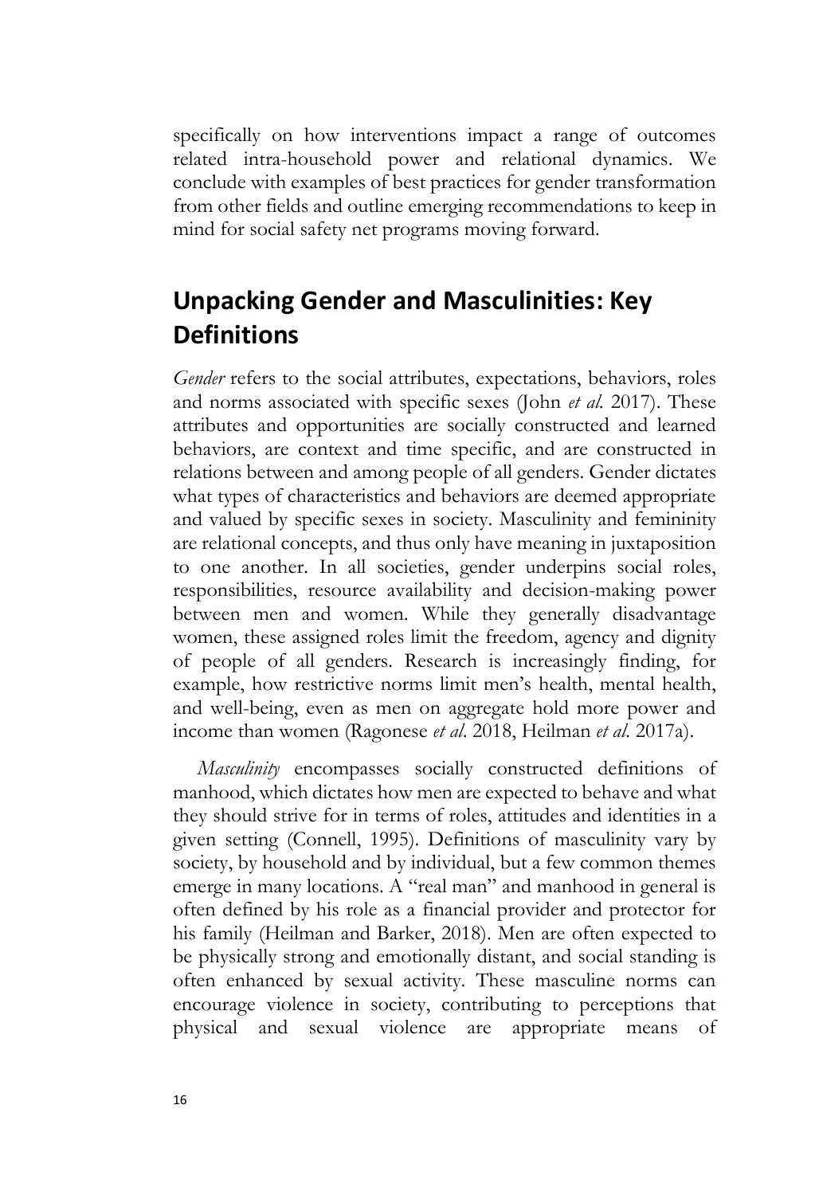specifically on how interventions impact a range of outcomes related intra-household power and relational dynamics. We conclude with examples of best practices for gender transformation from other fields and outline emerging recommendations to keep in mind for social safety net programs moving forward.

## Unpacking Gender and Masculinities: Key Definitions

*Gender* refers to the social attributes, expectations, behaviors, roles and norms associated with specific sexes (John *et al.* 2017). These attributes and opportunities are socially constructed and learned behaviors, are context and time specific, and are constructed in relations between and among people of all genders. Gender dictates what types of characteristics and behaviors are deemed appropriate and valued by specific sexes in society. Masculinity and femininity are relational concepts, and thus only have meaning in juxtaposition to one another. In all societies, gender underpins social roles, responsibilities, resource availability and decision-making power between men and women. While they generally disadvantage women, these assigned roles limit the freedom, agency and dignity of people of all genders. Research is increasingly finding, for example, how restrictive norms limit men's health, mental health, and well-being, even as men on aggregate hold more power and income than women (Ragonese *et al*. 2018, Heilman *et al.* 2017a).

*Masculinity* encompasses socially constructed definitions of manhood, which dictates how men are expected to behave and what they should strive for in terms of roles, attitudes and identities in a given setting (Connell, 1995). Definitions of masculinity vary by society, by household and by individual, but a few common themes emerge in many locations. A "real man" and manhood in general is often defined by his role as a financial provider and protector for his family (Heilman and Barker, 2018). Men are often expected to be physically strong and emotionally distant, and social standing is often enhanced by sexual activity. These masculine norms can encourage violence in society, contributing to perceptions that physical and sexual violence are appropriate means of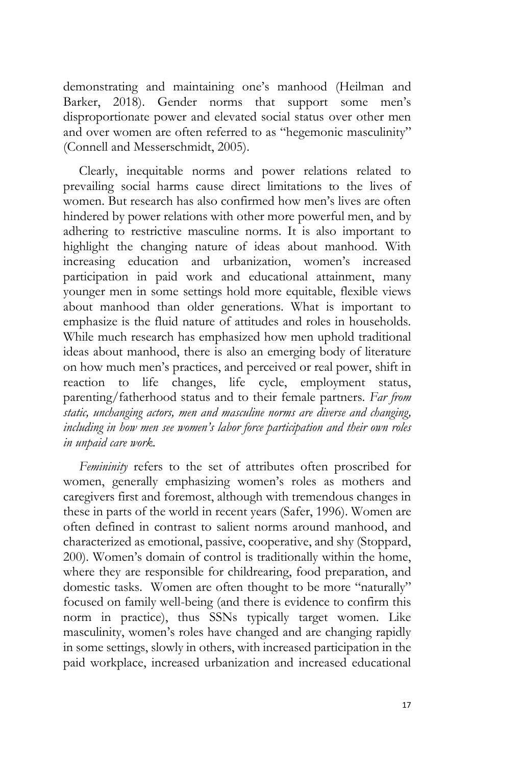demonstrating and maintaining one's manhood (Heilman and Barker, 2018). Gender norms that support some men's disproportionate power and elevated social status over other men and over women are often referred to as "hegemonic masculinity" (Connell and Messerschmidt, 2005).

Clearly, inequitable norms and power relations related to prevailing social harms cause direct limitations to the lives of women. But research has also confirmed how men's lives are often hindered by power relations with other more powerful men, and by adhering to restrictive masculine norms. It is also important to highlight the changing nature of ideas about manhood. With increasing education and urbanization, women's increased participation in paid work and educational attainment, many younger men in some settings hold more equitable, flexible views about manhood than older generations. What is important to emphasize is the fluid nature of attitudes and roles in households. While much research has emphasized how men uphold traditional ideas about manhood, there is also an emerging body of literature on how much men's practices, and perceived or real power, shift in reaction to life changes, life cycle, employment status, parenting/fatherhood status and to their female partners. *Far from static, unchanging actors, men and masculine norms are diverse and changing, including in how men see women's labor force participation and their own roles in unpaid care work.*

*Femininity* refers to the set of attributes often proscribed for women, generally emphasizing women's roles as mothers and caregivers first and foremost, although with tremendous changes in these in parts of the world in recent years (Safer, 1996). Women are often defined in contrast to salient norms around manhood, and characterized as emotional, passive, cooperative, and shy (Stoppard, 200). Women's domain of control is traditionally within the home, where they are responsible for childrearing, food preparation, and domestic tasks. Women are often thought to be more "naturally" focused on family well-being (and there is evidence to confirm this norm in practice), thus SSNs typically target women. Like masculinity, women's roles have changed and are changing rapidly in some settings, slowly in others, with increased participation in the paid workplace, increased urbanization and increased educational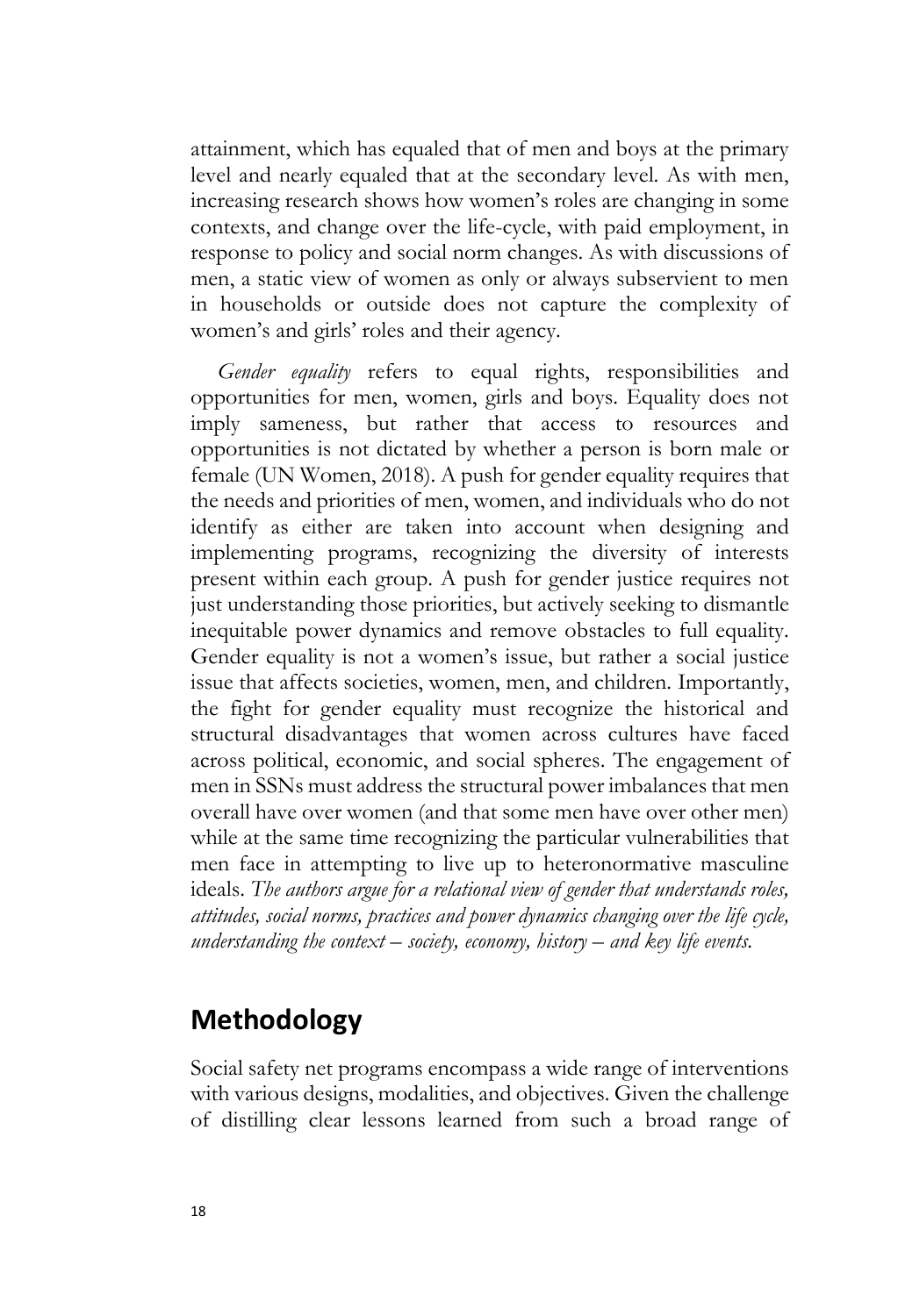attainment, which has equaled that of men and boys at the primary level and nearly equaled that at the secondary level. As with men, increasing research shows how women's roles are changing in some contexts, and change over the life-cycle, with paid employment, in response to policy and social norm changes. As with discussions of men, a static view of women as only or always subservient to men in households or outside does not capture the complexity of women's and girls' roles and their agency.

*Gender equality* refers to equal rights, responsibilities and opportunities for men, women, girls and boys. Equality does not imply sameness, but rather that access to resources and opportunities is not dictated by whether a person is born male or female (UN Women, 2018). A push for gender equality requires that the needs and priorities of men, women, and individuals who do not identify as either are taken into account when designing and implementing programs, recognizing the diversity of interests present within each group. A push for gender justice requires not just understanding those priorities, but actively seeking to dismantle inequitable power dynamics and remove obstacles to full equality. Gender equality is not a women's issue, but rather a social justice issue that affects societies, women, men, and children. Importantly, the fight for gender equality must recognize the historical and structural disadvantages that women across cultures have faced across political, economic, and social spheres. The engagement of men in SSNs must address the structural power imbalances that men overall have over women (and that some men have over other men) while at the same time recognizing the particular vulnerabilities that men face in attempting to live up to heteronormative masculine ideals. *The authors argue for a relational view of gender that understands roles, attitudes, social norms, practices and power dynamics changing over the life cycle, understanding the context – society, economy, history – and key life events.*

## Methodology

Social safety net programs encompass a wide range of interventions with various designs, modalities, and objectives. Given the challenge of distilling clear lessons learned from such a broad range of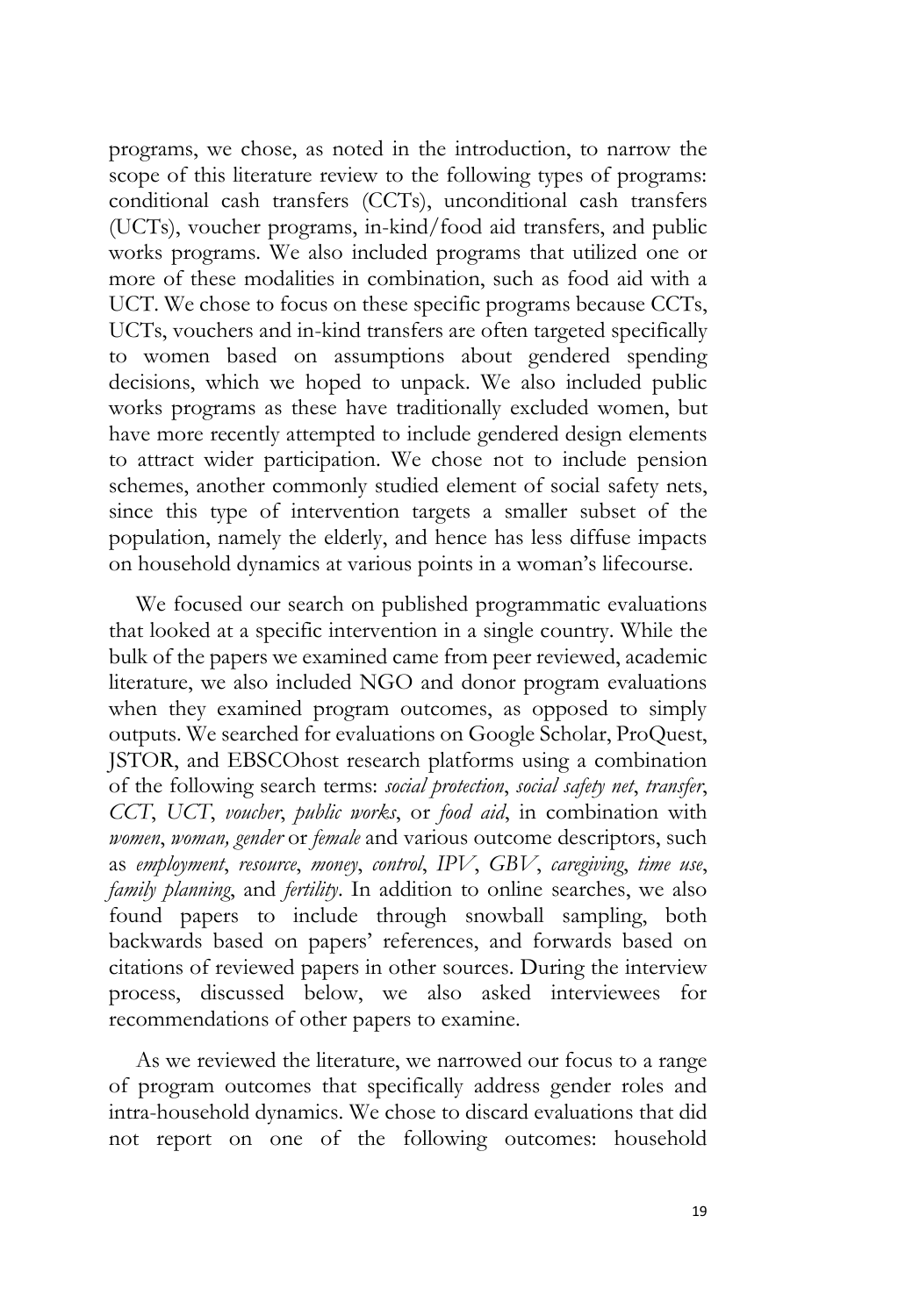programs, we chose, as noted in the introduction, to narrow the scope of this literature review to the following types of programs: conditional cash transfers (CCTs), unconditional cash transfers (UCTs), voucher programs, in-kind/food aid transfers, and public works programs. We also included programs that utilized one or more of these modalities in combination, such as food aid with a UCT. We chose to focus on these specific programs because CCTs, UCTs, vouchers and in-kind transfers are often targeted specifically to women based on assumptions about gendered spending decisions, which we hoped to unpack. We also included public works programs as these have traditionally excluded women, but have more recently attempted to include gendered design elements to attract wider participation. We chose not to include pension schemes, another commonly studied element of social safety nets, since this type of intervention targets a smaller subset of the population, namely the elderly, and hence has less diffuse impacts on household dynamics at various points in a woman's lifecourse.

We focused our search on published programmatic evaluations that looked at a specific intervention in a single country. While the bulk of the papers we examined came from peer reviewed, academic literature, we also included NGO and donor program evaluations when they examined program outcomes, as opposed to simply outputs. We searched for evaluations on Google Scholar, ProQuest, JSTOR, and EBSCOhost research platforms using a combination of the following search terms: *social protection*, *social safety net*, *transfer*, *CCT*, *UCT*, *voucher*, *public works*, or *food aid*, in combination with *women*, *woman, gender* or *female* and various outcome descriptors, such as *employment*, *resource*, *money*, *control*, *IPV*, *GBV*, *caregiving*, *time use*, *family planning*, and *fertility*. In addition to online searches, we also found papers to include through snowball sampling, both backwards based on papers' references, and forwards based on citations of reviewed papers in other sources. During the interview process, discussed below, we also asked interviewees for recommendations of other papers to examine.

As we reviewed the literature, we narrowed our focus to a range of program outcomes that specifically address gender roles and intra-household dynamics. We chose to discard evaluations that did not report on one of the following outcomes: household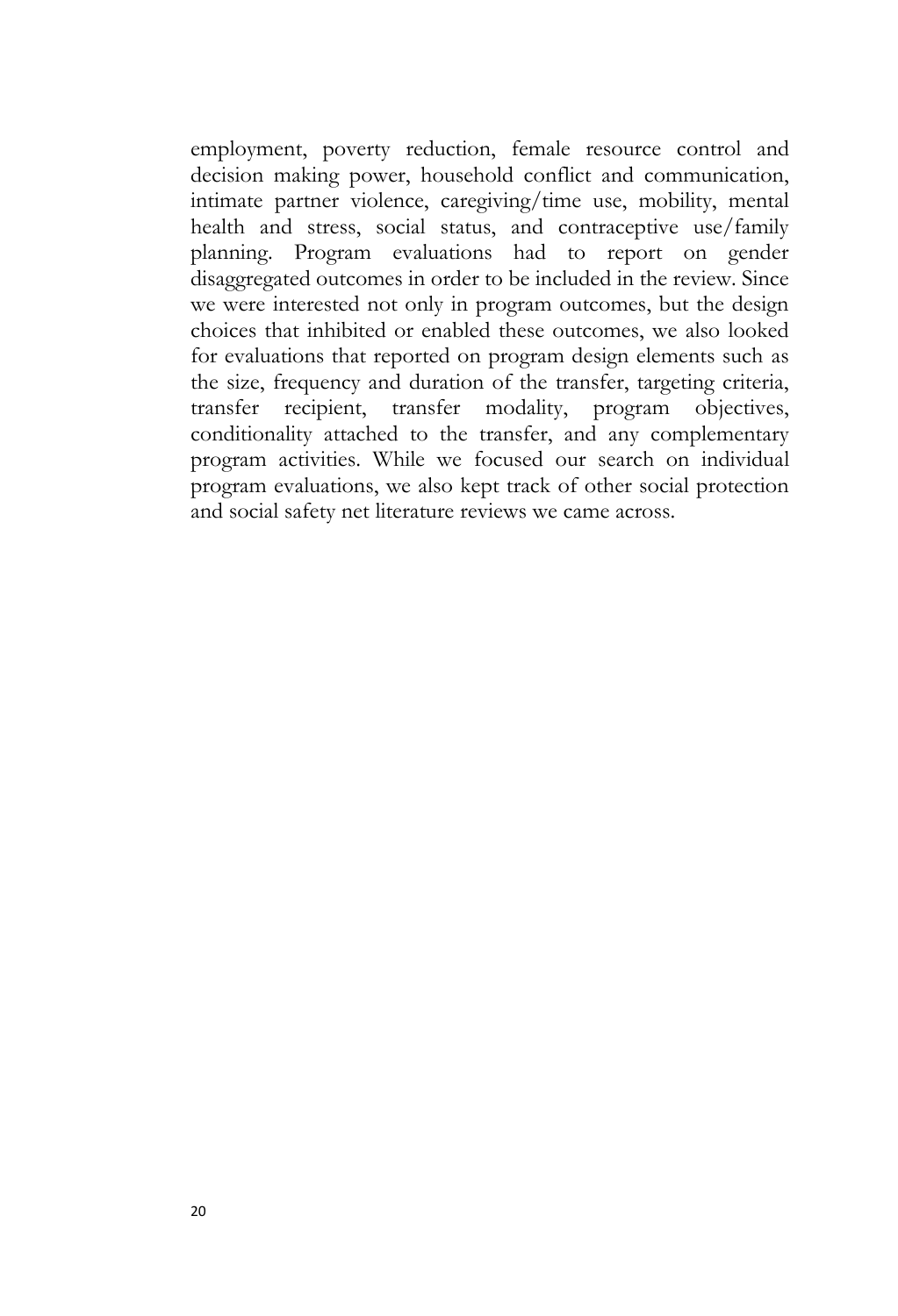employment, poverty reduction, female resource control and decision making power, household conflict and communication, intimate partner violence, caregiving/time use, mobility, mental health and stress, social status, and contraceptive use/family planning. Program evaluations had to report on gender disaggregated outcomes in order to be included in the review. Since we were interested not only in program outcomes, but the design choices that inhibited or enabled these outcomes, we also looked for evaluations that reported on program design elements such as the size, frequency and duration of the transfer, targeting criteria, transfer recipient, transfer modality, program objectives, conditionality attached to the transfer, and any complementary program activities. While we focused our search on individual program evaluations, we also kept track of other social protection and social safety net literature reviews we came across.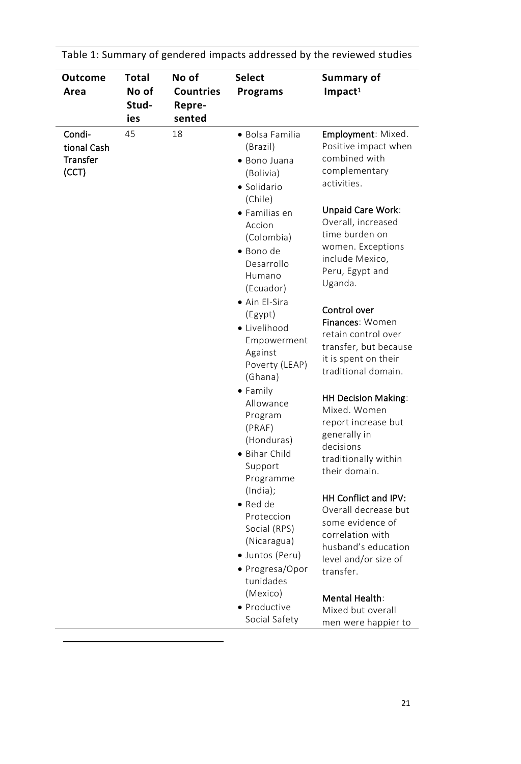Table 1: Summary of gendered impacts addressed by the reviewed studies

| Outcome Area | Total No of Studies | No of Countries Represented | Select Programs | Summary of Impact[1] |
|---|---|---|---|---|
| Conditional Cash Transfer (CCT) | 45 | 18 | • Bolsa Familia (Brazil)<br>• Bono Juana (Bolivia)<br>• Solidario (Chile)<br>• Familias en Accion (Colombia)<br>• Bono de Desarrollo Humano (Ecuador)<br>• Ain El-Sira (Egypt)<br>• Livelihood Empowerment Against Poverty (LEAP) (Ghana)<br>• Family Allowance Program (PRAF) (Honduras)<br>• Bihar Child Support Programme (India);<br>• Red de Proteccion Social (RPS) (Nicaragua)<br>• Juntos (Peru)<br>• Progresa/Oportunidades (Mexico)<br>• Productive Social Safety | Employment: Mixed. Positive impact when combined with complementary activities.<br><br>Unpaid Care Work: Overall, increased time burden on women. Exceptions include Mexico, Peru, Egypt and Uganda.<br><br>Control over Finances: Women retain control over transfer, but because it is spent on their traditional domain.<br><br>HH Decision Making: Mixed. Women report increase but generally in decisions traditionally within their domain.<br><br>HH Conflict and IPV: Overall decrease but some evidence of correlation with husband's education level and/or size of transfer.<br><br>Mental Health: Mixed but overall men were happier to |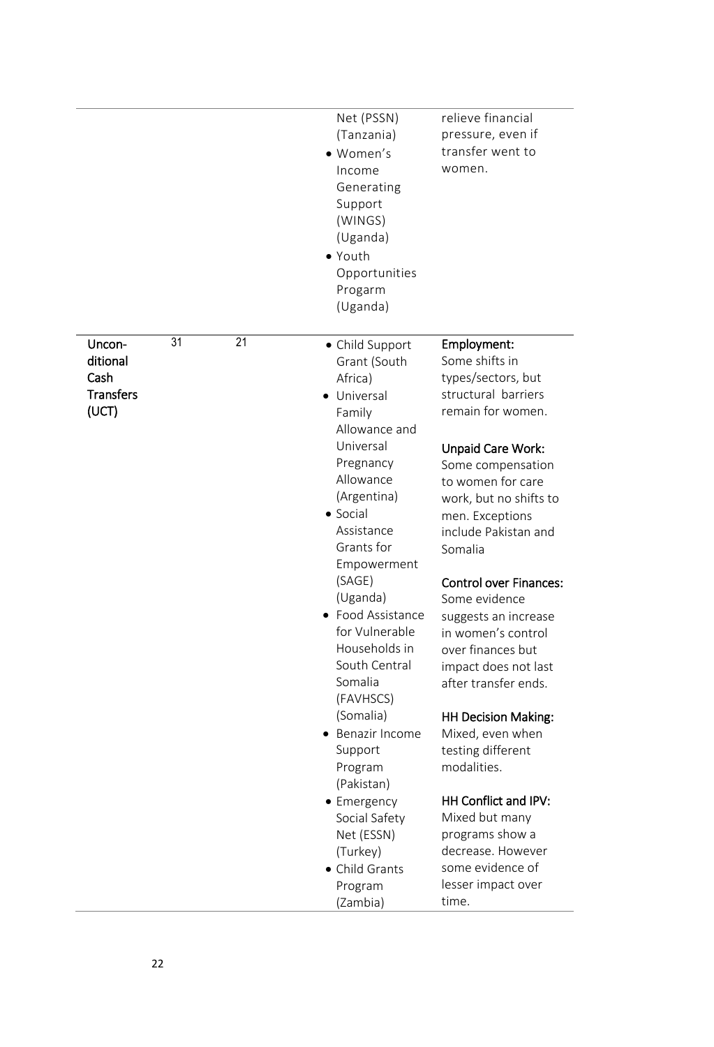|  |  |  | Net (PSSN) (Tanzania)<br>• Women's Income Generating Support (WINGS) (Uganda)<br>• Youth Opportunities Progarm (Uganda) | relieve financial pressure, even if transfer went to women. |
|---|---|---|---|---|
| **Uncon-ditional Cash Transfers (UCT)** | 31 | 21 | • Child Support Grant (South Africa)<br>• Universal Family Allowance and Universal Pregnancy Allowance (Argentina)<br>• Social Assistance Grants for Empowerment (SAGE) (Uganda)<br>• Food Assistance for Vulnerable Households in South Central Somalia (FAVHSCS) (Somalia)<br>• Benazir Income Support Program (Pakistan)<br>• Emergency Social Safety Net (ESSN) (Turkey)<br>• Child Grants Program (Zambia) | **Employment:** Some shifts in types/sectors, but structural barriers remain for women.<br><br>**Unpaid Care Work:** Some compensation to women for care work, but no shifts to men. Exceptions include Pakistan and Somalia<br><br>**Control over Finances:** Some evidence suggests an increase in women's control over finances but impact does not last after transfer ends.<br><br>**HH Decision Making:** Mixed, even when testing different modalities.<br><br>**HH Conflict and IPV:** Mixed but many programs show a decrease. However some evidence of lesser impact over time. |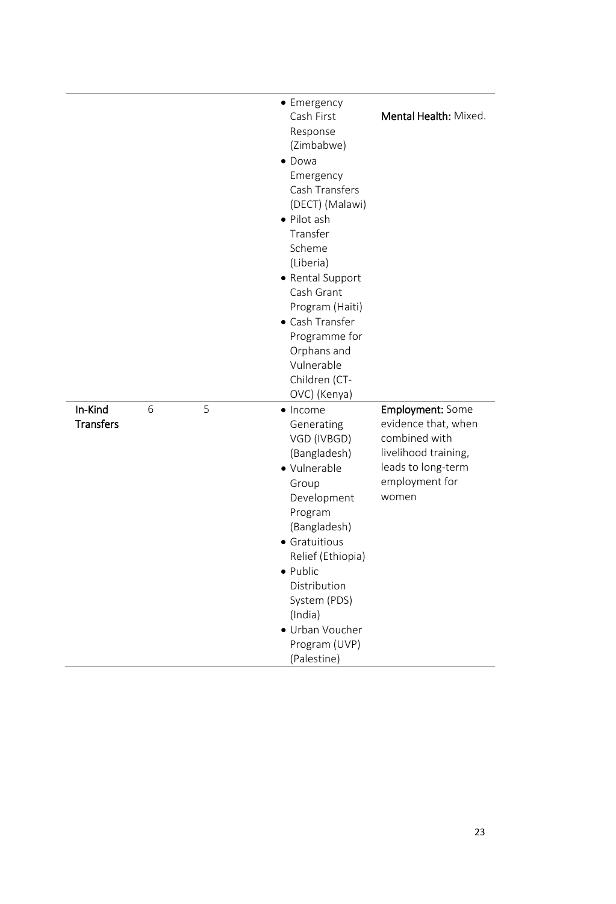| | | | | |
|---|---|---|---|---|
| | | | • Emergency Cash First Response (Zimbabwe)<br>• Dowa Emergency Cash Transfers (DECT) (Malawi)<br>• Pilot ash Transfer Scheme (Liberia)<br>• Rental Support Cash Grant Program (Haiti)<br>• Cash Transfer Programme for Orphans and Vulnerable Children (CT-OVC) (Kenya) | **Mental Health:** Mixed. |
| **In-Kind Transfers** | 6 | 5 | • Income Generating VGD (IVBGD) (Bangladesh)<br>• Vulnerable Group Development Program (Bangladesh)<br>• Gratuitious Relief (Ethiopia)<br>• Public Distribution System (PDS) (India)<br>• Urban Voucher Program (UVP) (Palestine) | **Employment:** Some evidence that, when combined with livelihood training, leads to long-term employment for women |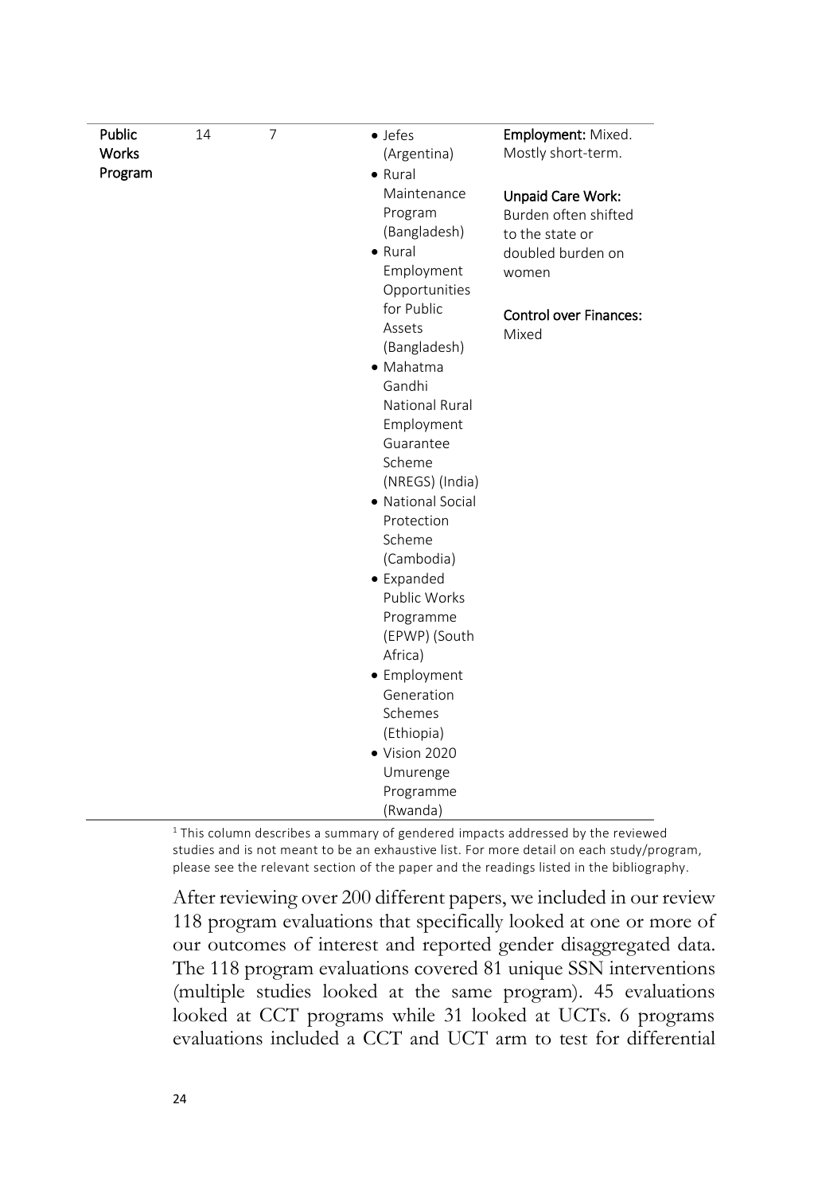| | | | | |
|---|---|---|---|---|
| **Public Works Program** | 14 | 7 | • Jefes (Argentina)<br>• Rural Maintenance Program (Bangladesh)<br>• Rural Employment Opportunities for Public Assets (Bangladesh)<br>• Mahatma Gandhi National Rural Employment Guarantee Scheme (NREGS) (India)<br>• National Social Protection Scheme (Cambodia)<br>• Expanded Public Works Programme (EPWP) (South Africa)<br>• Employment Generation Schemes (Ethiopia)<br>• Vision 2020 Umurenge Programme (Rwanda) | **Employment:** Mixed. Mostly short-term.<br><br>**Unpaid Care Work:** Burden often shifted to the state or doubled burden on women<br><br>**Control over Finances:** Mixed |

[1] This column describes a summary of gendered impacts addressed by the reviewed studies and is not meant to be an exhaustive list. For more detail on each study/program, please see the relevant section of the paper and the readings listed in the bibliography.

After reviewing over 200 different papers, we included in our review 118 program evaluations that specifically looked at one or more of our outcomes of interest and reported gender disaggregated data. The 118 program evaluations covered 81 unique SSN interventions (multiple studies looked at the same program). 45 evaluations looked at CCT programs while 31 looked at UCTs. 6 programs evaluations included a CCT and UCT arm to test for differential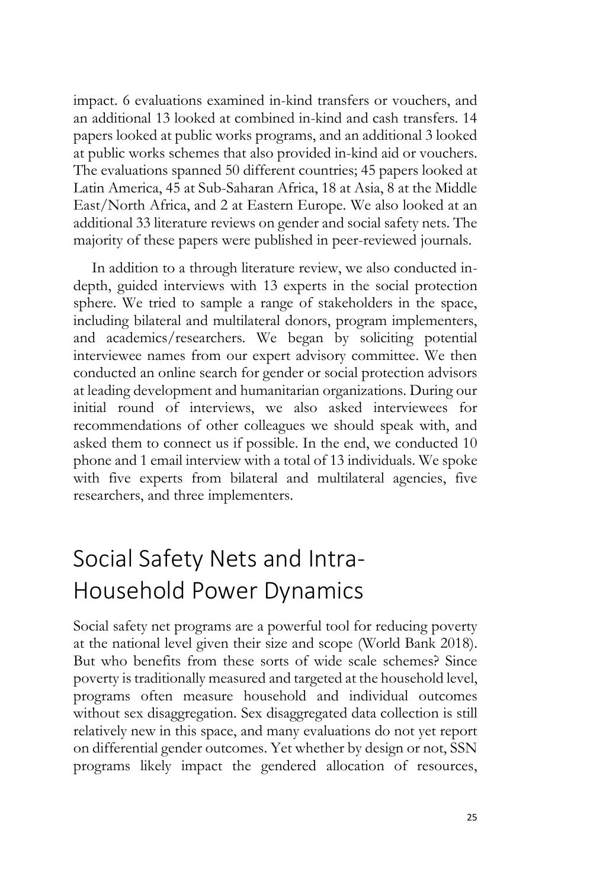impact. 6 evaluations examined in-kind transfers or vouchers, and an additional 13 looked at combined in-kind and cash transfers. 14 papers looked at public works programs, and an additional 3 looked at public works schemes that also provided in-kind aid or vouchers. The evaluations spanned 50 different countries; 45 papers looked at Latin America, 45 at Sub-Saharan Africa, 18 at Asia, 8 at the Middle East/North Africa, and 2 at Eastern Europe. We also looked at an additional 33 literature reviews on gender and social safety nets. The majority of these papers were published in peer-reviewed journals.

In addition to a through literature review, we also conducted in-depth, guided interviews with 13 experts in the social protection sphere. We tried to sample a range of stakeholders in the space, including bilateral and multilateral donors, program implementers, and academics/researchers. We began by soliciting potential interviewee names from our expert advisory committee. We then conducted an online search for gender or social protection advisors at leading development and humanitarian organizations. During our initial round of interviews, we also asked interviewees for recommendations of other colleagues we should speak with, and asked them to connect us if possible. In the end, we conducted 10 phone and 1 email interview with a total of 13 individuals. We spoke with five experts from bilateral and multilateral agencies, five researchers, and three implementers.

# Social Safety Nets and Intra-Household Power Dynamics

Social safety net programs are a powerful tool for reducing poverty at the national level given their size and scope (World Bank 2018). But who benefits from these sorts of wide scale schemes? Since poverty is traditionally measured and targeted at the household level, programs often measure household and individual outcomes without sex disaggregation. Sex disaggregated data collection is still relatively new in this space, and many evaluations do not yet report on differential gender outcomes. Yet whether by design or not, SSN programs likely impact the gendered allocation of resources,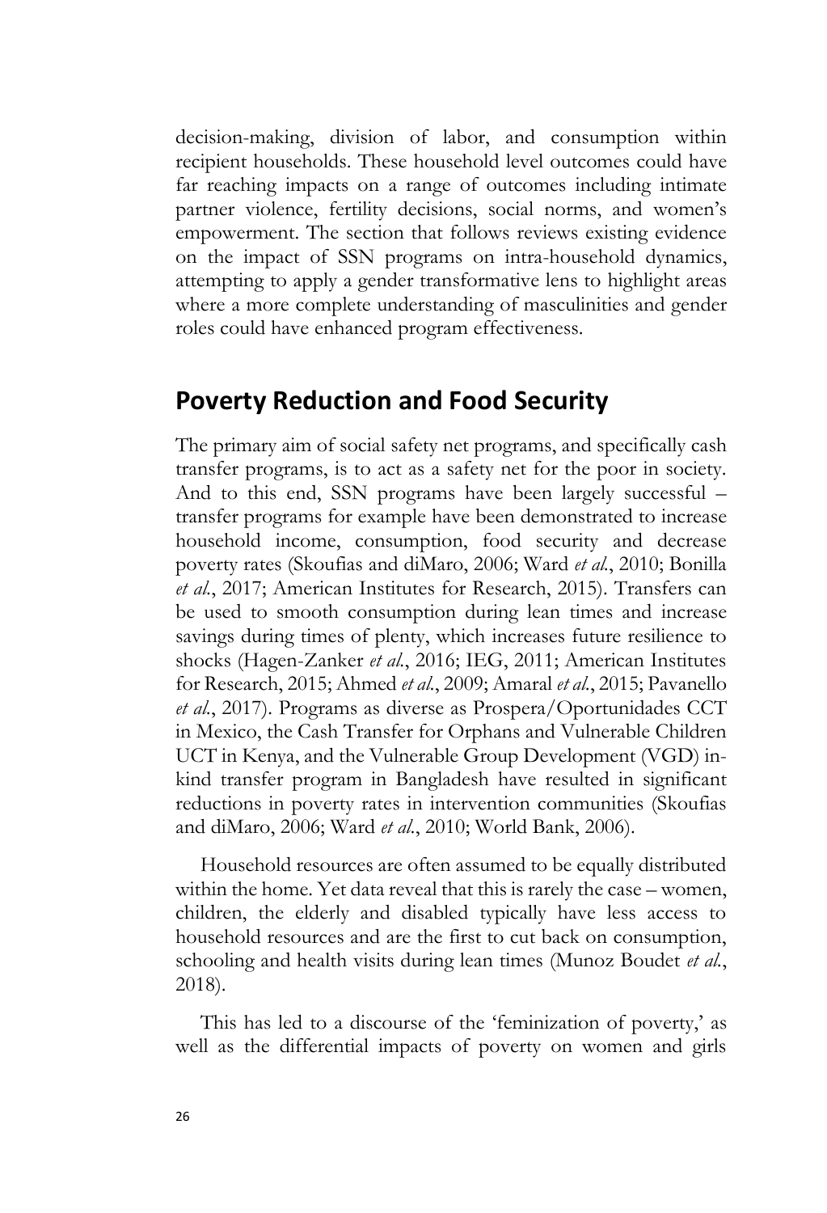decision-making, division of labor, and consumption within recipient households. These household level outcomes could have far reaching impacts on a range of outcomes including intimate partner violence, fertility decisions, social norms, and women's empowerment. The section that follows reviews existing evidence on the impact of SSN programs on intra-household dynamics, attempting to apply a gender transformative lens to highlight areas where a more complete understanding of masculinities and gender roles could have enhanced program effectiveness.

## Poverty Reduction and Food Security

The primary aim of social safety net programs, and specifically cash transfer programs, is to act as a safety net for the poor in society. And to this end, SSN programs have been largely successful – transfer programs for example have been demonstrated to increase household income, consumption, food security and decrease poverty rates (Skoufias and diMaro, 2006; Ward *et al.*, 2010; Bonilla *et al.*, 2017; American Institutes for Research, 2015). Transfers can be used to smooth consumption during lean times and increase savings during times of plenty, which increases future resilience to shocks (Hagen-Zanker *et al.*, 2016; IEG, 2011; American Institutes for Research, 2015; Ahmed *et al.*, 2009; Amaral *et al.*, 2015; Pavanello *et al.*, 2017). Programs as diverse as Prospera/Oportunidades CCT in Mexico, the Cash Transfer for Orphans and Vulnerable Children UCT in Kenya, and the Vulnerable Group Development (VGD) in-kind transfer program in Bangladesh have resulted in significant reductions in poverty rates in intervention communities (Skoufias and diMaro, 2006; Ward *et al.*, 2010; World Bank, 2006).

Household resources are often assumed to be equally distributed within the home. Yet data reveal that this is rarely the case – women, children, the elderly and disabled typically have less access to household resources and are the first to cut back on consumption, schooling and health visits during lean times (Munoz Boudet *et al.*, 2018).

This has led to a discourse of the 'feminization of poverty,' as well as the differential impacts of poverty on women and girls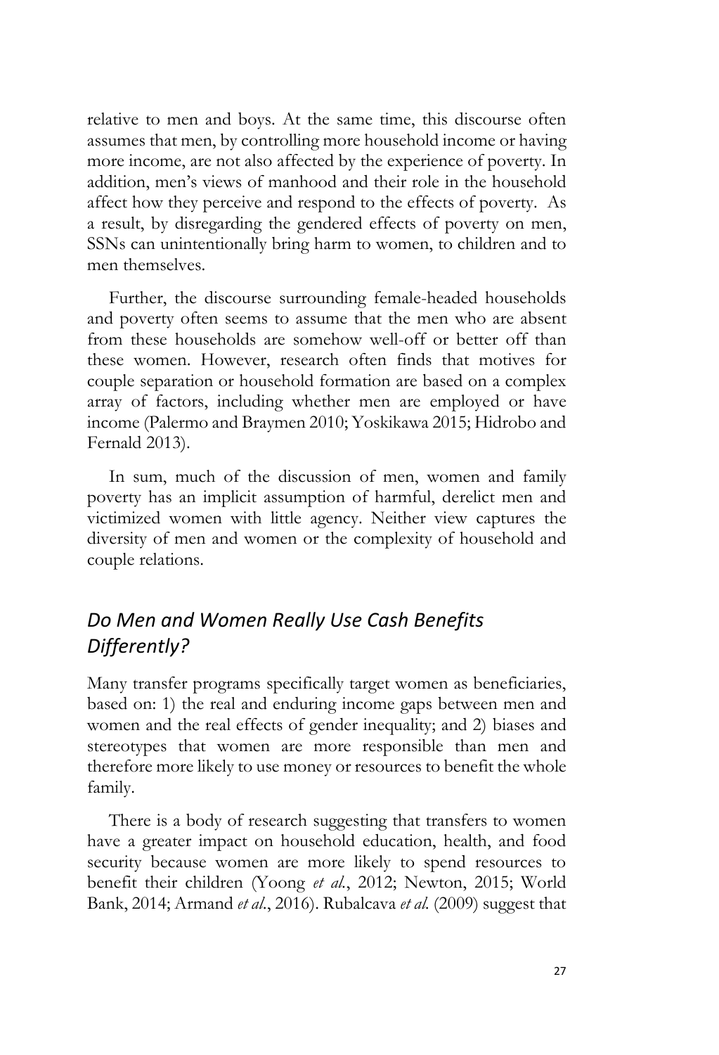relative to men and boys. At the same time, this discourse often assumes that men, by controlling more household income or having more income, are not also affected by the experience of poverty. In addition, men's views of manhood and their role in the household affect how they perceive and respond to the effects of poverty. As a result, by disregarding the gendered effects of poverty on men, SSNs can unintentionally bring harm to women, to children and to men themselves.

Further, the discourse surrounding female-headed households and poverty often seems to assume that the men who are absent from these households are somehow well-off or better off than these women. However, research often finds that motives for couple separation or household formation are based on a complex array of factors, including whether men are employed or have income (Palermo and Braymen 2010; Yoskikawa 2015; Hidrobo and Fernald 2013).

In sum, much of the discussion of men, women and family poverty has an implicit assumption of harmful, derelict men and victimized women with little agency. Neither view captures the diversity of men and women or the complexity of household and couple relations.

## *Do Men and Women Really Use Cash Benefits Differently?*

Many transfer programs specifically target women as beneficiaries, based on: 1) the real and enduring income gaps between men and women and the real effects of gender inequality; and 2) biases and stereotypes that women are more responsible than men and therefore more likely to use money or resources to benefit the whole family.

There is a body of research suggesting that transfers to women have a greater impact on household education, health, and food security because women are more likely to spend resources to benefit their children (Yoong *et al.*, 2012; Newton, 2015; World Bank, 2014; Armand *et al.*, 2016). Rubalcava *et al.* (2009) suggest that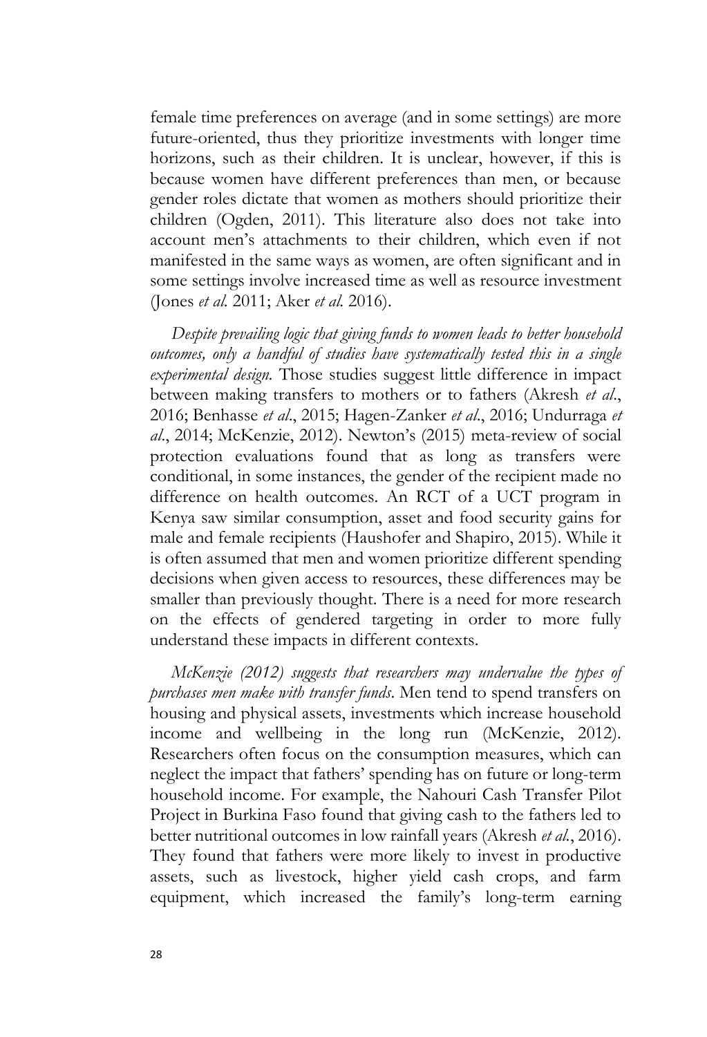female time preferences on average (and in some settings) are more future-oriented, thus they prioritize investments with longer time horizons, such as their children. It is unclear, however, if this is because women have different preferences than men, or because gender roles dictate that women as mothers should prioritize their children (Ogden, 2011). This literature also does not take into account men's attachments to their children, which even if not manifested in the same ways as women, are often significant and in some settings involve increased time as well as resource investment (Jones *et al.* 2011; Aker *et al.* 2016).

*Despite prevailing logic that giving funds to women leads to better household outcomes, only a handful of studies have systematically tested this in a single experimental design.* Those studies suggest little difference in impact between making transfers to mothers or to fathers (Akresh *et al*., 2016; Benhasse *et al*., 2015; Hagen-Zanker *et al*., 2016; Undurraga *et al*., 2014; McKenzie, 2012). Newton's (2015) meta-review of social protection evaluations found that as long as transfers were conditional, in some instances, the gender of the recipient made no difference on health outcomes. An RCT of a UCT program in Kenya saw similar consumption, asset and food security gains for male and female recipients (Haushofer and Shapiro, 2015). While it is often assumed that men and women prioritize different spending decisions when given access to resources, these differences may be smaller than previously thought. There is a need for more research on the effects of gendered targeting in order to more fully understand these impacts in different contexts.

*McKenzie (2012) suggests that researchers may undervalue the types of purchases men make with transfer funds.* Men tend to spend transfers on housing and physical assets, investments which increase household income and wellbeing in the long run (McKenzie, 2012). Researchers often focus on the consumption measures, which can neglect the impact that fathers' spending has on future or long-term household income. For example, the Nahouri Cash Transfer Pilot Project in Burkina Faso found that giving cash to the fathers led to better nutritional outcomes in low rainfall years (Akresh *et al.*, 2016). They found that fathers were more likely to invest in productive assets, such as livestock, higher yield cash crops, and farm equipment, which increased the family's long-term earning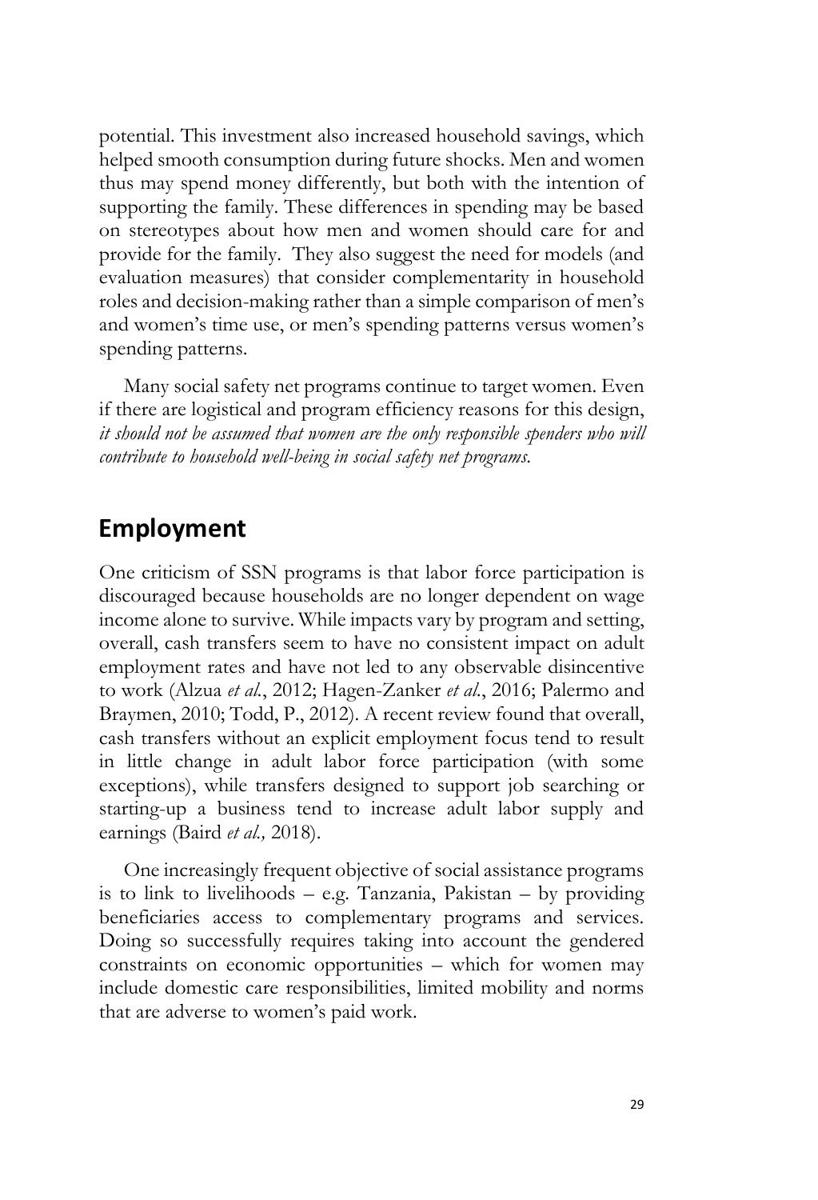potential. This investment also increased household savings, which helped smooth consumption during future shocks. Men and women thus may spend money differently, but both with the intention of supporting the family. These differences in spending may be based on stereotypes about how men and women should care for and provide for the family. They also suggest the need for models (and evaluation measures) that consider complementarity in household roles and decision-making rather than a simple comparison of men's and women's time use, or men's spending patterns versus women's spending patterns.

Many social safety net programs continue to target women. Even if there are logistical and program efficiency reasons for this design, *it should not be assumed that women are the only responsible spenders who will contribute to household well-being in social safety net programs.*

## Employment

One criticism of SSN programs is that labor force participation is discouraged because households are no longer dependent on wage income alone to survive. While impacts vary by program and setting, overall, cash transfers seem to have no consistent impact on adult employment rates and have not led to any observable disincentive to work (Alzua *et al.*, 2012; Hagen-Zanker *et al.*, 2016; Palermo and Braymen, 2010; Todd, P., 2012). A recent review found that overall, cash transfers without an explicit employment focus tend to result in little change in adult labor force participation (with some exceptions), while transfers designed to support job searching or starting-up a business tend to increase adult labor supply and earnings (Baird *et al.,* 2018).

One increasingly frequent objective of social assistance programs is to link to livelihoods – e.g. Tanzania, Pakistan – by providing beneficiaries access to complementary programs and services. Doing so successfully requires taking into account the gendered constraints on economic opportunities – which for women may include domestic care responsibilities, limited mobility and norms that are adverse to women's paid work.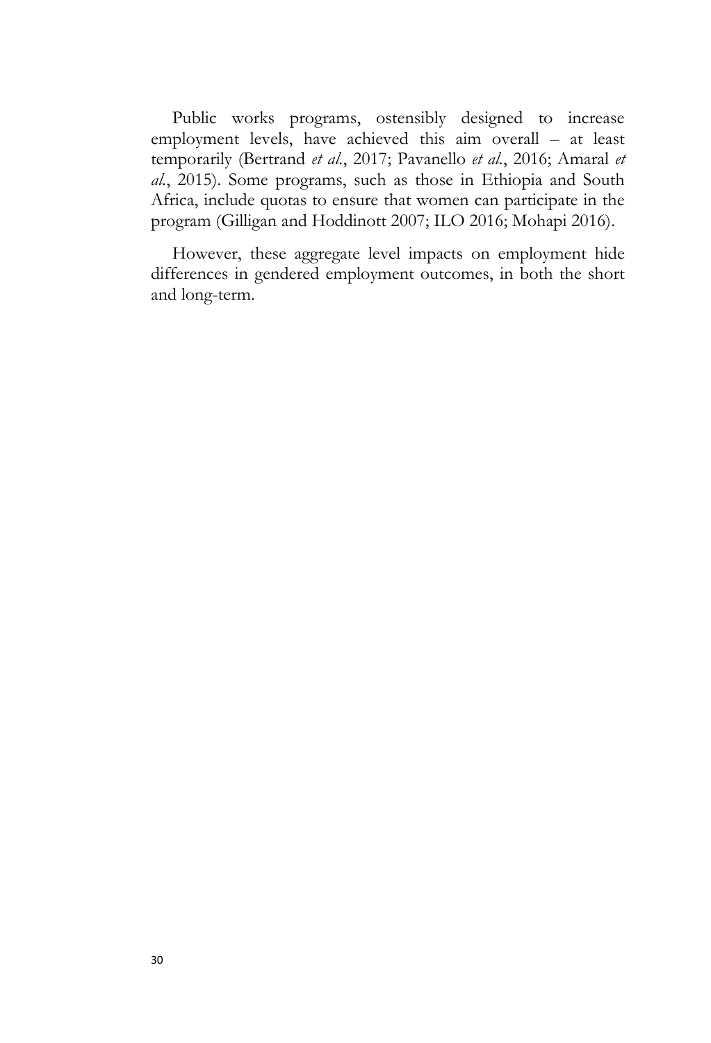Public works programs, ostensibly designed to increase employment levels, have achieved this aim overall – at least temporarily (Bertrand *et al.*, 2017; Pavanello *et al.*, 2016; Amaral *et al.*, 2015). Some programs, such as those in Ethiopia and South Africa, include quotas to ensure that women can participate in the program (Gilligan and Hoddinott 2007; ILO 2016; Mohapi 2016).

However, these aggregate level impacts on employment hide differences in gendered employment outcomes, in both the short and long-term.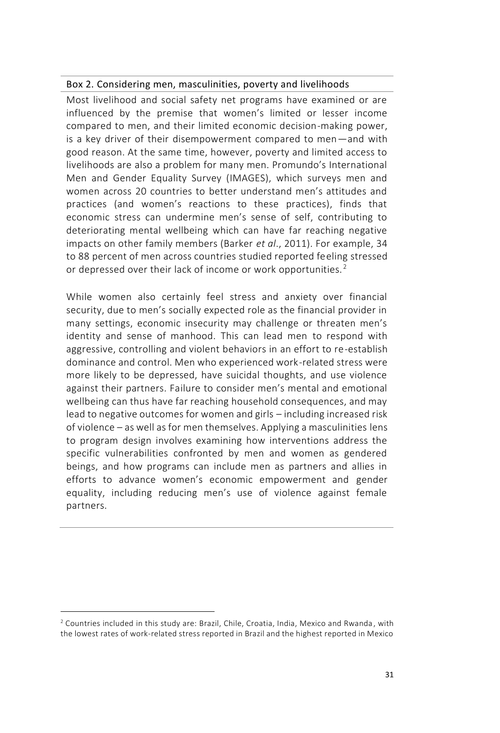### Box 2. Considering men, masculinities, poverty and livelihoods

Most livelihood and social safety net programs have examined or are influenced by the premise that women's limited or lesser income compared to men, and their limited economic decision-making power, is a key driver of their disempowerment compared to men—and with good reason. At the same time, however, poverty and limited access to livelihoods are also a problem for many men. Promundo's International Men and Gender Equality Survey (IMAGES), which surveys men and women across 20 countries to better understand men's attitudes and practices (and women's reactions to these practices), finds that economic stress can undermine men's sense of self, contributing to deteriorating mental wellbeing which can have far reaching negative impacts on other family members (Barker *et al*., 2011). For example, 34 to 88 percent of men across countries studied reported feeling stressed or depressed over their lack of income or work opportunities.[2]

While women also certainly feel stress and anxiety over financial security, due to men's socially expected role as the financial provider in many settings, economic insecurity may challenge or threaten men's identity and sense of manhood. This can lead men to respond with aggressive, controlling and violent behaviors in an effort to re-establish dominance and control. Men who experienced work-related stress were more likely to be depressed, have suicidal thoughts, and use violence against their partners. Failure to consider men's mental and emotional wellbeing can thus have far reaching household consequences, and may lead to negative outcomes for women and girls – including increased risk of violence – as well as for men themselves. Applying a masculinities lens to program design involves examining how interventions address the specific vulnerabilities confronted by men and women as gendered beings, and how programs can include men as partners and allies in efforts to advance women's economic empowerment and gender equality, including reducing men's use of violence against female partners.

---

[2] Countries included in this study are: Brazil, Chile, Croatia, India, Mexico and Rwanda, with the lowest rates of work-related stress reported in Brazil and the highest reported in Mexico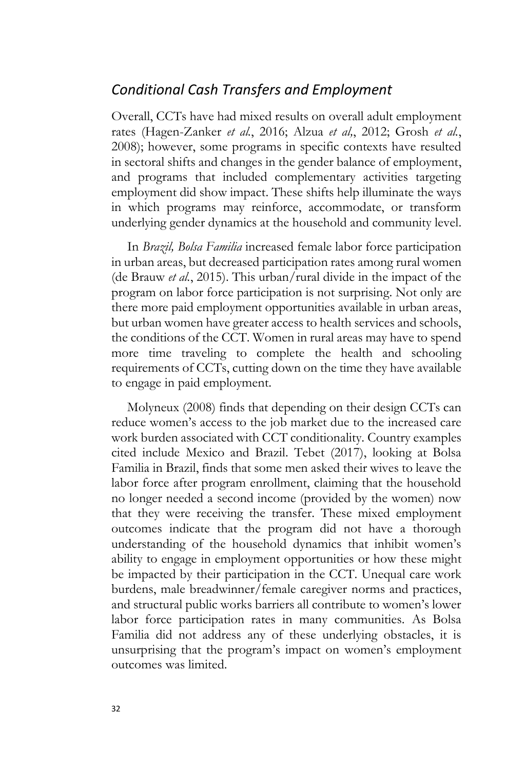## *Conditional Cash Transfers and Employment*

Overall, CCTs have had mixed results on overall adult employment rates (Hagen-Zanker *et al.*, 2016; Alzua *et al*,, 2012; Grosh *et al.*, 2008); however, some programs in specific contexts have resulted in sectoral shifts and changes in the gender balance of employment, and programs that included complementary activities targeting employment did show impact. These shifts help illuminate the ways in which programs may reinforce, accommodate, or transform underlying gender dynamics at the household and community level.

In *Brazil, Bolsa Familia* increased female labor force participation in urban areas, but decreased participation rates among rural women (de Brauw *et al.*, 2015). This urban/rural divide in the impact of the program on labor force participation is not surprising. Not only are there more paid employment opportunities available in urban areas, but urban women have greater access to health services and schools, the conditions of the CCT. Women in rural areas may have to spend more time traveling to complete the health and schooling requirements of CCTs, cutting down on the time they have available to engage in paid employment.

Molyneux (2008) finds that depending on their design CCTs can reduce women's access to the job market due to the increased care work burden associated with CCT conditionality. Country examples cited include Mexico and Brazil. Tebet (2017), looking at Bolsa Familia in Brazil, finds that some men asked their wives to leave the labor force after program enrollment, claiming that the household no longer needed a second income (provided by the women) now that they were receiving the transfer. These mixed employment outcomes indicate that the program did not have a thorough understanding of the household dynamics that inhibit women's ability to engage in employment opportunities or how these might be impacted by their participation in the CCT. Unequal care work burdens, male breadwinner/female caregiver norms and practices, and structural public works barriers all contribute to women's lower labor force participation rates in many communities. As Bolsa Familia did not address any of these underlying obstacles, it is unsurprising that the program's impact on women's employment outcomes was limited.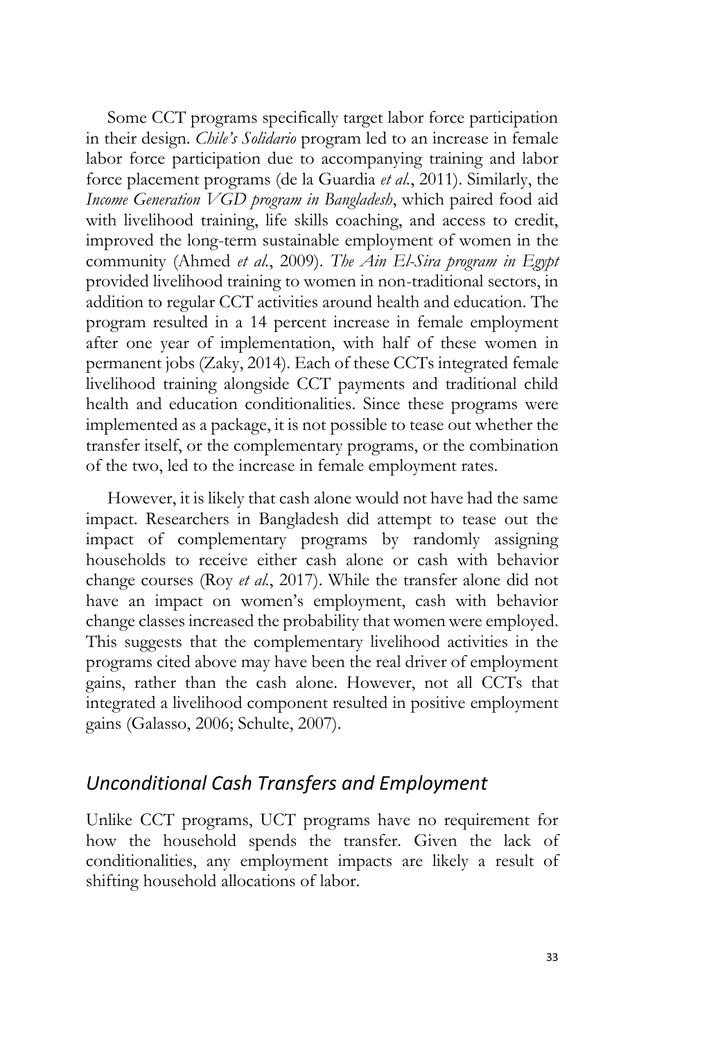Some CCT programs specifically target labor force participation in their design. *Chile's Solidario* program led to an increase in female labor force participation due to accompanying training and labor force placement programs (de la Guardia *et al.*, 2011). Similarly, the *Income Generation VGD program in Bangladesh*, which paired food aid with livelihood training, life skills coaching, and access to credit, improved the long-term sustainable employment of women in the community (Ahmed *et al.*, 2009). *The Ain El-Sira program in Egypt* provided livelihood training to women in non-traditional sectors, in addition to regular CCT activities around health and education. The program resulted in a 14 percent increase in female employment after one year of implementation, with half of these women in permanent jobs (Zaky, 2014). Each of these CCTs integrated female livelihood training alongside CCT payments and traditional child health and education conditionalities. Since these programs were implemented as a package, it is not possible to tease out whether the transfer itself, or the complementary programs, or the combination of the two, led to the increase in female employment rates.

However, it is likely that cash alone would not have had the same impact. Researchers in Bangladesh did attempt to tease out the impact of complementary programs by randomly assigning households to receive either cash alone or cash with behavior change courses (Roy *et al.*, 2017). While the transfer alone did not have an impact on women's employment, cash with behavior change classes increased the probability that women were employed. This suggests that the complementary livelihood activities in the programs cited above may have been the real driver of employment gains, rather than the cash alone. However, not all CCTs that integrated a livelihood component resulted in positive employment gains (Galasso, 2006; Schulte, 2007).

## *Unconditional Cash Transfers and Employment*

Unlike CCT programs, UCT programs have no requirement for how the household spends the transfer. Given the lack of conditionalities, any employment impacts are likely a result of shifting household allocations of labor.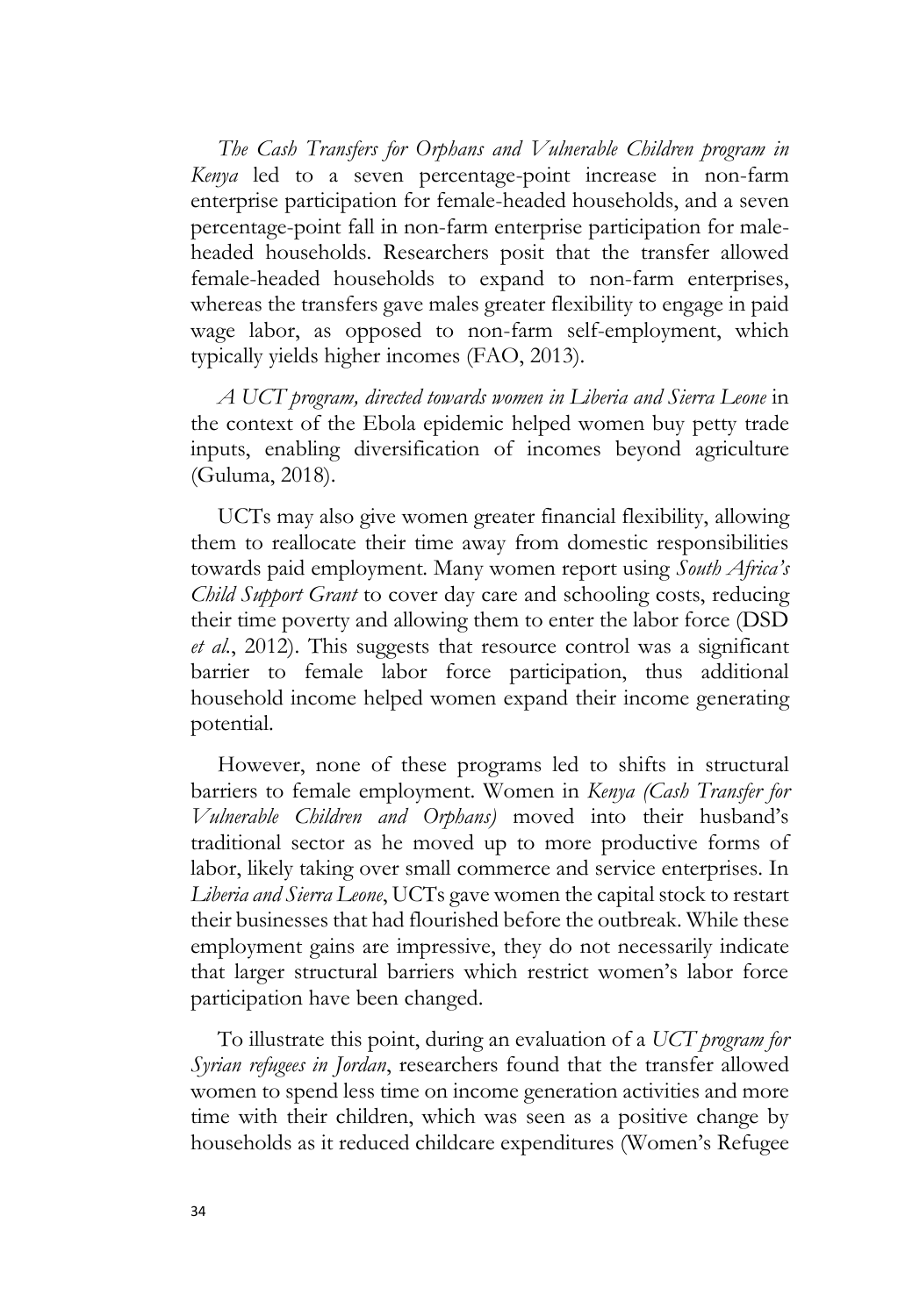*The Cash Transfers for Orphans and Vulnerable Children program in Kenya* led to a seven percentage-point increase in non-farm enterprise participation for female-headed households, and a seven percentage-point fall in non-farm enterprise participation for male-headed households. Researchers posit that the transfer allowed female-headed households to expand to non-farm enterprises, whereas the transfers gave males greater flexibility to engage in paid wage labor, as opposed to non-farm self-employment, which typically yields higher incomes (FAO, 2013).

*A UCT program, directed towards women in Liberia and Sierra Leone* in the context of the Ebola epidemic helped women buy petty trade inputs, enabling diversification of incomes beyond agriculture (Guluma, 2018).

UCTs may also give women greater financial flexibility, allowing them to reallocate their time away from domestic responsibilities towards paid employment. Many women report using *South Africa's Child Support Grant* to cover day care and schooling costs, reducing their time poverty and allowing them to enter the labor force (DSD *et al.*, 2012). This suggests that resource control was a significant barrier to female labor force participation, thus additional household income helped women expand their income generating potential.

However, none of these programs led to shifts in structural barriers to female employment. Women in *Kenya (Cash Transfer for Vulnerable Children and Orphans)* moved into their husband's traditional sector as he moved up to more productive forms of labor, likely taking over small commerce and service enterprises. In *Liberia and Sierra Leone*, UCTs gave women the capital stock to restart their businesses that had flourished before the outbreak. While these employment gains are impressive, they do not necessarily indicate that larger structural barriers which restrict women's labor force participation have been changed.

To illustrate this point, during an evaluation of a *UCT program for Syrian refugees in Jordan*, researchers found that the transfer allowed women to spend less time on income generation activities and more time with their children, which was seen as a positive change by households as it reduced childcare expenditures (Women's Refugee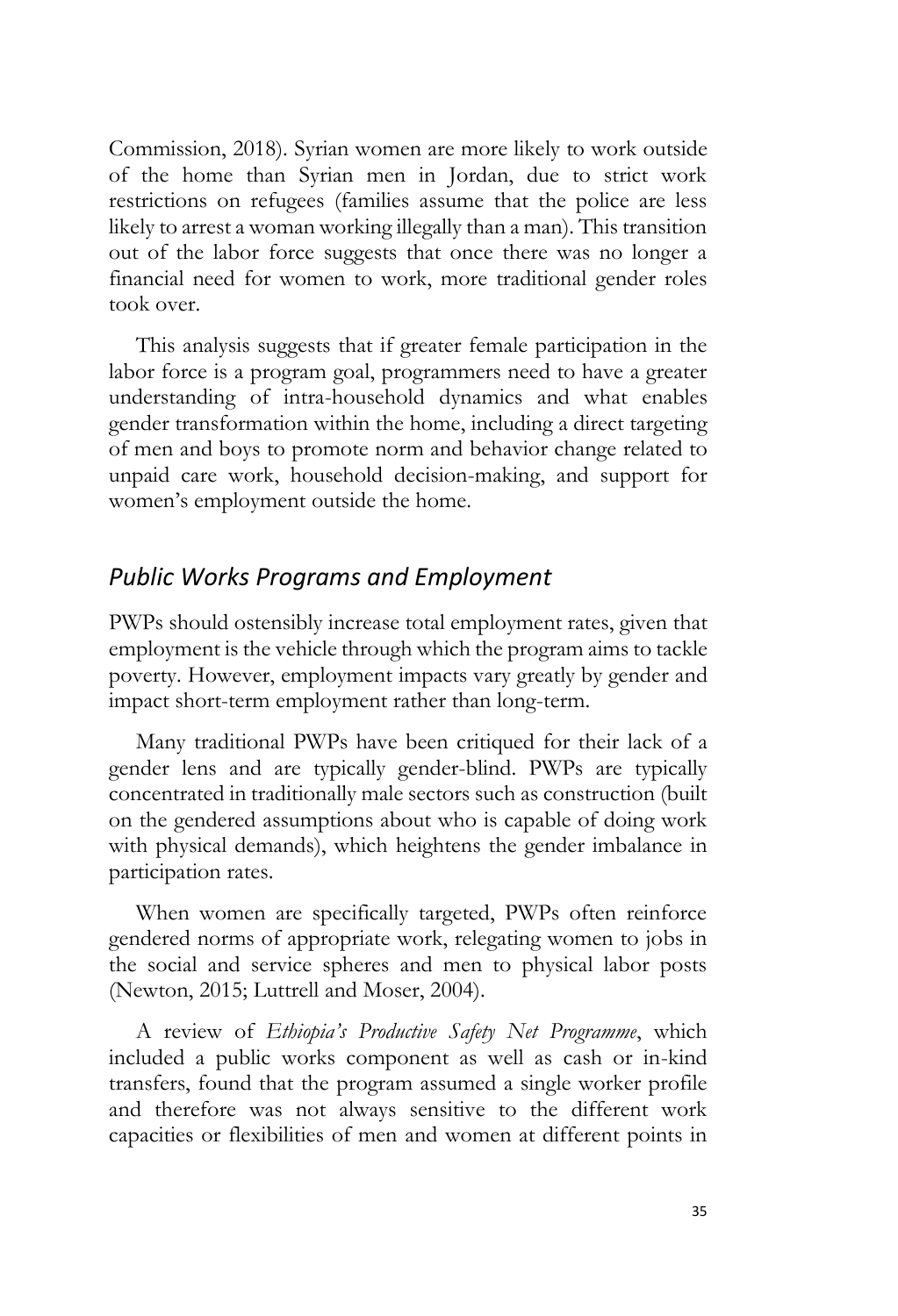Commission, 2018). Syrian women are more likely to work outside of the home than Syrian men in Jordan, due to strict work restrictions on refugees (families assume that the police are less likely to arrest a woman working illegally than a man). This transition out of the labor force suggests that once there was no longer a financial need for women to work, more traditional gender roles took over.

This analysis suggests that if greater female participation in the labor force is a program goal, programmers need to have a greater understanding of intra-household dynamics and what enables gender transformation within the home, including a direct targeting of men and boys to promote norm and behavior change related to unpaid care work, household decision-making, and support for women's employment outside the home.

## *Public Works Programs and Employment*

PWPs should ostensibly increase total employment rates, given that employment is the vehicle through which the program aims to tackle poverty. However, employment impacts vary greatly by gender and impact short-term employment rather than long-term.

Many traditional PWPs have been critiqued for their lack of a gender lens and are typically gender-blind. PWPs are typically concentrated in traditionally male sectors such as construction (built on the gendered assumptions about who is capable of doing work with physical demands), which heightens the gender imbalance in participation rates.

When women are specifically targeted, PWPs often reinforce gendered norms of appropriate work, relegating women to jobs in the social and service spheres and men to physical labor posts (Newton, 2015; Luttrell and Moser, 2004).

A review of *Ethiopia's Productive Safety Net Programme*, which included a public works component as well as cash or in-kind transfers, found that the program assumed a single worker profile and therefore was not always sensitive to the different work capacities or flexibilities of men and women at different points in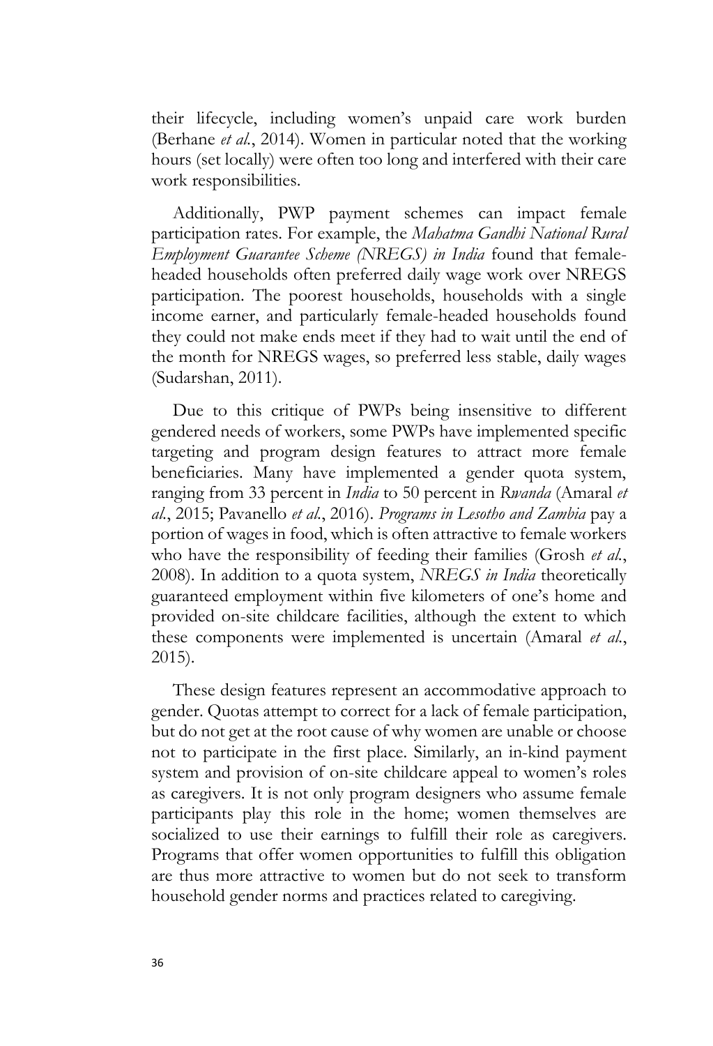their lifecycle, including women's unpaid care work burden (Berhane *et al.*, 2014). Women in particular noted that the working hours (set locally) were often too long and interfered with their care work responsibilities.

Additionally, PWP payment schemes can impact female participation rates. For example, the *Mahatma Gandhi National Rural Employment Guarantee Scheme (NREGS) in India* found that female-headed households often preferred daily wage work over NREGS participation. The poorest households, households with a single income earner, and particularly female-headed households found they could not make ends meet if they had to wait until the end of the month for NREGS wages, so preferred less stable, daily wages (Sudarshan, 2011).

Due to this critique of PWPs being insensitive to different gendered needs of workers, some PWPs have implemented specific targeting and program design features to attract more female beneficiaries. Many have implemented a gender quota system, ranging from 33 percent in *India* to 50 percent in *Rwanda* (Amaral *et al.*, 2015; Pavanello *et al.*, 2016). *Programs in Lesotho and Zambia* pay a portion of wages in food, which is often attractive to female workers who have the responsibility of feeding their families (Grosh *et al.*, 2008). In addition to a quota system, *NREGS in India* theoretically guaranteed employment within five kilometers of one's home and provided on-site childcare facilities, although the extent to which these components were implemented is uncertain (Amaral *et al.*, 2015).

These design features represent an accommodative approach to gender. Quotas attempt to correct for a lack of female participation, but do not get at the root cause of why women are unable or choose not to participate in the first place. Similarly, an in-kind payment system and provision of on-site childcare appeal to women's roles as caregivers. It is not only program designers who assume female participants play this role in the home; women themselves are socialized to use their earnings to fulfill their role as caregivers. Programs that offer women opportunities to fulfill this obligation are thus more attractive to women but do not seek to transform household gender norms and practices related to caregiving.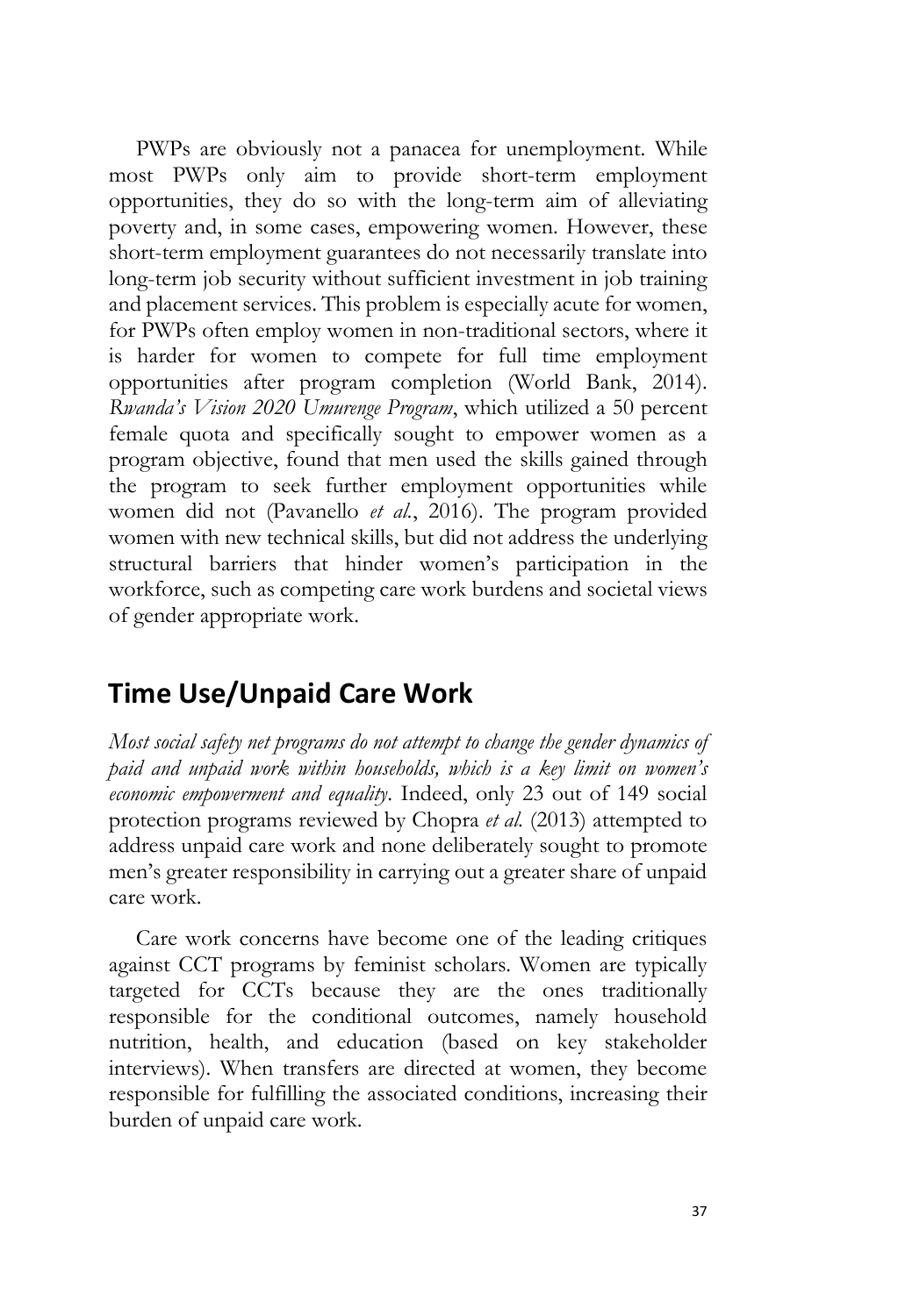PWPs are obviously not a panacea for unemployment. While most PWPs only aim to provide short-term employment opportunities, they do so with the long-term aim of alleviating poverty and, in some cases, empowering women. However, these short-term employment guarantees do not necessarily translate into long-term job security without sufficient investment in job training and placement services. This problem is especially acute for women, for PWPs often employ women in non-traditional sectors, where it is harder for women to compete for full time employment opportunities after program completion (World Bank, 2014). *Rwanda's Vision 2020 Umurenge Program*, which utilized a 50 percent female quota and specifically sought to empower women as a program objective, found that men used the skills gained through the program to seek further employment opportunities while women did not (Pavanello *et al.*, 2016). The program provided women with new technical skills, but did not address the underlying structural barriers that hinder women's participation in the workforce, such as competing care work burdens and societal views of gender appropriate work.

## Time Use/Unpaid Care Work

*Most social safety net programs do not attempt to change the gender dynamics of paid and unpaid work within households, which is a key limit on women's economic empowerment and equality*. Indeed, only 23 out of 149 social protection programs reviewed by Chopra *et al.* (2013) attempted to address unpaid care work and none deliberately sought to promote men's greater responsibility in carrying out a greater share of unpaid care work.

Care work concerns have become one of the leading critiques against CCT programs by feminist scholars. Women are typically targeted for CCTs because they are the ones traditionally responsible for the conditional outcomes, namely household nutrition, health, and education (based on key stakeholder interviews). When transfers are directed at women, they become responsible for fulfilling the associated conditions, increasing their burden of unpaid care work.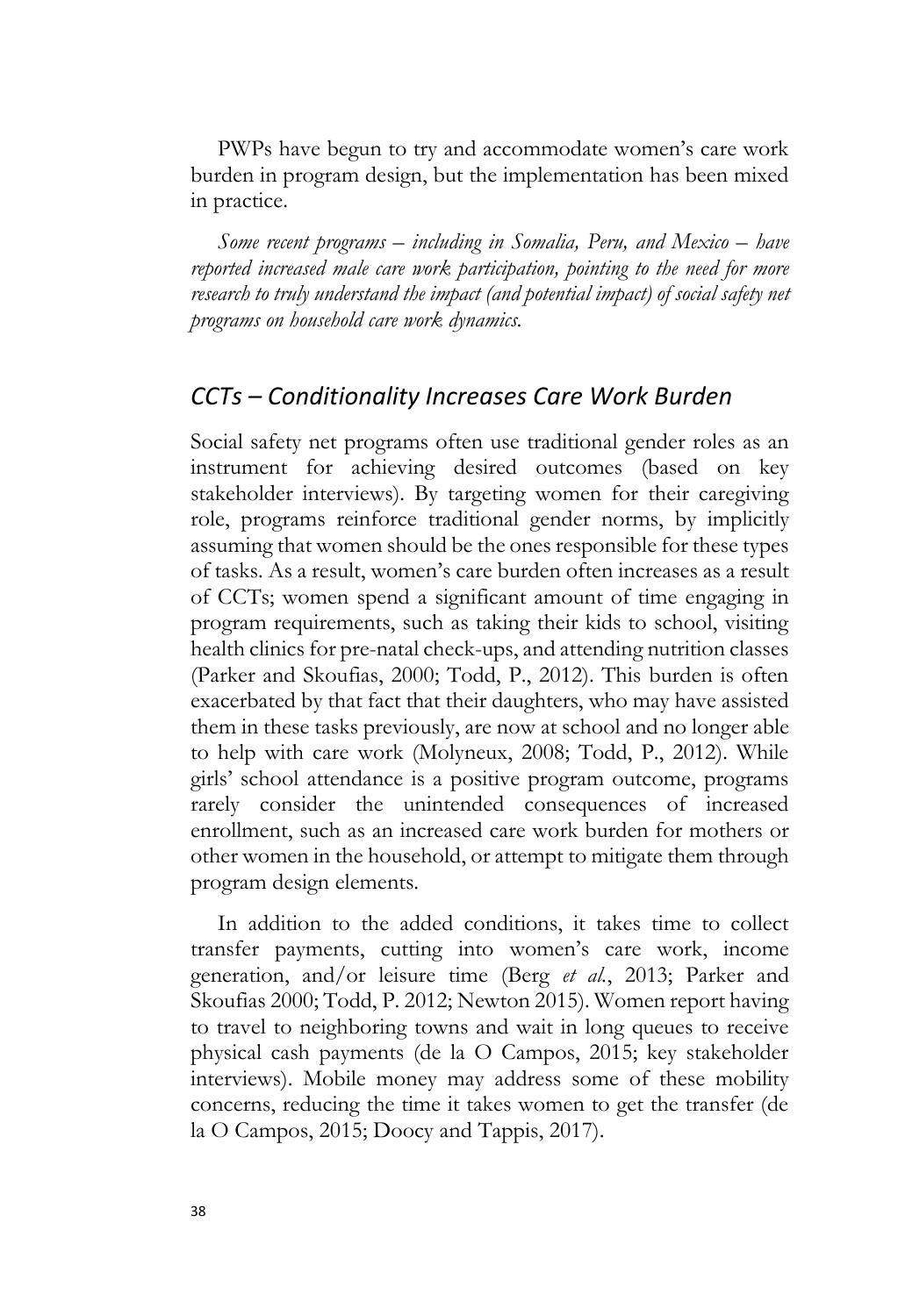PWPs have begun to try and accommodate women's care work burden in program design, but the implementation has been mixed in practice.

*Some recent programs – including in Somalia, Peru, and Mexico – have reported increased male care work participation, pointing to the need for more research to truly understand the impact (and potential impact) of social safety net programs on household care work dynamics.*

## *CCTs – Conditionality Increases Care Work Burden*

Social safety net programs often use traditional gender roles as an instrument for achieving desired outcomes (based on key stakeholder interviews). By targeting women for their caregiving role, programs reinforce traditional gender norms, by implicitly assuming that women should be the ones responsible for these types of tasks. As a result, women's care burden often increases as a result of CCTs; women spend a significant amount of time engaging in program requirements, such as taking their kids to school, visiting health clinics for pre-natal check-ups, and attending nutrition classes (Parker and Skoufias, 2000; Todd, P., 2012). This burden is often exacerbated by that fact that their daughters, who may have assisted them in these tasks previously, are now at school and no longer able to help with care work (Molyneux, 2008; Todd, P., 2012). While girls' school attendance is a positive program outcome, programs rarely consider the unintended consequences of increased enrollment, such as an increased care work burden for mothers or other women in the household, or attempt to mitigate them through program design elements.

In addition to the added conditions, it takes time to collect transfer payments, cutting into women's care work, income generation, and/or leisure time (Berg *et al.*, 2013; Parker and Skoufias 2000; Todd, P. 2012; Newton 2015). Women report having to travel to neighboring towns and wait in long queues to receive physical cash payments (de la O Campos, 2015; key stakeholder interviews). Mobile money may address some of these mobility concerns, reducing the time it takes women to get the transfer (de la O Campos, 2015; Doocy and Tappis, 2017).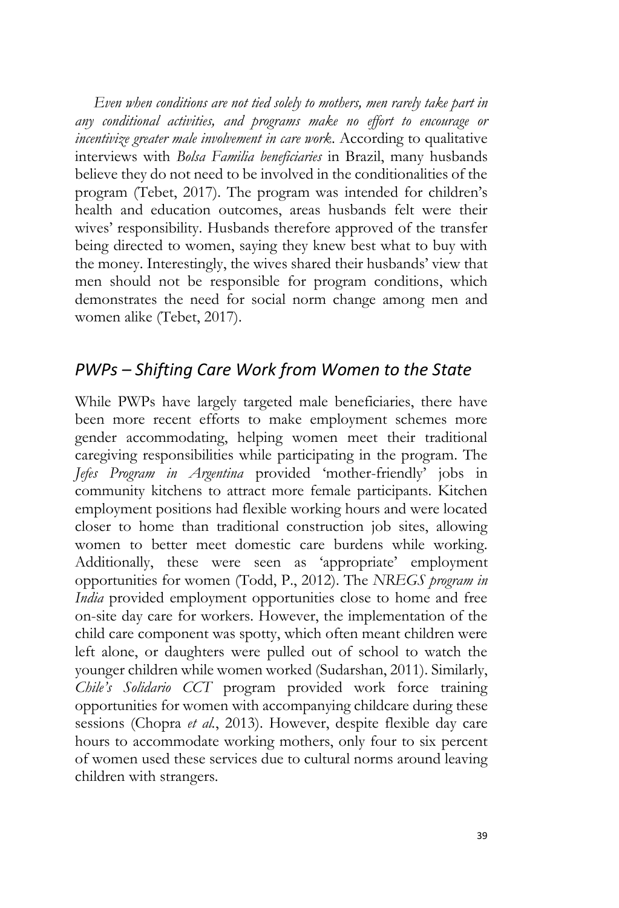*Even when conditions are not tied solely to mothers, men rarely take part in any conditional activities, and programs make no effort to encourage or incentivize greater male involvement in care work.* According to qualitative interviews with *Bolsa Familia beneficiaries* in Brazil, many husbands believe they do not need to be involved in the conditionalities of the program (Tebet, 2017). The program was intended for children's health and education outcomes, areas husbands felt were their wives' responsibility. Husbands therefore approved of the transfer being directed to women, saying they knew best what to buy with the money. Interestingly, the wives shared their husbands' view that men should not be responsible for program conditions, which demonstrates the need for social norm change among men and women alike (Tebet, 2017).

## *PWPs – Shifting Care Work from Women to the State*

While PWPs have largely targeted male beneficiaries, there have been more recent efforts to make employment schemes more gender accommodating, helping women meet their traditional caregiving responsibilities while participating in the program. The *Jefes Program in Argentina* provided 'mother-friendly' jobs in community kitchens to attract more female participants. Kitchen employment positions had flexible working hours and were located closer to home than traditional construction job sites, allowing women to better meet domestic care burdens while working. Additionally, these were seen as 'appropriate' employment opportunities for women (Todd, P., 2012). The *NREGS program in India* provided employment opportunities close to home and free on-site day care for workers. However, the implementation of the child care component was spotty, which often meant children were left alone, or daughters were pulled out of school to watch the younger children while women worked (Sudarshan, 2011). Similarly, *Chile's Solidario CCT* program provided work force training opportunities for women with accompanying childcare during these sessions (Chopra *et al.*, 2013). However, despite flexible day care hours to accommodate working mothers, only four to six percent of women used these services due to cultural norms around leaving children with strangers.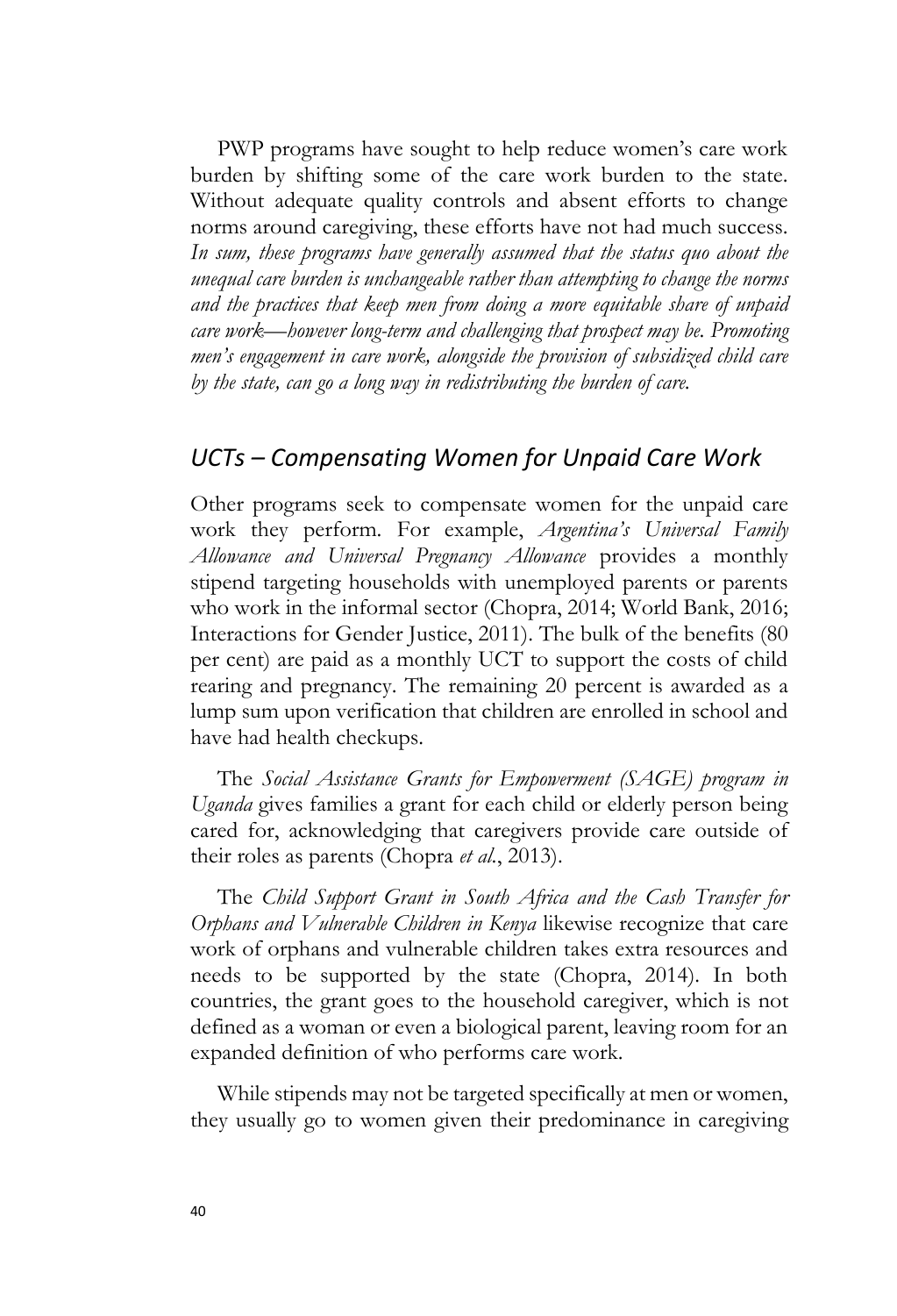PWP programs have sought to help reduce women's care work burden by shifting some of the care work burden to the state. Without adequate quality controls and absent efforts to change norms around caregiving, these efforts have not had much success. *In sum, these programs have generally assumed that the status quo about the unequal care burden is unchangeable rather than attempting to change the norms and the practices that keep men from doing a more equitable share of unpaid care work—however long-term and challenging that prospect may be. Promoting men's engagement in care work, alongside the provision of subsidized child care by the state, can go a long way in redistributing the burden of care.*

## *UCTs – Compensating Women for Unpaid Care Work*

Other programs seek to compensate women for the unpaid care work they perform. For example, *Argentina's Universal Family Allowance and Universal Pregnancy Allowance* provides a monthly stipend targeting households with unemployed parents or parents who work in the informal sector (Chopra, 2014; World Bank, 2016; Interactions for Gender Justice, 2011). The bulk of the benefits (80 per cent) are paid as a monthly UCT to support the costs of child rearing and pregnancy. The remaining 20 percent is awarded as a lump sum upon verification that children are enrolled in school and have had health checkups.

The *Social Assistance Grants for Empowerment (SAGE) program in Uganda* gives families a grant for each child or elderly person being cared for, acknowledging that caregivers provide care outside of their roles as parents (Chopra *et al.*, 2013).

The *Child Support Grant in South Africa and the Cash Transfer for Orphans and Vulnerable Children in Kenya* likewise recognize that care work of orphans and vulnerable children takes extra resources and needs to be supported by the state (Chopra, 2014). In both countries, the grant goes to the household caregiver, which is not defined as a woman or even a biological parent, leaving room for an expanded definition of who performs care work.

While stipends may not be targeted specifically at men or women, they usually go to women given their predominance in caregiving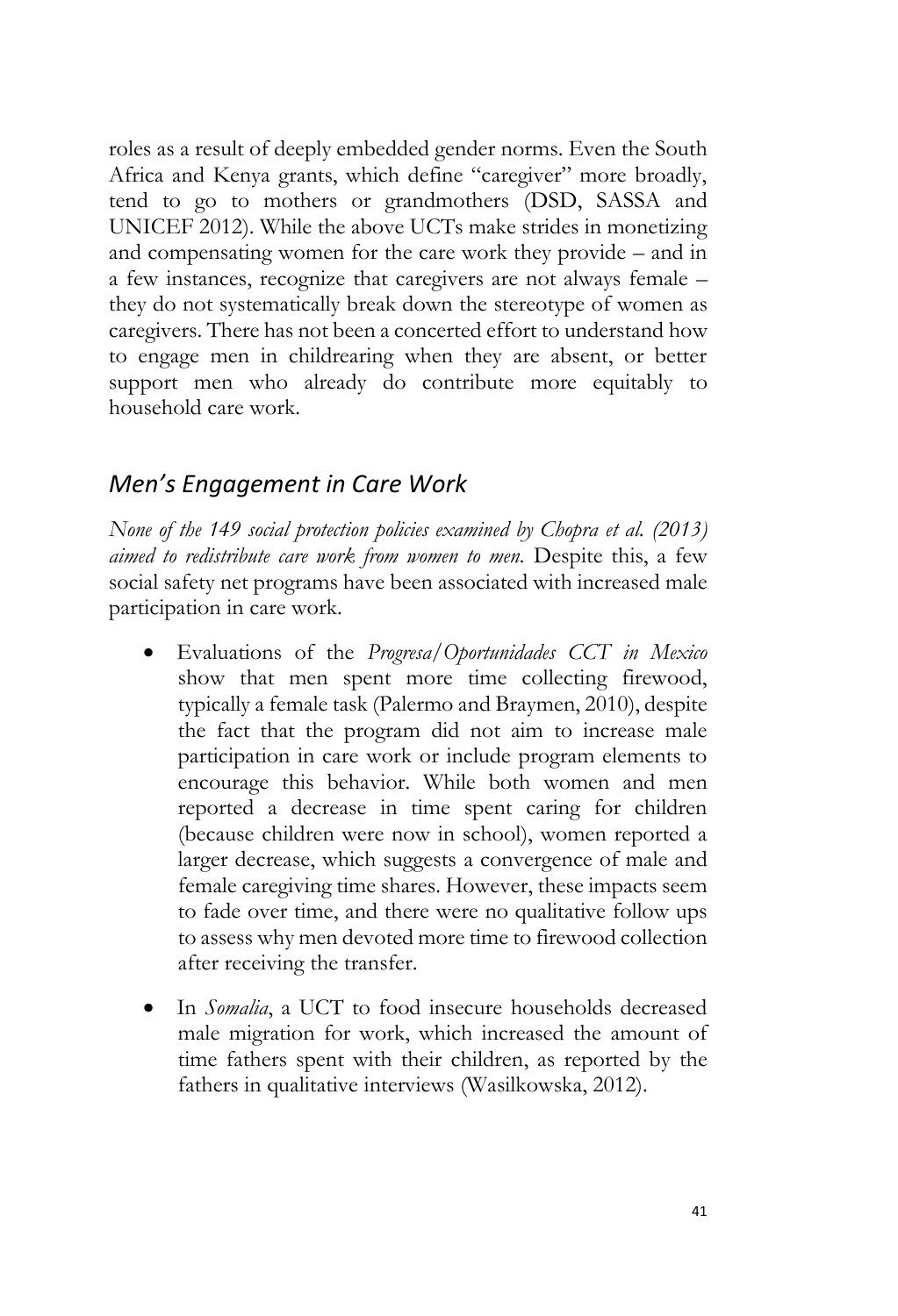roles as a result of deeply embedded gender norms. Even the South Africa and Kenya grants, which define "caregiver" more broadly, tend to go to mothers or grandmothers (DSD, SASSA and UNICEF 2012). While the above UCTs make strides in monetizing and compensating women for the care work they provide – and in a few instances, recognize that caregivers are not always female – they do not systematically break down the stereotype of women as caregivers. There has not been a concerted effort to understand how to engage men in childrearing when they are absent, or better support men who already do contribute more equitably to household care work.

## *Men's Engagement in Care Work*

*None of the 149 social protection policies examined by Chopra et al. (2013) aimed to redistribute care work from women to men.* Despite this, a few social safety net programs have been associated with increased male participation in care work.

- Evaluations of the *Progresa/Oportunidades CCT in Mexico* show that men spent more time collecting firewood, typically a female task (Palermo and Braymen, 2010), despite the fact that the program did not aim to increase male participation in care work or include program elements to encourage this behavior. While both women and men reported a decrease in time spent caring for children (because children were now in school), women reported a larger decrease, which suggests a convergence of male and female caregiving time shares. However, these impacts seem to fade over time, and there were no qualitative follow ups to assess why men devoted more time to firewood collection after receiving the transfer.

- In *Somalia*, a UCT to food insecure households decreased male migration for work, which increased the amount of time fathers spent with their children, as reported by the fathers in qualitative interviews (Wasilkowska, 2012).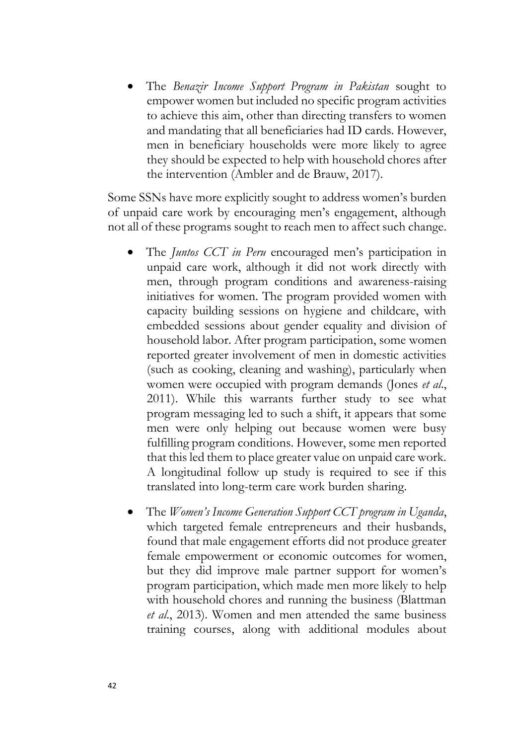- The *Benazir Income Support Program in Pakistan* sought to empower women but included no specific program activities to achieve this aim, other than directing transfers to women and mandating that all beneficiaries had ID cards. However, men in beneficiary households were more likely to agree they should be expected to help with household chores after the intervention (Ambler and de Brauw, 2017).

Some SSNs have more explicitly sought to address women's burden of unpaid care work by encouraging men's engagement, although not all of these programs sought to reach men to affect such change.

- The *Juntos CCT in Peru* encouraged men's participation in unpaid care work, although it did not work directly with men, through program conditions and awareness-raising initiatives for women. The program provided women with capacity building sessions on hygiene and childcare, with embedded sessions about gender equality and division of household labor. After program participation, some women reported greater involvement of men in domestic activities (such as cooking, cleaning and washing), particularly when women were occupied with program demands (Jones *et al.*, 2011). While this warrants further study to see what program messaging led to such a shift, it appears that some men were only helping out because women were busy fulfilling program conditions. However, some men reported that this led them to place greater value on unpaid care work. A longitudinal follow up study is required to see if this translated into long-term care work burden sharing.

- The *Women's Income Generation Support CCT program in Uganda*, which targeted female entrepreneurs and their husbands, found that male engagement efforts did not produce greater female empowerment or economic outcomes for women, but they did improve male partner support for women's program participation, which made men more likely to help with household chores and running the business (Blattman *et al.*, 2013). Women and men attended the same business training courses, along with additional modules about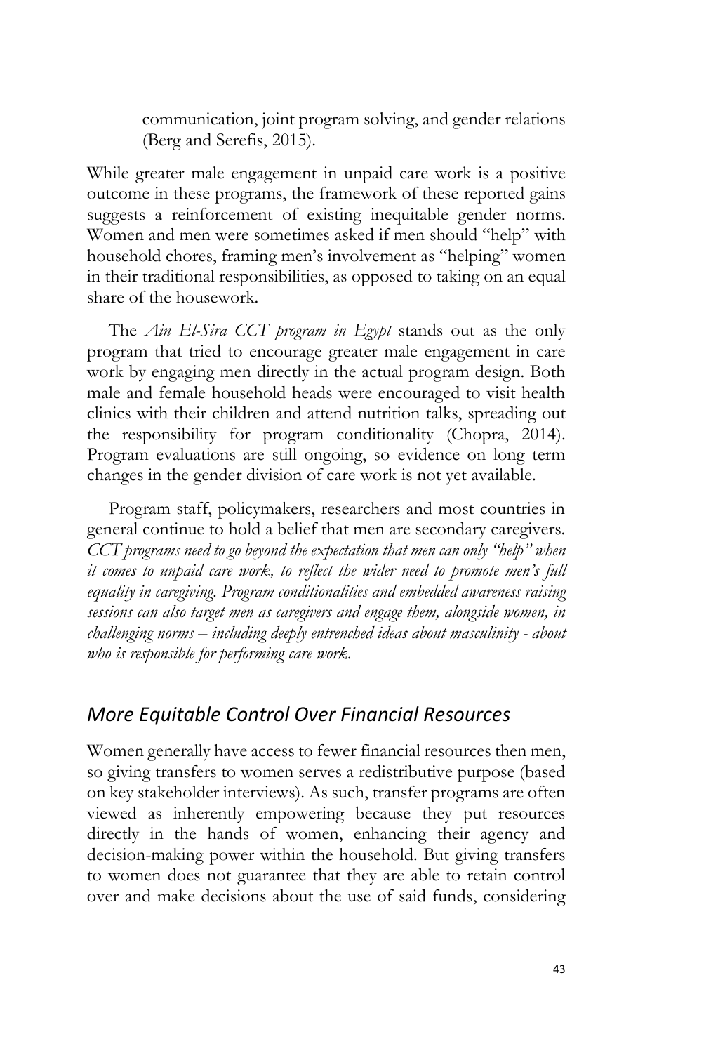communication, joint program solving, and gender relations (Berg and Serefis, 2015).

While greater male engagement in unpaid care work is a positive outcome in these programs, the framework of these reported gains suggests a reinforcement of existing inequitable gender norms. Women and men were sometimes asked if men should "help" with household chores, framing men's involvement as "helping" women in their traditional responsibilities, as opposed to taking on an equal share of the housework.

The *Ain El-Sira CCT program in Egypt* stands out as the only program that tried to encourage greater male engagement in care work by engaging men directly in the actual program design. Both male and female household heads were encouraged to visit health clinics with their children and attend nutrition talks, spreading out the responsibility for program conditionality (Chopra, 2014). Program evaluations are still ongoing, so evidence on long term changes in the gender division of care work is not yet available.

Program staff, policymakers, researchers and most countries in general continue to hold a belief that men are secondary caregivers. *CCT programs need to go beyond the expectation that men can only "help" when it comes to unpaid care work, to reflect the wider need to promote men's full equality in caregiving. Program conditionalities and embedded awareness raising sessions can also target men as caregivers and engage them, alongside women, in challenging norms – including deeply entrenched ideas about masculinity - about who is responsible for performing care work.*

## *More Equitable Control Over Financial Resources*

Women generally have access to fewer financial resources then men, so giving transfers to women serves a redistributive purpose (based on key stakeholder interviews). As such, transfer programs are often viewed as inherently empowering because they put resources directly in the hands of women, enhancing their agency and decision-making power within the household. But giving transfers to women does not guarantee that they are able to retain control over and make decisions about the use of said funds, considering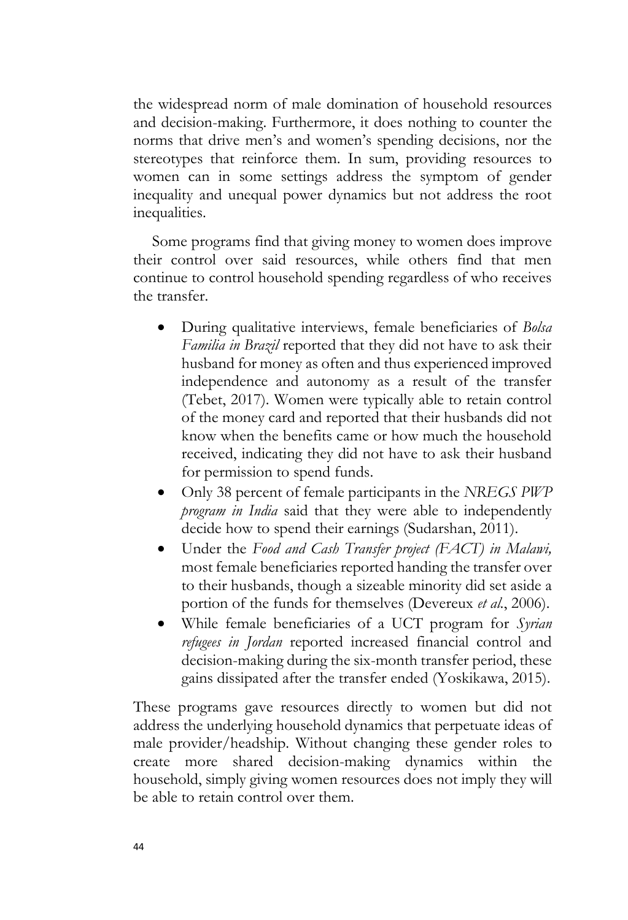the widespread norm of male domination of household resources and decision-making. Furthermore, it does nothing to counter the norms that drive men's and women's spending decisions, nor the stereotypes that reinforce them. In sum, providing resources to women can in some settings address the symptom of gender inequality and unequal power dynamics but not address the root inequalities.

Some programs find that giving money to women does improve their control over said resources, while others find that men continue to control household spending regardless of who receives the transfer.

- During qualitative interviews, female beneficiaries of *Bolsa Familia in Brazil* reported that they did not have to ask their husband for money as often and thus experienced improved independence and autonomy as a result of the transfer (Tebet, 2017). Women were typically able to retain control of the money card and reported that their husbands did not know when the benefits came or how much the household received, indicating they did not have to ask their husband for permission to spend funds.
- Only 38 percent of female participants in the *NREGS PWP program in India* said that they were able to independently decide how to spend their earnings (Sudarshan, 2011).
- Under the *Food and Cash Transfer project (FACT) in Malawi,* most female beneficiaries reported handing the transfer over to their husbands, though a sizeable minority did set aside a portion of the funds for themselves (Devereux *et al.*, 2006).
- While female beneficiaries of a UCT program for *Syrian refugees in Jordan* reported increased financial control and decision-making during the six-month transfer period, these gains dissipated after the transfer ended (Yoskikawa, 2015).

These programs gave resources directly to women but did not address the underlying household dynamics that perpetuate ideas of male provider/headship. Without changing these gender roles to create more shared decision-making dynamics within the household, simply giving women resources does not imply they will be able to retain control over them.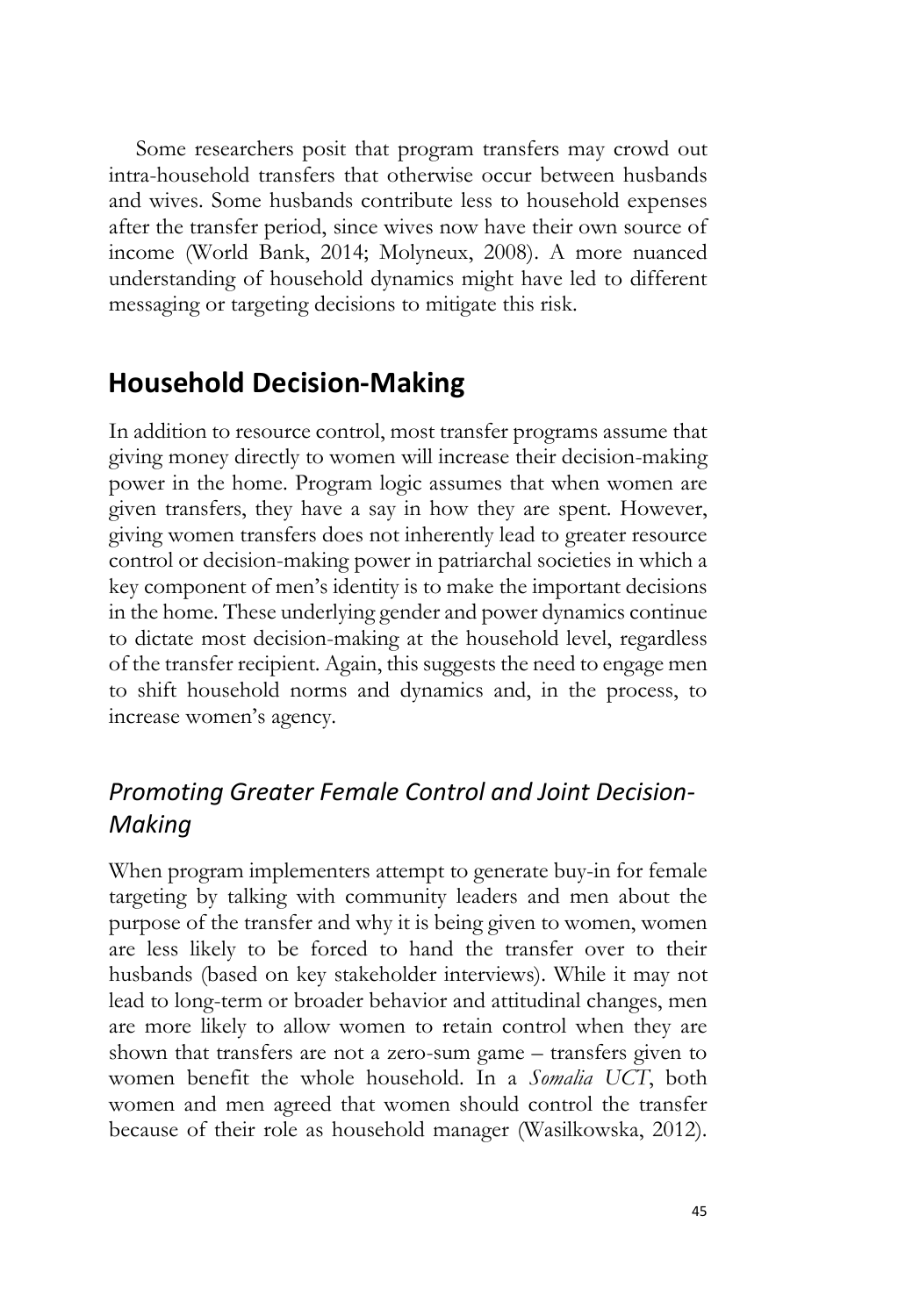Some researchers posit that program transfers may crowd out intra-household transfers that otherwise occur between husbands and wives. Some husbands contribute less to household expenses after the transfer period, since wives now have their own source of income (World Bank, 2014; Molyneux, 2008). A more nuanced understanding of household dynamics might have led to different messaging or targeting decisions to mitigate this risk.

## Household Decision-Making

In addition to resource control, most transfer programs assume that giving money directly to women will increase their decision-making power in the home. Program logic assumes that when women are given transfers, they have a say in how they are spent. However, giving women transfers does not inherently lead to greater resource control or decision-making power in patriarchal societies in which a key component of men's identity is to make the important decisions in the home. These underlying gender and power dynamics continue to dictate most decision-making at the household level, regardless of the transfer recipient. Again, this suggests the need to engage men to shift household norms and dynamics and, in the process, to increase women's agency.

### *Promoting Greater Female Control and Joint Decision-Making*

When program implementers attempt to generate buy-in for female targeting by talking with community leaders and men about the purpose of the transfer and why it is being given to women, women are less likely to be forced to hand the transfer over to their husbands (based on key stakeholder interviews). While it may not lead to long-term or broader behavior and attitudinal changes, men are more likely to allow women to retain control when they are shown that transfers are not a zero-sum game – transfers given to women benefit the whole household. In a *Somalia UCT*, both women and men agreed that women should control the transfer because of their role as household manager (Wasilkowska, 2012).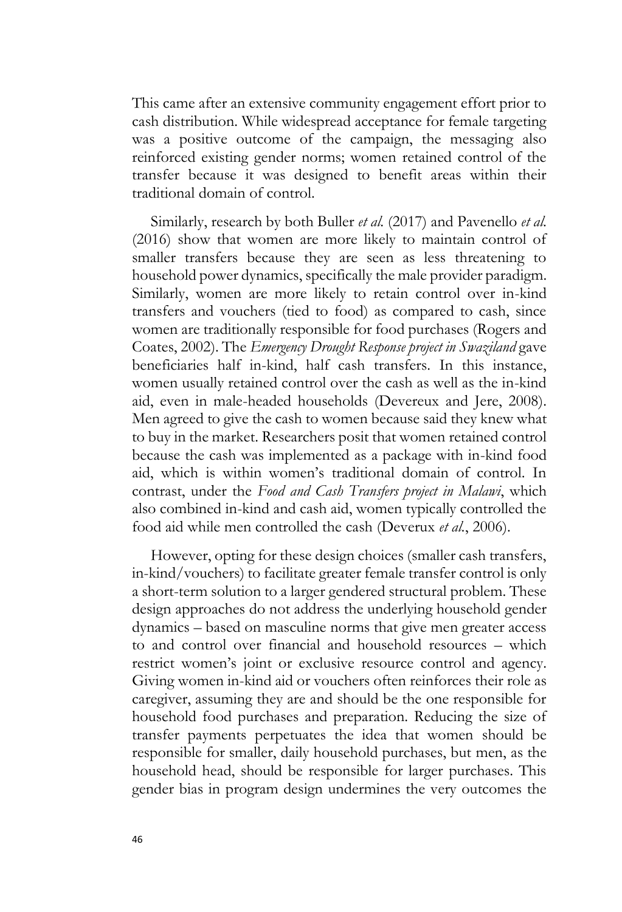This came after an extensive community engagement effort prior to cash distribution. While widespread acceptance for female targeting was a positive outcome of the campaign, the messaging also reinforced existing gender norms; women retained control of the transfer because it was designed to benefit areas within their traditional domain of control.

Similarly, research by both Buller *et al.* (2017) and Pavenello *et al.* (2016) show that women are more likely to maintain control of smaller transfers because they are seen as less threatening to household power dynamics, specifically the male provider paradigm. Similarly, women are more likely to retain control over in-kind transfers and vouchers (tied to food) as compared to cash, since women are traditionally responsible for food purchases (Rogers and Coates, 2002). The *Emergency Drought Response project in Swaziland* gave beneficiaries half in-kind, half cash transfers. In this instance, women usually retained control over the cash as well as the in-kind aid, even in male-headed households (Devereux and Jere, 2008). Men agreed to give the cash to women because said they knew what to buy in the market. Researchers posit that women retained control because the cash was implemented as a package with in-kind food aid, which is within women's traditional domain of control. In contrast, under the *Food and Cash Transfers project in Malawi*, which also combined in-kind and cash aid, women typically controlled the food aid while men controlled the cash (Deverux *et al.*, 2006).

However, opting for these design choices (smaller cash transfers, in-kind/vouchers) to facilitate greater female transfer control is only a short-term solution to a larger gendered structural problem. These design approaches do not address the underlying household gender dynamics – based on masculine norms that give men greater access to and control over financial and household resources – which restrict women's joint or exclusive resource control and agency. Giving women in-kind aid or vouchers often reinforces their role as caregiver, assuming they are and should be the one responsible for household food purchases and preparation. Reducing the size of transfer payments perpetuates the idea that women should be responsible for smaller, daily household purchases, but men, as the household head, should be responsible for larger purchases. This gender bias in program design undermines the very outcomes the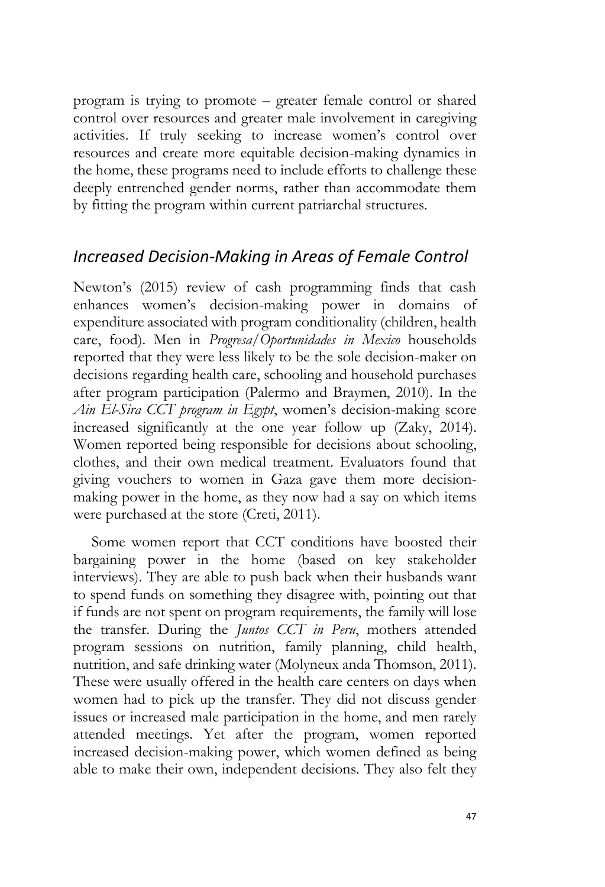program is trying to promote – greater female control or shared control over resources and greater male involvement in caregiving activities. If truly seeking to increase women's control over resources and create more equitable decision-making dynamics in the home, these programs need to include efforts to challenge these deeply entrenched gender norms, rather than accommodate them by fitting the program within current patriarchal structures.

## *Increased Decision-Making in Areas of Female Control*

Newton's (2015) review of cash programming finds that cash enhances women's decision-making power in domains of expenditure associated with program conditionality (children, health care, food). Men in *Progresa/Oportunidades in Mexico* households reported that they were less likely to be the sole decision-maker on decisions regarding health care, schooling and household purchases after program participation (Palermo and Braymen, 2010). In the *Ain El-Sira CCT program in Egypt*, women's decision-making score increased significantly at the one year follow up (Zaky, 2014). Women reported being responsible for decisions about schooling, clothes, and their own medical treatment. Evaluators found that giving vouchers to women in Gaza gave them more decision-making power in the home, as they now had a say on which items were purchased at the store (Creti, 2011).

Some women report that CCT conditions have boosted their bargaining power in the home (based on key stakeholder interviews). They are able to push back when their husbands want to spend funds on something they disagree with, pointing out that if funds are not spent on program requirements, the family will lose the transfer. During the *Juntos CCT in Peru*, mothers attended program sessions on nutrition, family planning, child health, nutrition, and safe drinking water (Molyneux anda Thomson, 2011). These were usually offered in the health care centers on days when women had to pick up the transfer. They did not discuss gender issues or increased male participation in the home, and men rarely attended meetings. Yet after the program, women reported increased decision-making power, which women defined as being able to make their own, independent decisions. They also felt they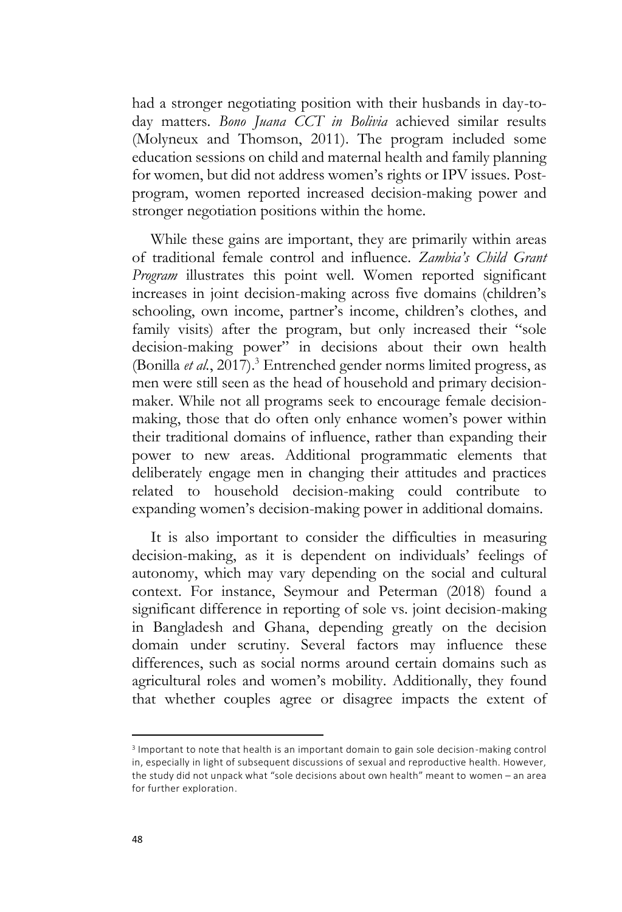had a stronger negotiating position with their husbands in day-to-day matters. *Bono Juana CCT in Bolivia* achieved similar results (Molyneux and Thomson, 2011). The program included some education sessions on child and maternal health and family planning for women, but did not address women's rights or IPV issues. Post-program, women reported increased decision-making power and stronger negotiation positions within the home.

While these gains are important, they are primarily within areas of traditional female control and influence. *Zambia's Child Grant Program* illustrates this point well. Women reported significant increases in joint decision-making across five domains (children's schooling, own income, partner's income, children's clothes, and family visits) after the program, but only increased their "sole decision-making power" in decisions about their own health (Bonilla *et al.*, 2017).[3] Entrenched gender norms limited progress, as men were still seen as the head of household and primary decision-maker. While not all programs seek to encourage female decision-making, those that do often only enhance women's power within their traditional domains of influence, rather than expanding their power to new areas. Additional programmatic elements that deliberately engage men in changing their attitudes and practices related to household decision-making could contribute to expanding women's decision-making power in additional domains.

It is also important to consider the difficulties in measuring decision-making, as it is dependent on individuals' feelings of autonomy, which may vary depending on the social and cultural context. For instance, Seymour and Peterman (2018) found a significant difference in reporting of sole vs. joint decision-making in Bangladesh and Ghana, depending greatly on the decision domain under scrutiny. Several factors may influence these differences, such as social norms around certain domains such as agricultural roles and women's mobility. Additionally, they found that whether couples agree or disagree impacts the extent of

---

[3] Important to note that health is an important domain to gain sole decision-making control in, especially in light of subsequent discussions of sexual and reproductive health. However, the study did not unpack what "sole decisions about own health" meant to women – an area for further exploration.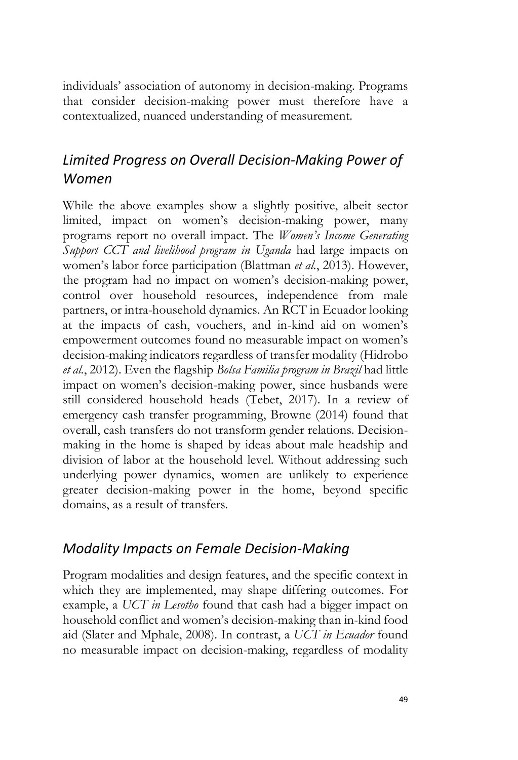individuals' association of autonomy in decision-making. Programs that consider decision-making power must therefore have a contextualized, nuanced understanding of measurement.

## *Limited Progress on Overall Decision-Making Power of Women*

While the above examples show a slightly positive, albeit sector limited, impact on women's decision-making power, many programs report no overall impact. The *Women's Income Generating Support CCT and livelihood program in Uganda* had large impacts on women's labor force participation (Blattman *et al.*, 2013). However, the program had no impact on women's decision-making power, control over household resources, independence from male partners, or intra-household dynamics. An RCT in Ecuador looking at the impacts of cash, vouchers, and in-kind aid on women's empowerment outcomes found no measurable impact on women's decision-making indicators regardless of transfer modality (Hidrobo *et al.*, 2012). Even the flagship *Bolsa Familia program in Brazil* had little impact on women's decision-making power, since husbands were still considered household heads (Tebet, 2017). In a review of emergency cash transfer programming, Browne (2014) found that overall, cash transfers do not transform gender relations. Decision-making in the home is shaped by ideas about male headship and division of labor at the household level. Without addressing such underlying power dynamics, women are unlikely to experience greater decision-making power in the home, beyond specific domains, as a result of transfers.

## *Modality Impacts on Female Decision-Making*

Program modalities and design features, and the specific context in which they are implemented, may shape differing outcomes. For example, a *UCT in Lesotho* found that cash had a bigger impact on household conflict and women's decision-making than in-kind food aid (Slater and Mphale, 2008). In contrast, a *UCT in Ecuador* found no measurable impact on decision-making, regardless of modality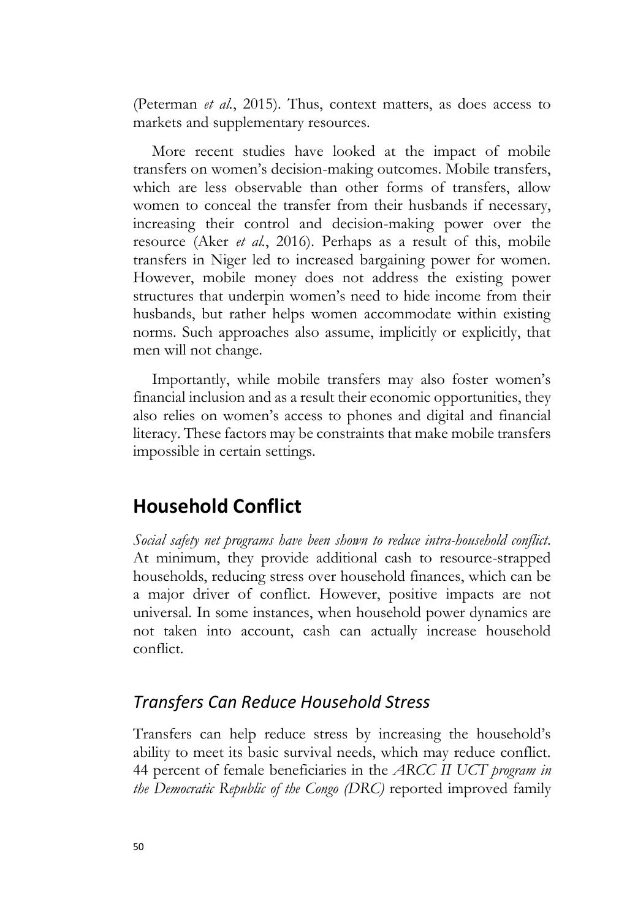(Peterman *et al.*, 2015). Thus, context matters, as does access to markets and supplementary resources.

More recent studies have looked at the impact of mobile transfers on women's decision-making outcomes. Mobile transfers, which are less observable than other forms of transfers, allow women to conceal the transfer from their husbands if necessary, increasing their control and decision-making power over the resource (Aker *et al.*, 2016). Perhaps as a result of this, mobile transfers in Niger led to increased bargaining power for women. However, mobile money does not address the existing power structures that underpin women's need to hide income from their husbands, but rather helps women accommodate within existing norms. Such approaches also assume, implicitly or explicitly, that men will not change.

Importantly, while mobile transfers may also foster women's financial inclusion and as a result their economic opportunities, they also relies on women's access to phones and digital and financial literacy. These factors may be constraints that make mobile transfers impossible in certain settings.

## Household Conflict

*Social safety net programs have been shown to reduce intra-household conflict.* At minimum, they provide additional cash to resource-strapped households, reducing stress over household finances, which can be a major driver of conflict. However, positive impacts are not universal. In some instances, when household power dynamics are not taken into account, cash can actually increase household conflict.

### *Transfers Can Reduce Household Stress*

Transfers can help reduce stress by increasing the household's ability to meet its basic survival needs, which may reduce conflict. 44 percent of female beneficiaries in the *ARCC II UCT program in the Democratic Republic of the Congo (DRC)* reported improved family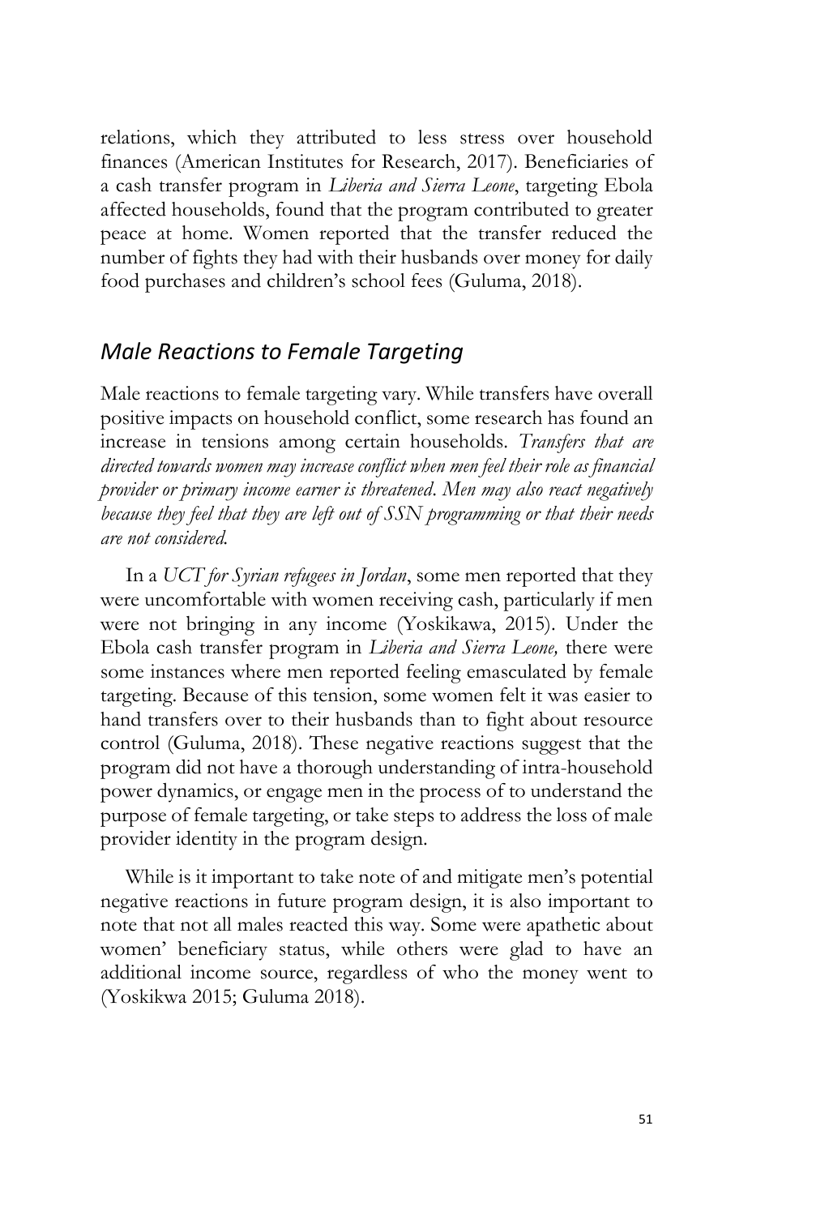relations, which they attributed to less stress over household finances (American Institutes for Research, 2017). Beneficiaries of a cash transfer program in *Liberia and Sierra Leone*, targeting Ebola affected households, found that the program contributed to greater peace at home. Women reported that the transfer reduced the number of fights they had with their husbands over money for daily food purchases and children's school fees (Guluma, 2018).

## *Male Reactions to Female Targeting*

Male reactions to female targeting vary. While transfers have overall positive impacts on household conflict, some research has found an increase in tensions among certain households. *Transfers that are directed towards women may increase conflict when men feel their role as financial provider or primary income earner is threatened. Men may also react negatively because they feel that they are left out of SSN programming or that their needs are not considered.*

In a *UCT for Syrian refugees in Jordan*, some men reported that they were uncomfortable with women receiving cash, particularly if men were not bringing in any income (Yoskikawa, 2015). Under the Ebola cash transfer program in *Liberia and Sierra Leone,* there were some instances where men reported feeling emasculated by female targeting. Because of this tension, some women felt it was easier to hand transfers over to their husbands than to fight about resource control (Guluma, 2018). These negative reactions suggest that the program did not have a thorough understanding of intra-household power dynamics, or engage men in the process of to understand the purpose of female targeting, or take steps to address the loss of male provider identity in the program design.

While is it important to take note of and mitigate men's potential negative reactions in future program design, it is also important to note that not all males reacted this way. Some were apathetic about women' beneficiary status, while others were glad to have an additional income source, regardless of who the money went to (Yoskikwa 2015; Guluma 2018).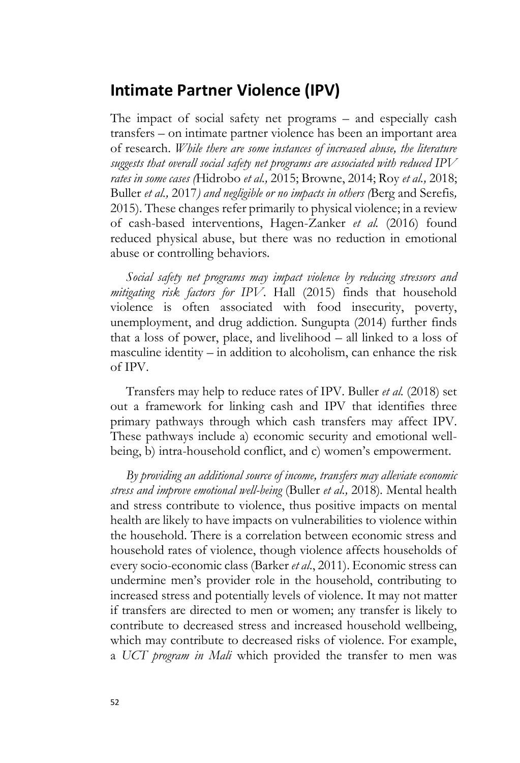## Intimate Partner Violence (IPV)

The impact of social safety net programs – and especially cash transfers – on intimate partner violence has been an important area of research. *While there are some instances of increased abuse, the literature suggests that overall social safety net programs are associated with reduced IPV rates in some cases (*Hidrobo *et al.,* 2015; Browne, 2014; Roy *et al.,* 2018; Buller *et al.,* 2017*) and negligible or no impacts in others (*Berg and Serefis*,* 2015). These changes refer primarily to physical violence; in a review of cash-based interventions, Hagen-Zanker *et al.* (2016) found reduced physical abuse, but there was no reduction in emotional abuse or controlling behaviors.

*Social safety net programs may impact violence by reducing stressors and mitigating risk factors for IPV*. Hall (2015) finds that household violence is often associated with food insecurity, poverty, unemployment, and drug addiction. Sungupta (2014) further finds that a loss of power, place, and livelihood – all linked to a loss of masculine identity – in addition to alcoholism, can enhance the risk of IPV.

Transfers may help to reduce rates of IPV. Buller *et al.* (2018) set out a framework for linking cash and IPV that identifies three primary pathways through which cash transfers may affect IPV. These pathways include a) economic security and emotional well-being, b) intra-household conflict, and c) women's empowerment.

*By providing an additional source of income, transfers may alleviate economic stress and improve emotional well-being* (Buller *et al.,* 2018). Mental health and stress contribute to violence, thus positive impacts on mental health are likely to have impacts on vulnerabilities to violence within the household. There is a correlation between economic stress and household rates of violence, though violence affects households of every socio-economic class (Barker *et al.*, 2011). Economic stress can undermine men's provider role in the household, contributing to increased stress and potentially levels of violence. It may not matter if transfers are directed to men or women; any transfer is likely to contribute to decreased stress and increased household wellbeing, which may contribute to decreased risks of violence. For example, a *UCT program in Mali* which provided the transfer to men was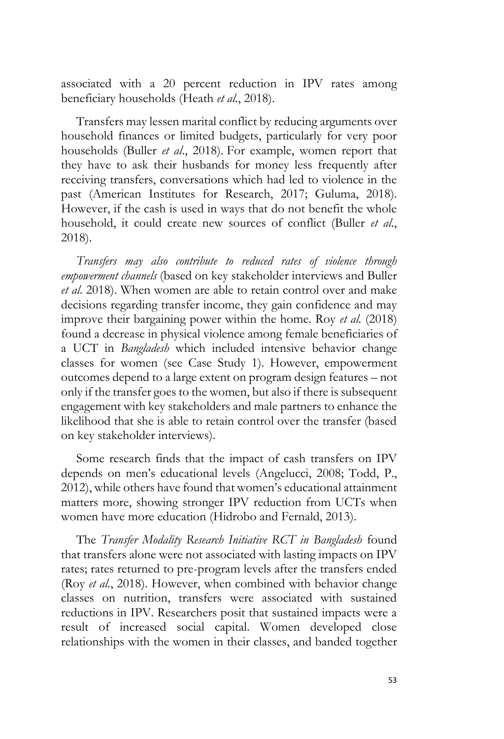associated with a 20 percent reduction in IPV rates among beneficiary households (Heath *et al.*, 2018).

Transfers may lessen marital conflict by reducing arguments over household finances or limited budgets, particularly for very poor households (Buller *et al.*, 2018). For example, women report that they have to ask their husbands for money less frequently after receiving transfers, conversations which had led to violence in the past (American Institutes for Research, 2017; Guluma, 2018). However, if the cash is used in ways that do not benefit the whole household, it could create new sources of conflict (Buller *et al.*, 2018).

*Transfers may also contribute to reduced rates of violence through empowerment channels* (based on key stakeholder interviews and Buller *et al.* 2018). When women are able to retain control over and make decisions regarding transfer income, they gain confidence and may improve their bargaining power within the home. Roy *et al.* (2018) found a decrease in physical violence among female beneficiaries of a UCT in *Bangladesh* which included intensive behavior change classes for women (see Case Study 1). However, empowerment outcomes depend to a large extent on program design features – not only if the transfer goes to the women, but also if there is subsequent engagement with key stakeholders and male partners to enhance the likelihood that she is able to retain control over the transfer (based on key stakeholder interviews).

Some research finds that the impact of cash transfers on IPV depends on men's educational levels (Angelucci, 2008; Todd, P., 2012), while others have found that women's educational attainment matters more, showing stronger IPV reduction from UCTs when women have more education (Hidrobo and Fernald, 2013).

The *Transfer Modality Research Initiative RCT in Bangladesh* found that transfers alone were not associated with lasting impacts on IPV rates; rates returned to pre-program levels after the transfers ended (Roy *et al.*, 2018). However, when combined with behavior change classes on nutrition, transfers were associated with sustained reductions in IPV. Researchers posit that sustained impacts were a result of increased social capital. Women developed close relationships with the women in their classes, and banded together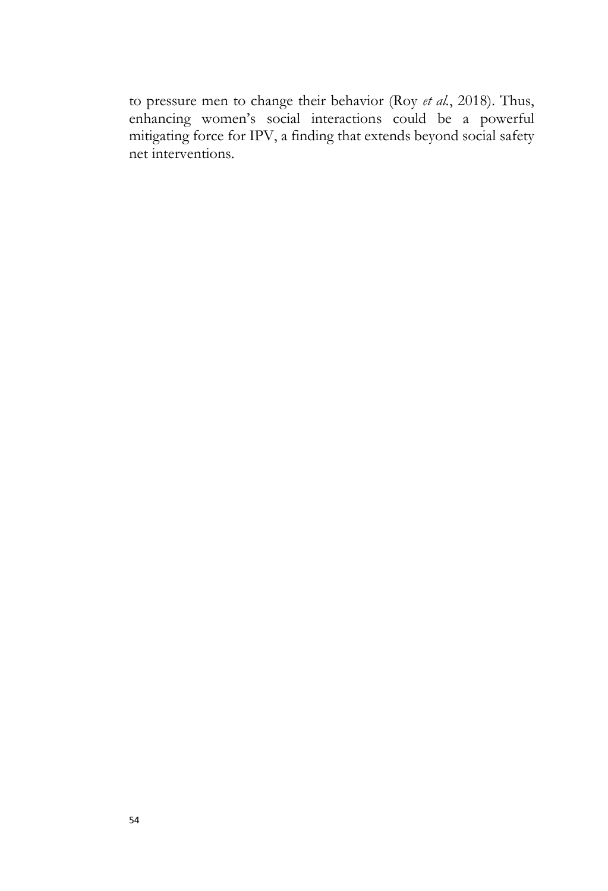to pressure men to change their behavior (Roy *et al.*, 2018). Thus, enhancing women's social interactions could be a powerful mitigating force for IPV, a finding that extends beyond social safety net interventions.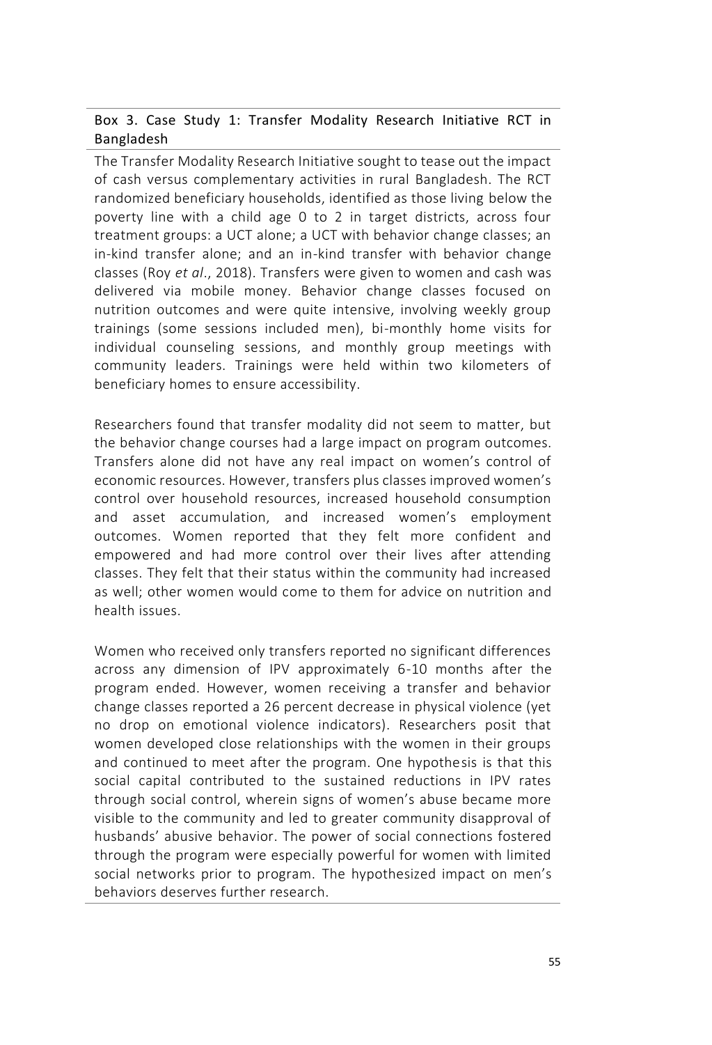### Box 3. Case Study 1: Transfer Modality Research Initiative RCT in Bangladesh

The Transfer Modality Research Initiative sought to tease out the impact of cash versus complementary activities in rural Bangladesh. The RCT randomized beneficiary households, identified as those living below the poverty line with a child age 0 to 2 in target districts, across four treatment groups: a UCT alone; a UCT with behavior change classes; an in-kind transfer alone; and an in-kind transfer with behavior change classes (Roy *et al*., 2018). Transfers were given to women and cash was delivered via mobile money. Behavior change classes focused on nutrition outcomes and were quite intensive, involving weekly group trainings (some sessions included men), bi-monthly home visits for individual counseling sessions, and monthly group meetings with community leaders. Trainings were held within two kilometers of beneficiary homes to ensure accessibility.

Researchers found that transfer modality did not seem to matter, but the behavior change courses had a large impact on program outcomes. Transfers alone did not have any real impact on women's control of economic resources. However, transfers plus classes improved women's control over household resources, increased household consumption and asset accumulation, and increased women's employment outcomes. Women reported that they felt more confident and empowered and had more control over their lives after attending classes. They felt that their status within the community had increased as well; other women would come to them for advice on nutrition and health issues.

Women who received only transfers reported no significant differences across any dimension of IPV approximately 6-10 months after the program ended. However, women receiving a transfer and behavior change classes reported a 26 percent decrease in physical violence (yet no drop on emotional violence indicators). Researchers posit that women developed close relationships with the women in their groups and continued to meet after the program. One hypothesis is that this social capital contributed to the sustained reductions in IPV rates through social control, wherein signs of women's abuse became more visible to the community and led to greater community disapproval of husbands' abusive behavior. The power of social connections fostered through the program were especially powerful for women with limited social networks prior to program. The hypothesized impact on men's behaviors deserves further research.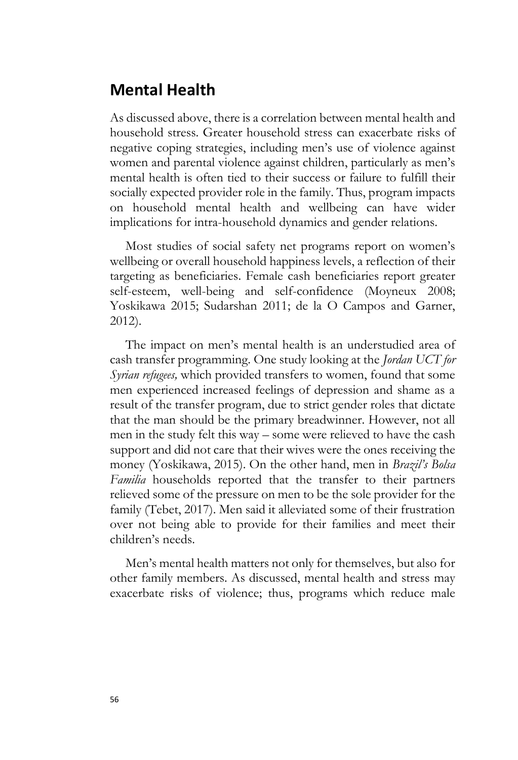## Mental Health

As discussed above, there is a correlation between mental health and household stress. Greater household stress can exacerbate risks of negative coping strategies, including men's use of violence against women and parental violence against children, particularly as men's mental health is often tied to their success or failure to fulfill their socially expected provider role in the family. Thus, program impacts on household mental health and wellbeing can have wider implications for intra-household dynamics and gender relations.

Most studies of social safety net programs report on women's wellbeing or overall household happiness levels, a reflection of their targeting as beneficiaries. Female cash beneficiaries report greater self-esteem, well-being and self-confidence (Moyneux 2008; Yoskikawa 2015; Sudarshan 2011; de la O Campos and Garner, 2012).

The impact on men's mental health is an understudied area of cash transfer programming. One study looking at the *Jordan UCT for Syrian refugees,* which provided transfers to women, found that some men experienced increased feelings of depression and shame as a result of the transfer program, due to strict gender roles that dictate that the man should be the primary breadwinner. However, not all men in the study felt this way – some were relieved to have the cash support and did not care that their wives were the ones receiving the money (Yoskikawa, 2015). On the other hand, men in *Brazil's Bolsa Familia* households reported that the transfer to their partners relieved some of the pressure on men to be the sole provider for the family (Tebet, 2017). Men said it alleviated some of their frustration over not being able to provide for their families and meet their children's needs.

Men's mental health matters not only for themselves, but also for other family members. As discussed, mental health and stress may exacerbate risks of violence; thus, programs which reduce male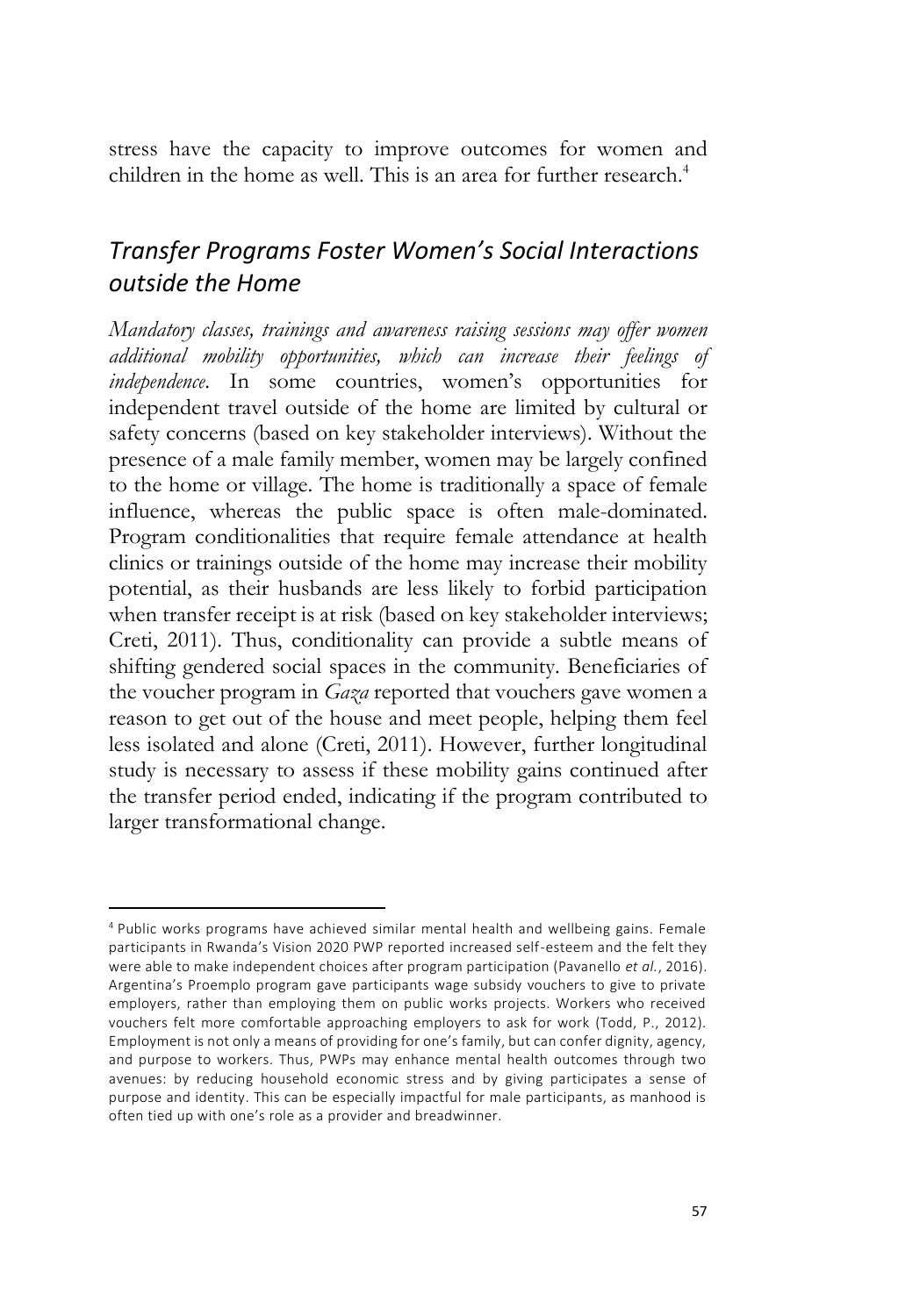stress have the capacity to improve outcomes for women and children in the home as well. This is an area for further research.[4]

## *Transfer Programs Foster Women's Social Interactions outside the Home*

*Mandatory classes, trainings and awareness raising sessions may offer women additional mobility opportunities, which can increase their feelings of independence.* In some countries, women's opportunities for independent travel outside of the home are limited by cultural or safety concerns (based on key stakeholder interviews). Without the presence of a male family member, women may be largely confined to the home or village. The home is traditionally a space of female influence, whereas the public space is often male-dominated. Program conditionalities that require female attendance at health clinics or trainings outside of the home may increase their mobility potential, as their husbands are less likely to forbid participation when transfer receipt is at risk (based on key stakeholder interviews; Creti, 2011). Thus, conditionality can provide a subtle means of shifting gendered social spaces in the community. Beneficiaries of the voucher program in *Gaza* reported that vouchers gave women a reason to get out of the house and meet people, helping them feel less isolated and alone (Creti, 2011). However, further longitudinal study is necessary to assess if these mobility gains continued after the transfer period ended, indicating if the program contributed to larger transformational change.

---

[4] Public works programs have achieved similar mental health and wellbeing gains. Female participants in Rwanda's Vision 2020 PWP reported increased self-esteem and the felt they were able to make independent choices after program participation (Pavanello *et al.*, 2016). Argentina's Proemplo program gave participants wage subsidy vouchers to give to private employers, rather than employing them on public works projects. Workers who received vouchers felt more comfortable approaching employers to ask for work (Todd, P., 2012). Employment is not only a means of providing for one's family, but can confer dignity, agency, and purpose to workers. Thus, PWPs may enhance mental health outcomes through two avenues: by reducing household economic stress and by giving participates a sense of purpose and identity. This can be especially impactful for male participants, as manhood is often tied up with one's role as a provider and breadwinner.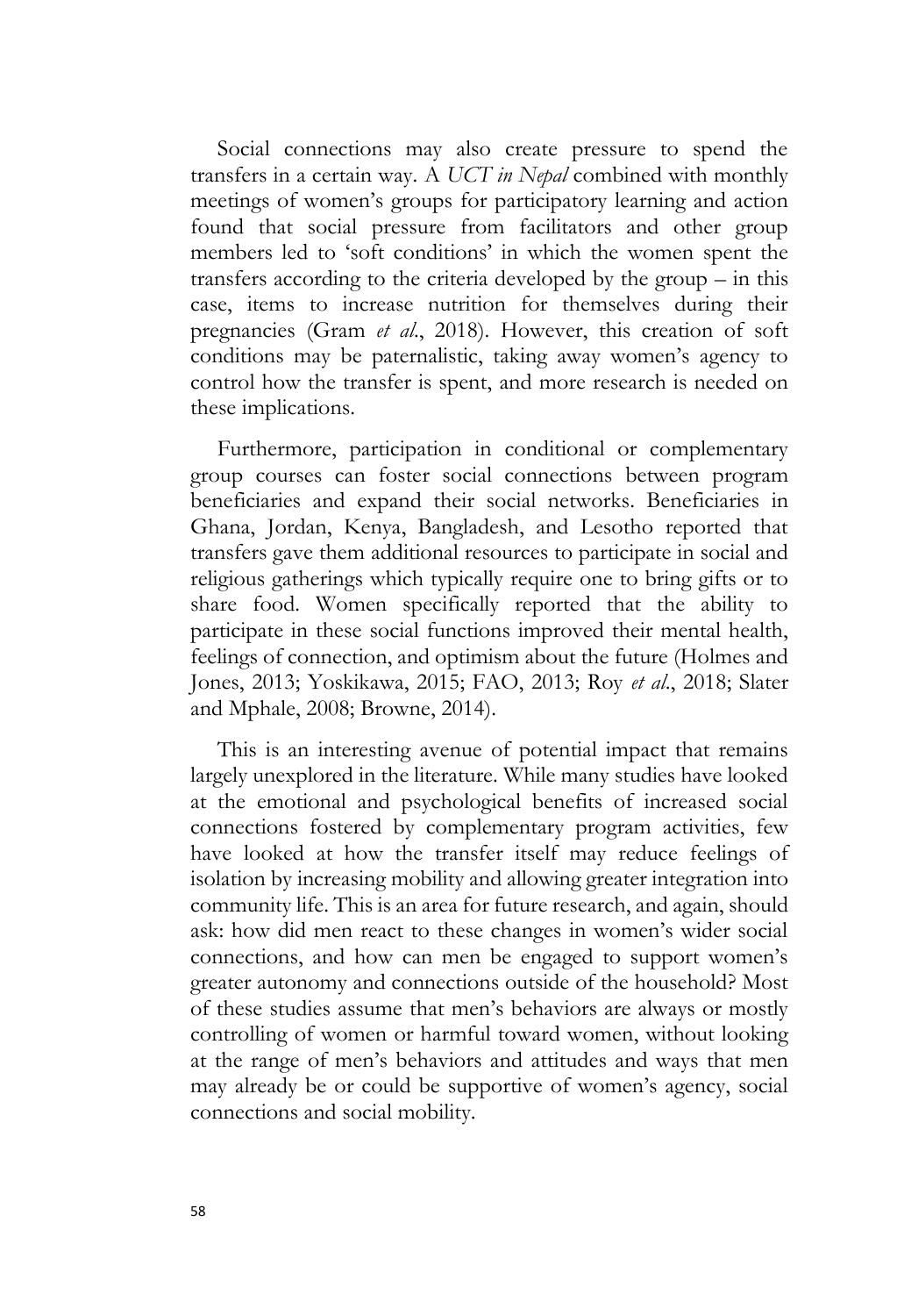Social connections may also create pressure to spend the transfers in a certain way. A *UCT in Nepal* combined with monthly meetings of women's groups for participatory learning and action found that social pressure from facilitators and other group members led to 'soft conditions' in which the women spent the transfers according to the criteria developed by the group – in this case, items to increase nutrition for themselves during their pregnancies (Gram *et al.*, 2018). However, this creation of soft conditions may be paternalistic, taking away women's agency to control how the transfer is spent, and more research is needed on these implications.

Furthermore, participation in conditional or complementary group courses can foster social connections between program beneficiaries and expand their social networks. Beneficiaries in Ghana, Jordan, Kenya, Bangladesh, and Lesotho reported that transfers gave them additional resources to participate in social and religious gatherings which typically require one to bring gifts or to share food. Women specifically reported that the ability to participate in these social functions improved their mental health, feelings of connection, and optimism about the future (Holmes and Jones, 2013; Yoskikawa, 2015; FAO, 2013; Roy *et al.*, 2018; Slater and Mphale, 2008; Browne, 2014).

This is an interesting avenue of potential impact that remains largely unexplored in the literature. While many studies have looked at the emotional and psychological benefits of increased social connections fostered by complementary program activities, few have looked at how the transfer itself may reduce feelings of isolation by increasing mobility and allowing greater integration into community life. This is an area for future research, and again, should ask: how did men react to these changes in women's wider social connections, and how can men be engaged to support women's greater autonomy and connections outside of the household? Most of these studies assume that men's behaviors are always or mostly controlling of women or harmful toward women, without looking at the range of men's behaviors and attitudes and ways that men may already be or could be supportive of women's agency, social connections and social mobility.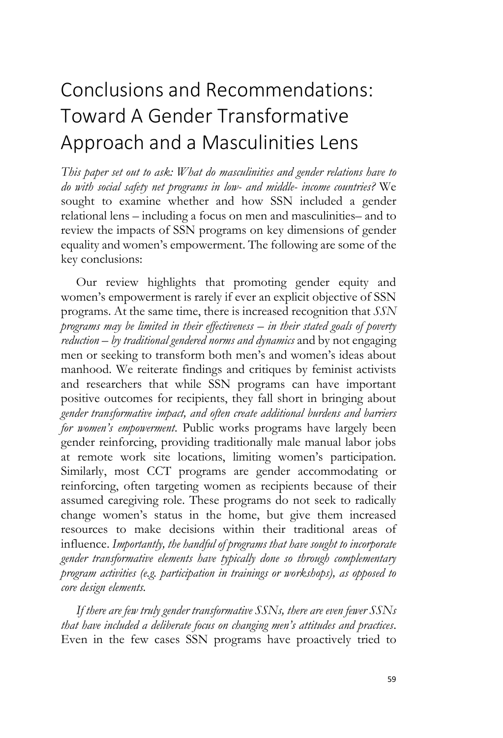# Conclusions and Recommendations: Toward A Gender Transformative Approach and a Masculinities Lens

*This paper set out to ask: What do masculinities and gender relations have to do with social safety net programs in low- and middle- income countries?* We sought to examine whether and how SSN included a gender relational lens – including a focus on men and masculinities– and to review the impacts of SSN programs on key dimensions of gender equality and women's empowerment. The following are some of the key conclusions:

Our review highlights that promoting gender equity and women's empowerment is rarely if ever an explicit objective of SSN programs. At the same time, there is increased recognition that *SSN programs may be limited in their effectiveness – in their stated goals of poverty reduction – by traditional gendered norms and dynamics* and by not engaging men or seeking to transform both men's and women's ideas about manhood. We reiterate findings and critiques by feminist activists and researchers that while SSN programs can have important positive outcomes for recipients, they fall short in bringing about *gender transformative impact, and often create additional burdens and barriers for women's empowerment.* Public works programs have largely been gender reinforcing, providing traditionally male manual labor jobs at remote work site locations, limiting women's participation. Similarly, most CCT programs are gender accommodating or reinforcing, often targeting women as recipients because of their assumed caregiving role. These programs do not seek to radically change women's status in the home, but give them increased resources to make decisions within their traditional areas of influence. *Importantly, the handful of programs that have sought to incorporate gender transformative elements have typically done so through complementary program activities (e.g. participation in trainings or workshops), as opposed to core design elements.*

*If there are few truly gender transformative SSNs, there are even fewer SSNs that have included a deliberate focus on changing men's attitudes and practices.* Even in the few cases SSN programs have proactively tried to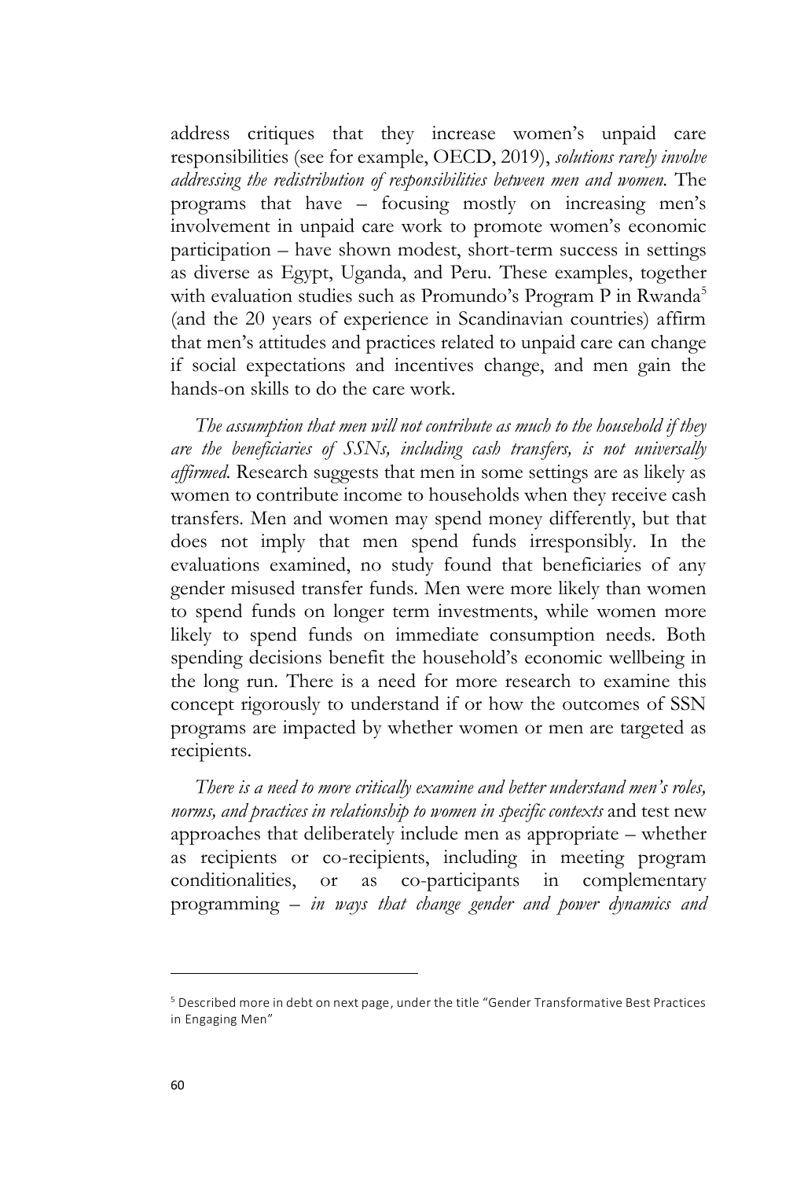address critiques that they increase women's unpaid care responsibilities (see for example, OECD, 2019), *solutions rarely involve addressing the redistribution of responsibilities between men and women.* The programs that have – focusing mostly on increasing men's involvement in unpaid care work to promote women's economic participation – have shown modest, short-term success in settings as diverse as Egypt, Uganda, and Peru. These examples, together with evaluation studies such as Promundo's Program P in Rwanda[5] (and the 20 years of experience in Scandinavian countries) affirm that men's attitudes and practices related to unpaid care can change if social expectations and incentives change, and men gain the hands-on skills to do the care work.

*The assumption that men will not contribute as much to the household if they are the beneficiaries of SSNs, including cash transfers, is not universally affirmed.* Research suggests that men in some settings are as likely as women to contribute income to households when they receive cash transfers. Men and women may spend money differently, but that does not imply that men spend funds irresponsibly. In the evaluations examined, no study found that beneficiaries of any gender misused transfer funds. Men were more likely than women to spend funds on longer term investments, while women more likely to spend funds on immediate consumption needs. Both spending decisions benefit the household's economic wellbeing in the long run. There is a need for more research to examine this concept rigorously to understand if or how the outcomes of SSN programs are impacted by whether women or men are targeted as recipients.

*There is a need to more critically examine and better understand men's roles, norms, and practices in relationship to women in specific contexts* and test new approaches that deliberately include men as appropriate – whether as recipients or co-recipients, including in meeting program conditionalities, or as co-participants in complementary programming – *in ways that change gender and power dynamics and*

---

[5] Described more in debt on next page, under the title "Gender Transformative Best Practices in Engaging Men"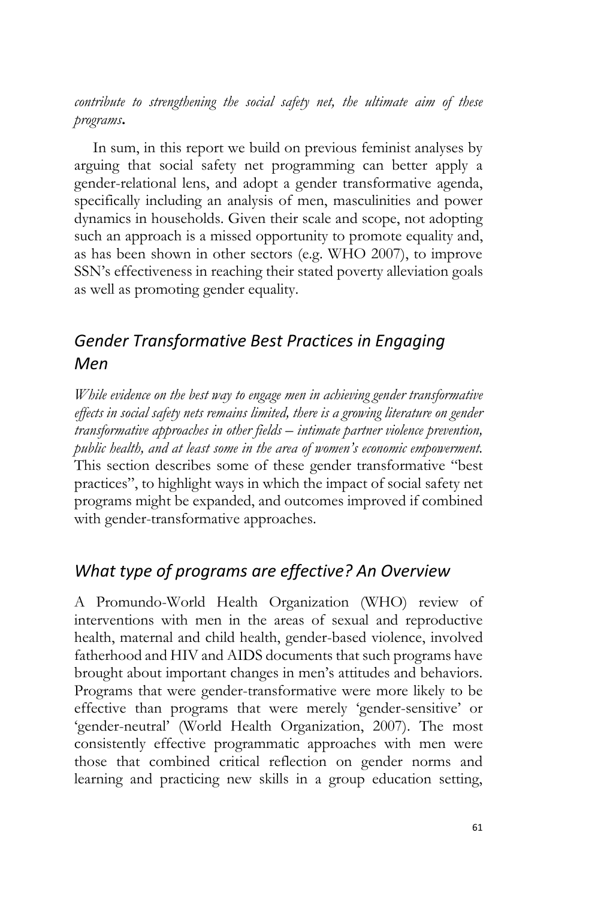*contribute to strengthening the social safety net, the ultimate aim of these programs***.**

In sum, in this report we build on previous feminist analyses by arguing that social safety net programming can better apply a gender-relational lens, and adopt a gender transformative agenda, specifically including an analysis of men, masculinities and power dynamics in households. Given their scale and scope, not adopting such an approach is a missed opportunity to promote equality and, as has been shown in other sectors (e.g. WHO 2007), to improve SSN's effectiveness in reaching their stated poverty alleviation goals as well as promoting gender equality.

## *Gender Transformative Best Practices in Engaging Men*

*While evidence on the best way to engage men in achieving gender transformative effects in social safety nets remains limited, there is a growing literature on gender transformative approaches in other fields – intimate partner violence prevention, public health, and at least some in the area of women's economic empowerment.* This section describes some of these gender transformative "best practices", to highlight ways in which the impact of social safety net programs might be expanded, and outcomes improved if combined with gender-transformative approaches.

## *What type of programs are effective? An Overview*

A Promundo-World Health Organization (WHO) review of interventions with men in the areas of sexual and reproductive health, maternal and child health, gender-based violence, involved fatherhood and HIV and AIDS documents that such programs have brought about important changes in men's attitudes and behaviors. Programs that were gender-transformative were more likely to be effective than programs that were merely 'gender-sensitive' or 'gender-neutral' (World Health Organization, 2007). The most consistently effective programmatic approaches with men were those that combined critical reflection on gender norms and learning and practicing new skills in a group education setting,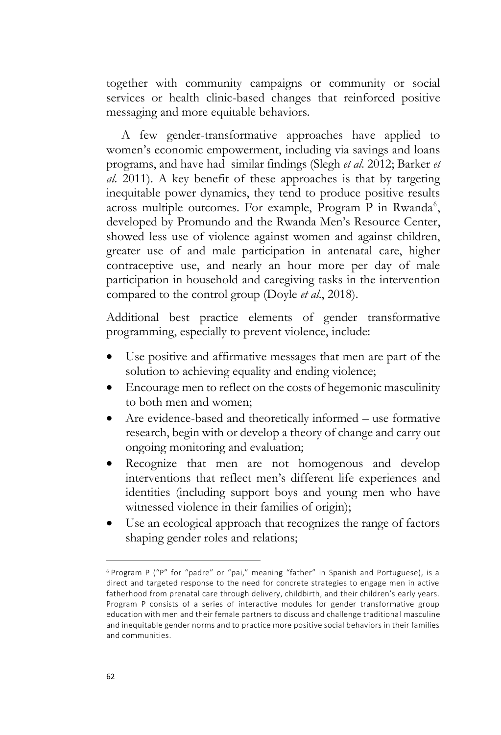together with community campaigns or community or social services or health clinic-based changes that reinforced positive messaging and more equitable behaviors.

A few gender-transformative approaches have applied to women's economic empowerment, including via savings and loans programs, and have had similar findings (Slegh *et al*. 2012; Barker *et al*. 2011). A key benefit of these approaches is that by targeting inequitable power dynamics, they tend to produce positive results across multiple outcomes. For example, Program P in Rwanda[6], developed by Promundo and the Rwanda Men's Resource Center, showed less use of violence against women and against children, greater use of and male participation in antenatal care, higher contraceptive use, and nearly an hour more per day of male participation in household and caregiving tasks in the intervention compared to the control group (Doyle *et al*., 2018).

Additional best practice elements of gender transformative programming, especially to prevent violence, include:

- Use positive and affirmative messages that men are part of the solution to achieving equality and ending violence;
- Encourage men to reflect on the costs of hegemonic masculinity to both men and women;
- Are evidence-based and theoretically informed – use formative research, begin with or develop a theory of change and carry out ongoing monitoring and evaluation;
- Recognize that men are not homogenous and develop interventions that reflect men's different life experiences and identities (including support boys and young men who have witnessed violence in their families of origin);
- Use an ecological approach that recognizes the range of factors shaping gender roles and relations;

---

[6] Program P ("P" for "padre" or "pai," meaning "father" in Spanish and Portuguese), is a direct and targeted response to the need for concrete strategies to engage men in active fatherhood from prenatal care through delivery, childbirth, and their children's early years. Program P consists of a series of interactive modules for gender transformative group education with men and their female partners to discuss and challenge traditional masculine and inequitable gender norms and to practice more positive social behaviors in their families and communities.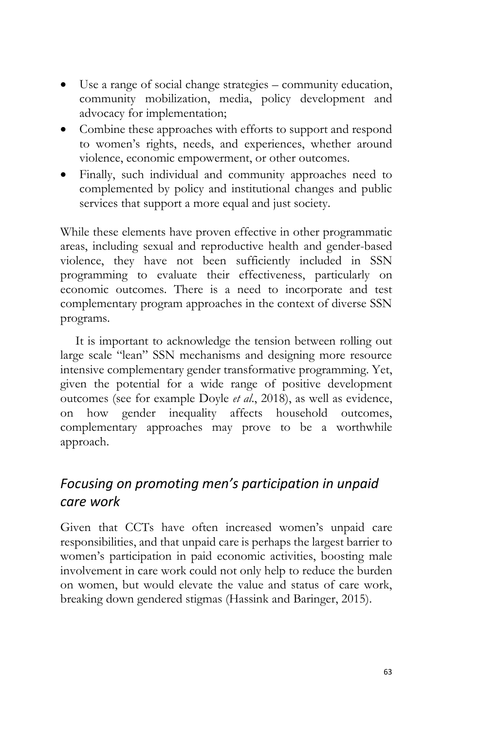- Use a range of social change strategies – community education, community mobilization, media, policy development and advocacy for implementation;
- Combine these approaches with efforts to support and respond to women's rights, needs, and experiences, whether around violence, economic empowerment, or other outcomes.
- Finally, such individual and community approaches need to complemented by policy and institutional changes and public services that support a more equal and just society.

While these elements have proven effective in other programmatic areas, including sexual and reproductive health and gender-based violence, they have not been sufficiently included in SSN programming to evaluate their effectiveness, particularly on economic outcomes. There is a need to incorporate and test complementary program approaches in the context of diverse SSN programs.

It is important to acknowledge the tension between rolling out large scale "lean" SSN mechanisms and designing more resource intensive complementary gender transformative programming. Yet, given the potential for a wide range of positive development outcomes (see for example Doyle *et al*., 2018), as well as evidence, on how gender inequality affects household outcomes, complementary approaches may prove to be a worthwhile approach.

### *Focusing on promoting men's participation in unpaid care work*

Given that CCTs have often increased women's unpaid care responsibilities, and that unpaid care is perhaps the largest barrier to women's participation in paid economic activities, boosting male involvement in care work could not only help to reduce the burden on women, but would elevate the value and status of care work, breaking down gendered stigmas (Hassink and Baringer, 2015).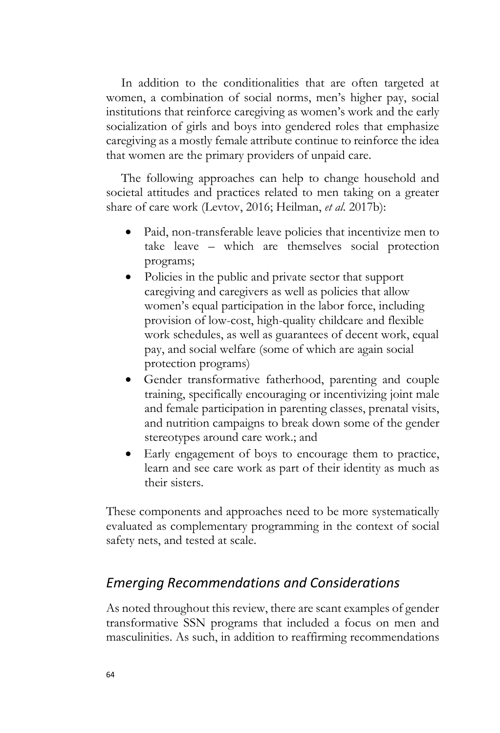In addition to the conditionalities that are often targeted at women, a combination of social norms, men's higher pay, social institutions that reinforce caregiving as women's work and the early socialization of girls and boys into gendered roles that emphasize caregiving as a mostly female attribute continue to reinforce the idea that women are the primary providers of unpaid care.

The following approaches can help to change household and societal attitudes and practices related to men taking on a greater share of care work (Levtov, 2016; Heilman, *et al.* 2017b):

- Paid, non-transferable leave policies that incentivize men to take leave – which are themselves social protection programs;
- Policies in the public and private sector that support caregiving and caregivers as well as policies that allow women's equal participation in the labor force, including provision of low-cost, high-quality childcare and flexible work schedules, as well as guarantees of decent work, equal pay, and social welfare (some of which are again social protection programs)
- Gender transformative fatherhood, parenting and couple training, specifically encouraging or incentivizing joint male and female participation in parenting classes, prenatal visits, and nutrition campaigns to break down some of the gender stereotypes around care work.; and
- Early engagement of boys to encourage them to practice, learn and see care work as part of their identity as much as their sisters.

These components and approaches need to be more systematically evaluated as complementary programming in the context of social safety nets, and tested at scale.

## *Emerging Recommendations and Considerations*

As noted throughout this review, there are scant examples of gender transformative SSN programs that included a focus on men and masculinities. As such, in addition to reaffirming recommendations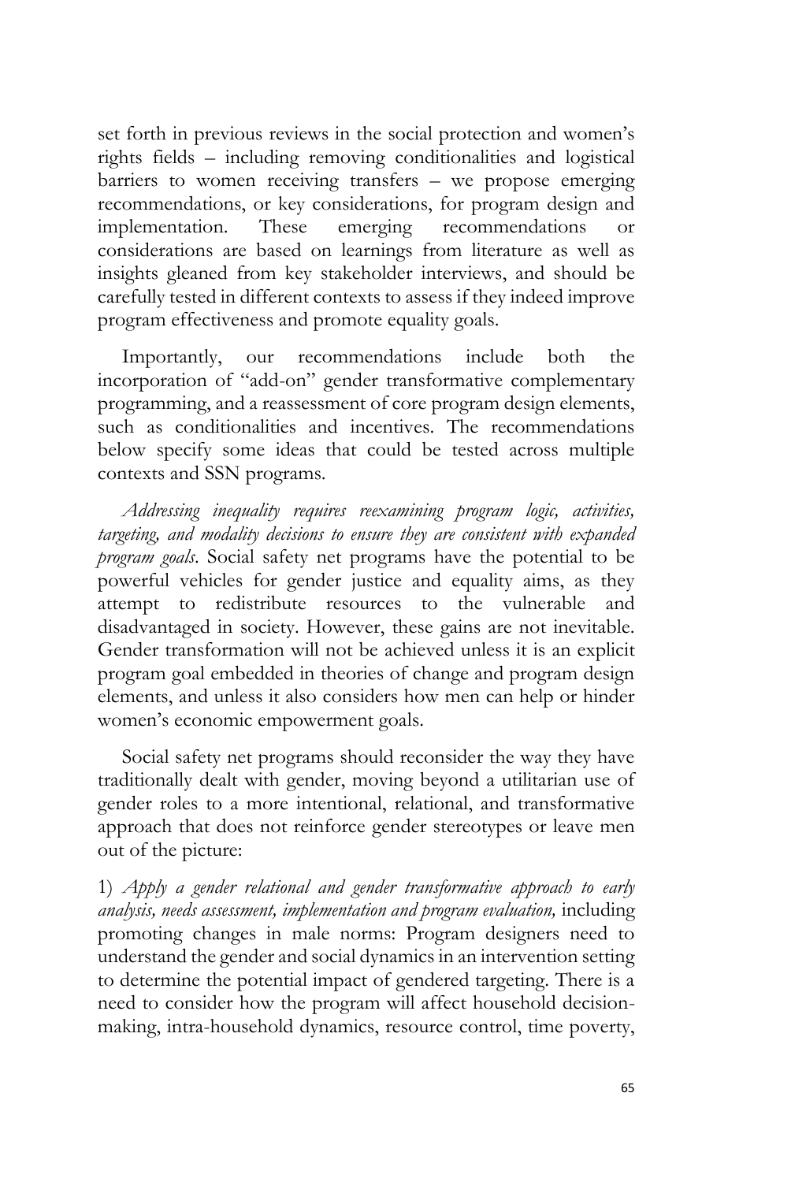set forth in previous reviews in the social protection and women's rights fields – including removing conditionalities and logistical barriers to women receiving transfers – we propose emerging recommendations, or key considerations, for program design and implementation. These emerging recommendations or considerations are based on learnings from literature as well as insights gleaned from key stakeholder interviews, and should be carefully tested in different contexts to assess if they indeed improve program effectiveness and promote equality goals.

Importantly, our recommendations include both the incorporation of "add-on" gender transformative complementary programming, and a reassessment of core program design elements, such as conditionalities and incentives. The recommendations below specify some ideas that could be tested across multiple contexts and SSN programs.

*Addressing inequality requires reexamining program logic, activities, targeting, and modality decisions to ensure they are consistent with expanded program goals*. Social safety net programs have the potential to be powerful vehicles for gender justice and equality aims, as they attempt to redistribute resources to the vulnerable and disadvantaged in society. However, these gains are not inevitable. Gender transformation will not be achieved unless it is an explicit program goal embedded in theories of change and program design elements, and unless it also considers how men can help or hinder women's economic empowerment goals.

Social safety net programs should reconsider the way they have traditionally dealt with gender, moving beyond a utilitarian use of gender roles to a more intentional, relational, and transformative approach that does not reinforce gender stereotypes or leave men out of the picture:

1) *Apply a gender relational and gender transformative approach to early analysis, needs assessment, implementation and program evaluation,* including promoting changes in male norms: Program designers need to understand the gender and social dynamics in an intervention setting to determine the potential impact of gendered targeting. There is a need to consider how the program will affect household decision-making, intra-household dynamics, resource control, time poverty,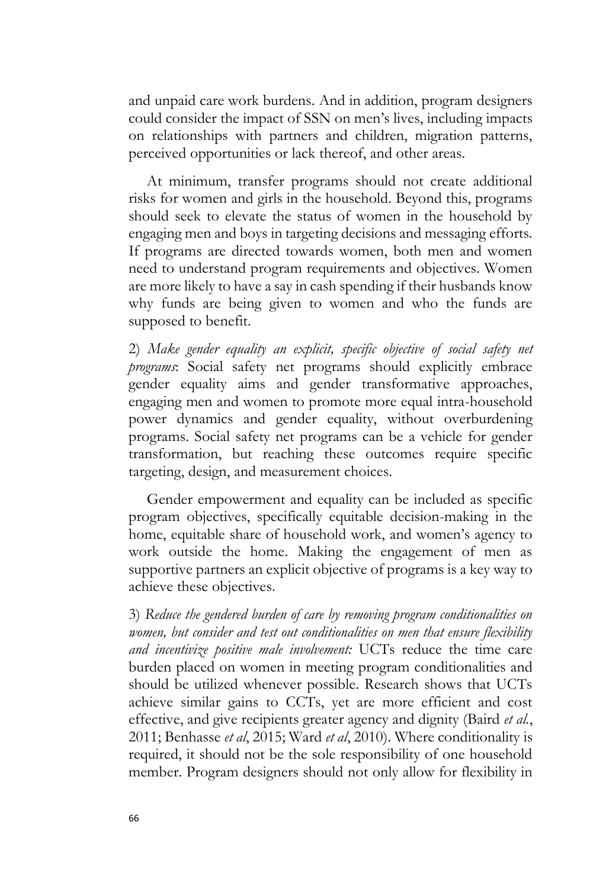and unpaid care work burdens. And in addition, program designers could consider the impact of SSN on men's lives, including impacts on relationships with partners and children, migration patterns, perceived opportunities or lack thereof, and other areas.

At minimum, transfer programs should not create additional risks for women and girls in the household. Beyond this, programs should seek to elevate the status of women in the household by engaging men and boys in targeting decisions and messaging efforts. If programs are directed towards women, both men and women need to understand program requirements and objectives. Women are more likely to have a say in cash spending if their husbands know why funds are being given to women and who the funds are supposed to benefit.

2) *Make gender equality an explicit, specific objective of social safety net programs*: Social safety net programs should explicitly embrace gender equality aims and gender transformative approaches, engaging men and women to promote more equal intra-household power dynamics and gender equality, without overburdening programs. Social safety net programs can be a vehicle for gender transformation, but reaching these outcomes require specific targeting, design, and measurement choices.

Gender empowerment and equality can be included as specific program objectives, specifically equitable decision-making in the home, equitable share of household work, and women's agency to work outside the home. Making the engagement of men as supportive partners an explicit objective of programs is a key way to achieve these objectives.

3) *Reduce the gendered burden of care by removing program conditionalities on women, but consider and test out conditionalities on men that ensure flexibility and incentivize positive male involvement:* UCTs reduce the time care burden placed on women in meeting program conditionalities and should be utilized whenever possible. Research shows that UCTs achieve similar gains to CCTs, yet are more efficient and cost effective, and give recipients greater agency and dignity (Baird *et al.*, 2011; Benhasse *et al*, 2015; Ward *et al*, 2010). Where conditionality is required, it should not be the sole responsibility of one household member. Program designers should not only allow for flexibility in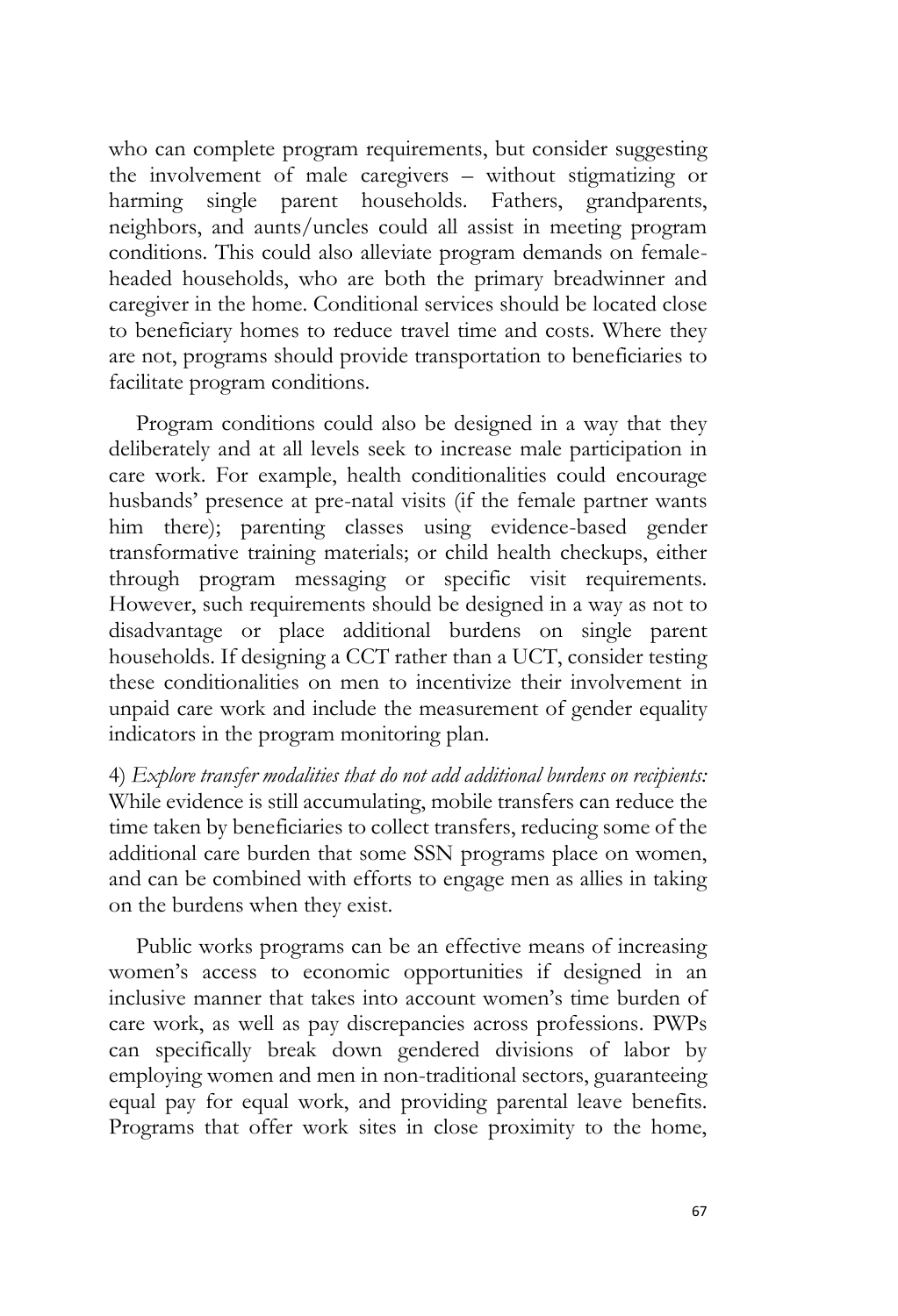who can complete program requirements, but consider suggesting the involvement of male caregivers – without stigmatizing or harming single parent households. Fathers, grandparents, neighbors, and aunts/uncles could all assist in meeting program conditions. This could also alleviate program demands on female-headed households, who are both the primary breadwinner and caregiver in the home. Conditional services should be located close to beneficiary homes to reduce travel time and costs. Where they are not, programs should provide transportation to beneficiaries to facilitate program conditions.

Program conditions could also be designed in a way that they deliberately and at all levels seek to increase male participation in care work. For example, health conditionalities could encourage husbands' presence at pre-natal visits (if the female partner wants him there); parenting classes using evidence-based gender transformative training materials; or child health checkups, either through program messaging or specific visit requirements. However, such requirements should be designed in a way as not to disadvantage or place additional burdens on single parent households. If designing a CCT rather than a UCT, consider testing these conditionalities on men to incentivize their involvement in unpaid care work and include the measurement of gender equality indicators in the program monitoring plan.

4) *Explore transfer modalities that do not add additional burdens on recipients:* While evidence is still accumulating, mobile transfers can reduce the time taken by beneficiaries to collect transfers, reducing some of the additional care burden that some SSN programs place on women, and can be combined with efforts to engage men as allies in taking on the burdens when they exist.

Public works programs can be an effective means of increasing women's access to economic opportunities if designed in an inclusive manner that takes into account women's time burden of care work, as well as pay discrepancies across professions. PWPs can specifically break down gendered divisions of labor by employing women and men in non-traditional sectors, guaranteeing equal pay for equal work, and providing parental leave benefits. Programs that offer work sites in close proximity to the home,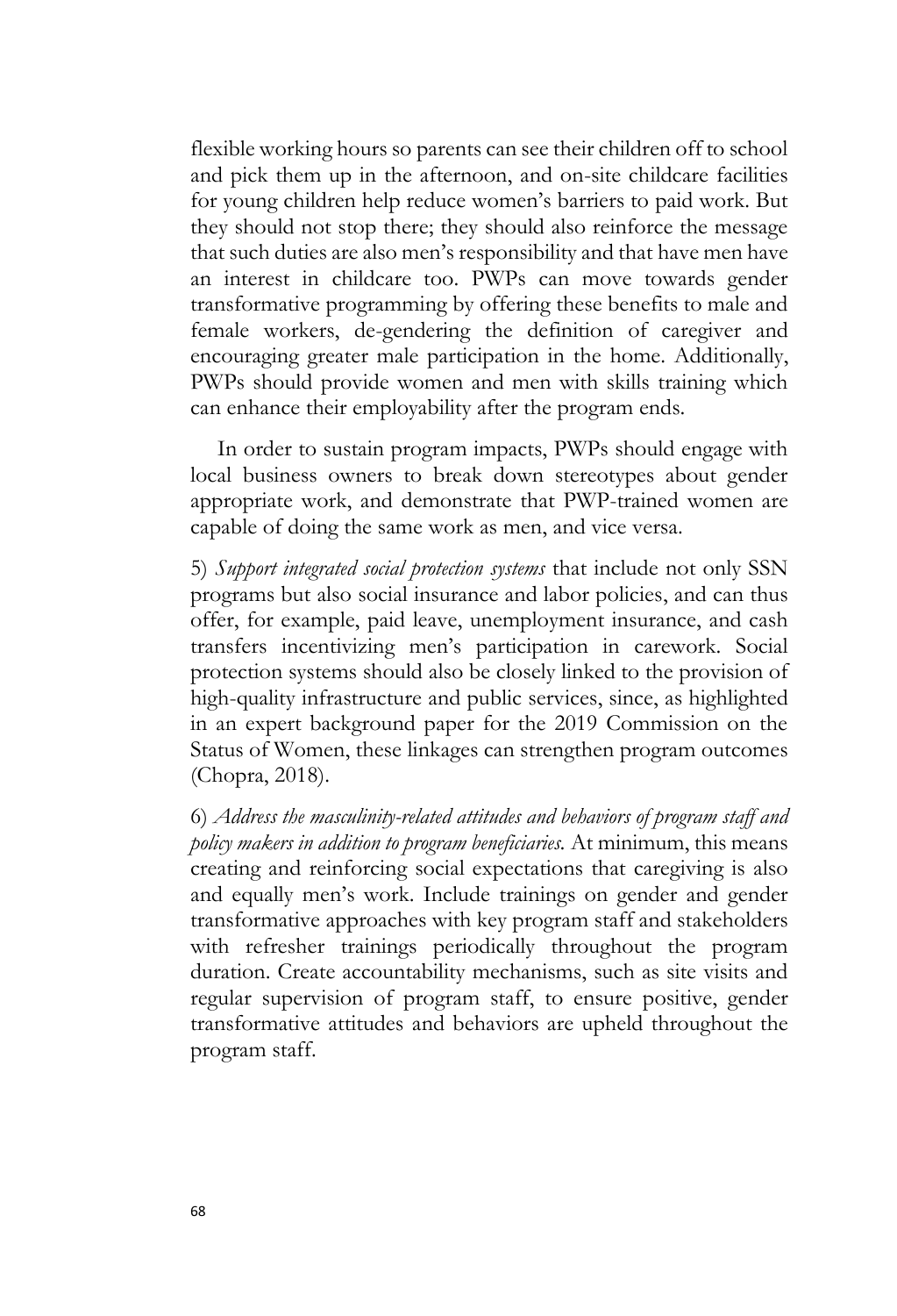flexible working hours so parents can see their children off to school and pick them up in the afternoon, and on-site childcare facilities for young children help reduce women's barriers to paid work. But they should not stop there; they should also reinforce the message that such duties are also men's responsibility and that have men have an interest in childcare too. PWPs can move towards gender transformative programming by offering these benefits to male and female workers, de-gendering the definition of caregiver and encouraging greater male participation in the home. Additionally, PWPs should provide women and men with skills training which can enhance their employability after the program ends.

In order to sustain program impacts, PWPs should engage with local business owners to break down stereotypes about gender appropriate work, and demonstrate that PWP-trained women are capable of doing the same work as men, and vice versa.

5) *Support integrated social protection systems* that include not only SSN programs but also social insurance and labor policies, and can thus offer, for example, paid leave, unemployment insurance, and cash transfers incentivizing men's participation in carework. Social protection systems should also be closely linked to the provision of high-quality infrastructure and public services, since, as highlighted in an expert background paper for the 2019 Commission on the Status of Women, these linkages can strengthen program outcomes (Chopra, 2018).

6) *Address the masculinity-related attitudes and behaviors of program staff and policy makers in addition to program beneficiaries.* At minimum, this means creating and reinforcing social expectations that caregiving is also and equally men's work. Include trainings on gender and gender transformative approaches with key program staff and stakeholders with refresher trainings periodically throughout the program duration. Create accountability mechanisms, such as site visits and regular supervision of program staff, to ensure positive, gender transformative attitudes and behaviors are upheld throughout the program staff.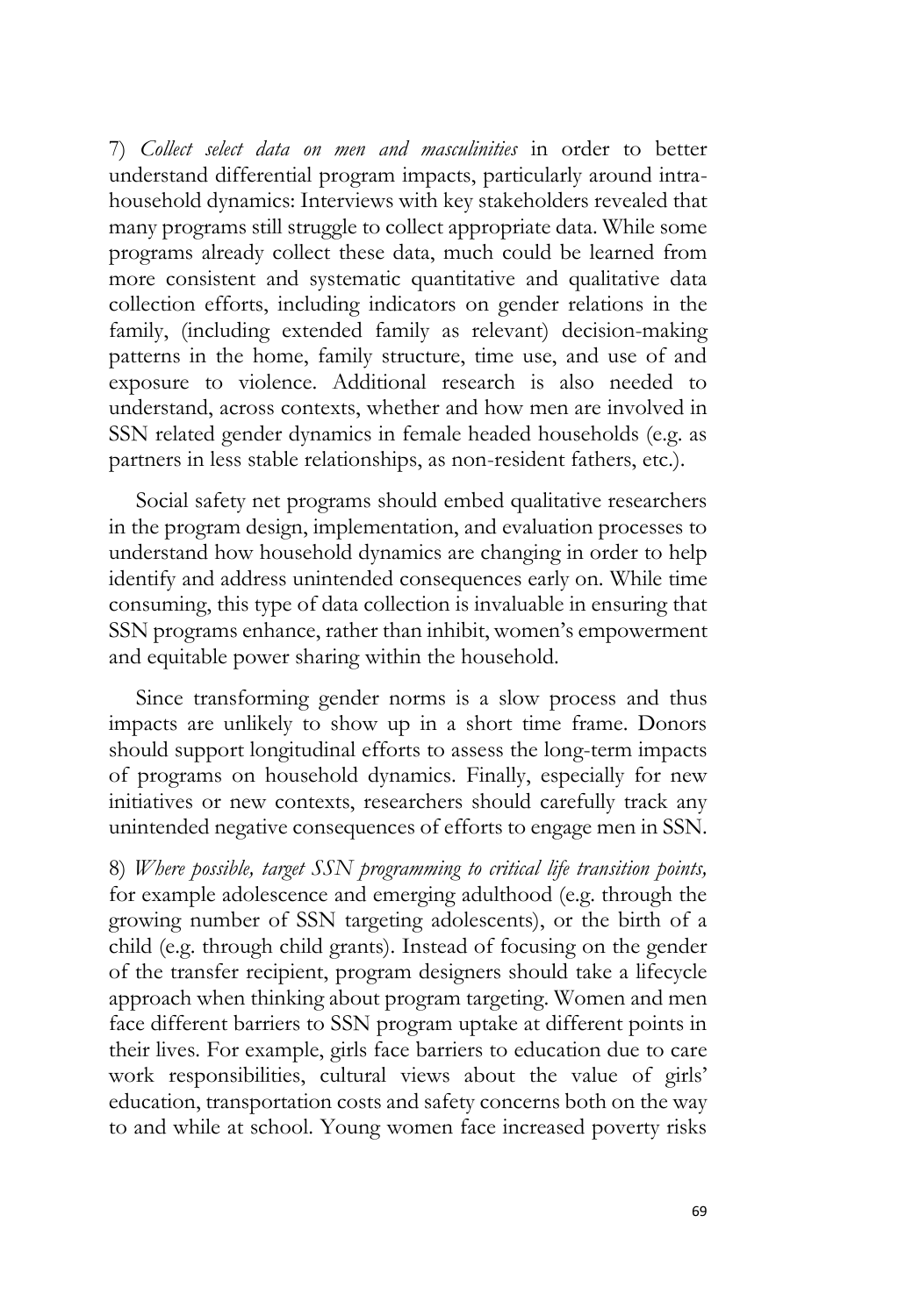7) *Collect select data on men and masculinities* in order to better understand differential program impacts, particularly around intra-household dynamics: Interviews with key stakeholders revealed that many programs still struggle to collect appropriate data. While some programs already collect these data, much could be learned from more consistent and systematic quantitative and qualitative data collection efforts, including indicators on gender relations in the family, (including extended family as relevant) decision-making patterns in the home, family structure, time use, and use of and exposure to violence. Additional research is also needed to understand, across contexts, whether and how men are involved in SSN related gender dynamics in female headed households (e.g. as partners in less stable relationships, as non-resident fathers, etc.).

Social safety net programs should embed qualitative researchers in the program design, implementation, and evaluation processes to understand how household dynamics are changing in order to help identify and address unintended consequences early on. While time consuming, this type of data collection is invaluable in ensuring that SSN programs enhance, rather than inhibit, women's empowerment and equitable power sharing within the household.

Since transforming gender norms is a slow process and thus impacts are unlikely to show up in a short time frame. Donors should support longitudinal efforts to assess the long-term impacts of programs on household dynamics. Finally, especially for new initiatives or new contexts, researchers should carefully track any unintended negative consequences of efforts to engage men in SSN.

8) *Where possible, target SSN programming to critical life transition points,* for example adolescence and emerging adulthood (e.g. through the growing number of SSN targeting adolescents), or the birth of a child (e.g. through child grants). Instead of focusing on the gender of the transfer recipient, program designers should take a lifecycle approach when thinking about program targeting. Women and men face different barriers to SSN program uptake at different points in their lives. For example, girls face barriers to education due to care work responsibilities, cultural views about the value of girls' education, transportation costs and safety concerns both on the way to and while at school. Young women face increased poverty risks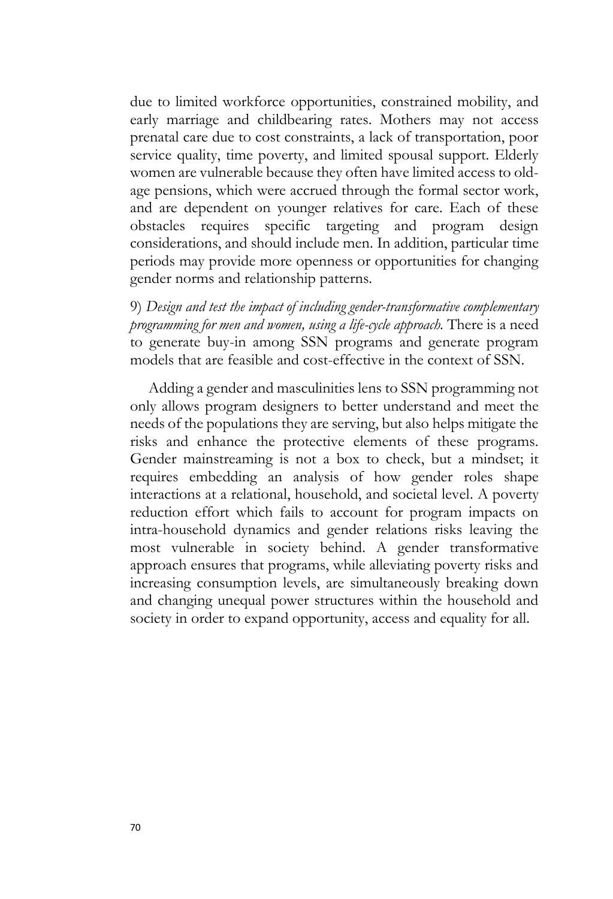due to limited workforce opportunities, constrained mobility, and early marriage and childbearing rates. Mothers may not access prenatal care due to cost constraints, a lack of transportation, poor service quality, time poverty, and limited spousal support. Elderly women are vulnerable because they often have limited access to old-age pensions, which were accrued through the formal sector work, and are dependent on younger relatives for care. Each of these obstacles requires specific targeting and program design considerations, and should include men. In addition, particular time periods may provide more openness or opportunities for changing gender norms and relationship patterns.

9) *Design and test the impact of including gender-transformative complementary programming for men and women, using a life-cycle approach.* There is a need to generate buy-in among SSN programs and generate program models that are feasible and cost-effective in the context of SSN.

Adding a gender and masculinities lens to SSN programming not only allows program designers to better understand and meet the needs of the populations they are serving, but also helps mitigate the risks and enhance the protective elements of these programs. Gender mainstreaming is not a box to check, but a mindset; it requires embedding an analysis of how gender roles shape interactions at a relational, household, and societal level. A poverty reduction effort which fails to account for program impacts on intra-household dynamics and gender relations risks leaving the most vulnerable in society behind. A gender transformative approach ensures that programs, while alleviating poverty risks and increasing consumption levels, are simultaneously breaking down and changing unequal power structures within the household and society in order to expand opportunity, access and equality for all.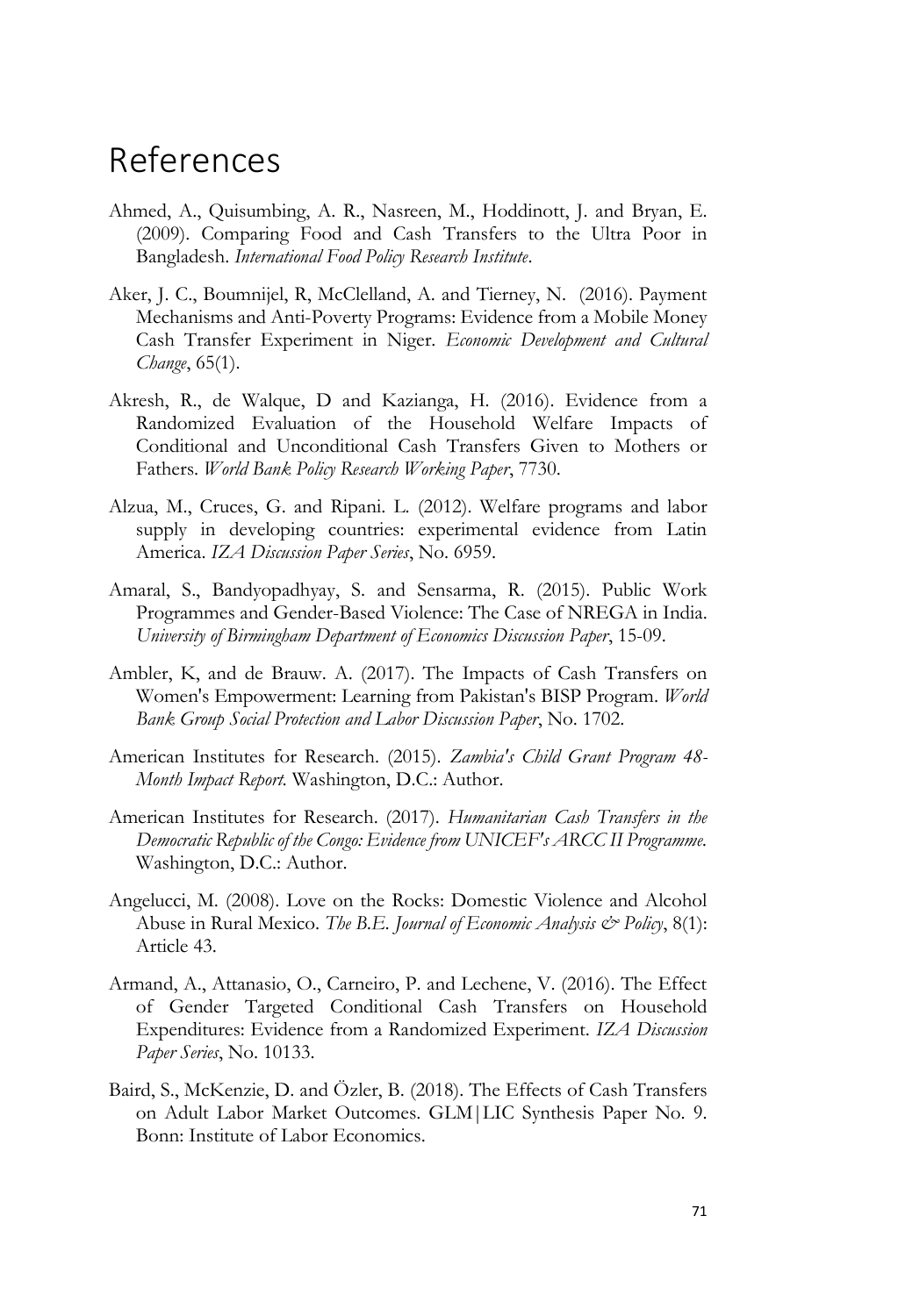# References

Ahmed, A., Quisumbing, A. R., Nasreen, M., Hoddinott, J. and Bryan, E. (2009). Comparing Food and Cash Transfers to the Ultra Poor in Bangladesh. *International Food Policy Research Institute*.

Aker, J. C., Boumnijel, R, McClelland, A. and Tierney, N. (2016). Payment Mechanisms and Anti-Poverty Programs: Evidence from a Mobile Money Cash Transfer Experiment in Niger. *Economic Development and Cultural Change*, 65(1).

Akresh, R., de Walque, D and Kazianga, H. (2016). Evidence from a Randomized Evaluation of the Household Welfare Impacts of Conditional and Unconditional Cash Transfers Given to Mothers or Fathers. *World Bank Policy Research Working Paper*, 7730.

Alzua, M., Cruces, G. and Ripani. L. (2012). Welfare programs and labor supply in developing countries: experimental evidence from Latin America. *IZA Discussion Paper Series*, No. 6959.

Amaral, S., Bandyopadhyay, S. and Sensarma, R. (2015). Public Work Programmes and Gender-Based Violence: The Case of NREGA in India. *University of Birmingham Department of Economics Discussion Paper*, 15-09.

Ambler, K, and de Brauw. A. (2017). The Impacts of Cash Transfers on Women's Empowerment: Learning from Pakistan's BISP Program. *World Bank Group Social Protection and Labor Discussion Paper*, No. 1702.

American Institutes for Research. (2015). *Zambia's Child Grant Program 48-Month Impact Report.* Washington, D.C.: Author.

American Institutes for Research. (2017). *Humanitarian Cash Transfers in the Democratic Republic of the Congo: Evidence from UNICEF's ARCC II Programme.* Washington, D.C.: Author.

Angelucci, M. (2008). Love on the Rocks: Domestic Violence and Alcohol Abuse in Rural Mexico. *The B.E. Journal of Economic Analysis & Policy*, 8(1): Article 43.

Armand, A., Attanasio, O., Carneiro, P. and Lechene, V. (2016). The Effect of Gender Targeted Conditional Cash Transfers on Household Expenditures: Evidence from a Randomized Experiment. *IZA Discussion Paper Series*, No. 10133.

Baird, S., McKenzie, D. and Özler, B. (2018). The Effects of Cash Transfers on Adult Labor Market Outcomes. GLM|LIC Synthesis Paper No. 9. Bonn: Institute of Labor Economics.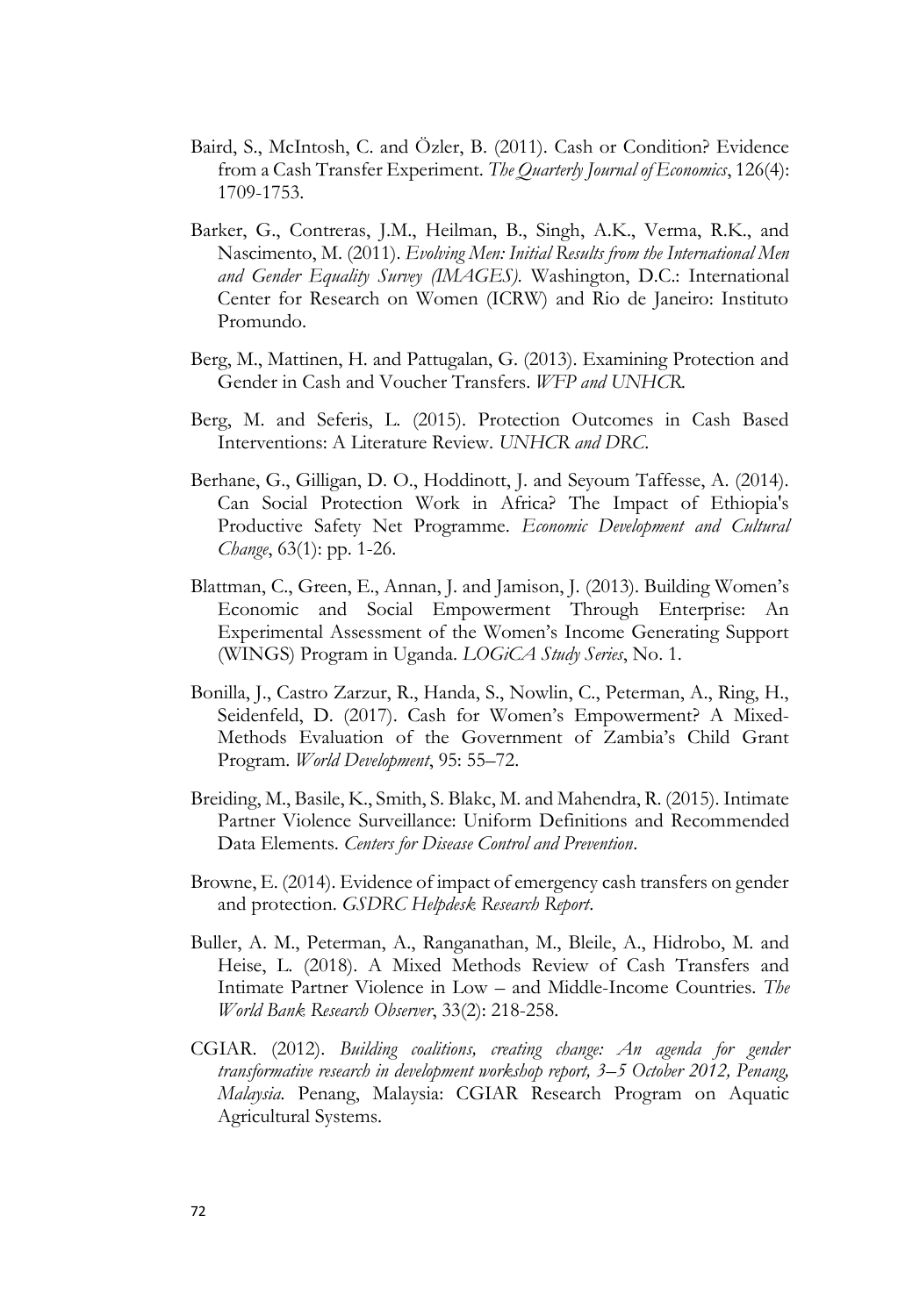Baird, S., McIntosh, C. and Özler, B. (2011). Cash or Condition? Evidence from a Cash Transfer Experiment. *The Quarterly Journal of Economics*, 126(4): 1709-1753.

Barker, G., Contreras, J.M., Heilman, B., Singh, A.K., Verma, R.K., and Nascimento, M. (2011). *Evolving Men: Initial Results from the International Men and Gender Equality Survey (IMAGES).* Washington, D.C.: International Center for Research on Women (ICRW) and Rio de Janeiro: Instituto Promundo.

Berg, M., Mattinen, H. and Pattugalan, G. (2013). Examining Protection and Gender in Cash and Voucher Transfers. *WFP and UNHCR.*

Berg, M. and Seferis, L. (2015). Protection Outcomes in Cash Based Interventions: A Literature Review. *UNHCR and DRC.*

Berhane, G., Gilligan, D. O., Hoddinott, J. and Seyoum Taffesse, A. (2014). Can Social Protection Work in Africa? The Impact of Ethiopia's Productive Safety Net Programme. *Economic Development and Cultural Change*, 63(1): pp. 1-26.

Blattman, C., Green, E., Annan, J. and Jamison, J. (2013). Building Women's Economic and Social Empowerment Through Enterprise: An Experimental Assessment of the Women's Income Generating Support (WINGS) Program in Uganda. *LOGiCA Study Series*, No. 1.

Bonilla, J., Castro Zarzur, R., Handa, S., Nowlin, C., Peterman, A., Ring, H., Seidenfeld, D. (2017). Cash for Women's Empowerment? A Mixed-Methods Evaluation of the Government of Zambia's Child Grant Program. *World Development*, 95: 55–72.

Breiding, M., Basile, K., Smith, S. Blakc, M. and Mahendra, R. (2015). Intimate Partner Violence Surveillance: Uniform Definitions and Recommended Data Elements. *Centers for Disease Control and Prevention*.

Browne, E. (2014). Evidence of impact of emergency cash transfers on gender and protection. *GSDRC Helpdesk Research Report*.

Buller, A. M., Peterman, A., Ranganathan, M., Bleile, A., Hidrobo, M. and Heise, L. (2018). A Mixed Methods Review of Cash Transfers and Intimate Partner Violence in Low – and Middle-Income Countries. *The World Bank Research Observer*, 33(2): 218-258.

CGIAR. (2012). *Building coalitions, creating change: An agenda for gender transformative research in development workshop report, 3–5 October 2012, Penang, Malaysia*. Penang, Malaysia: CGIAR Research Program on Aquatic Agricultural Systems.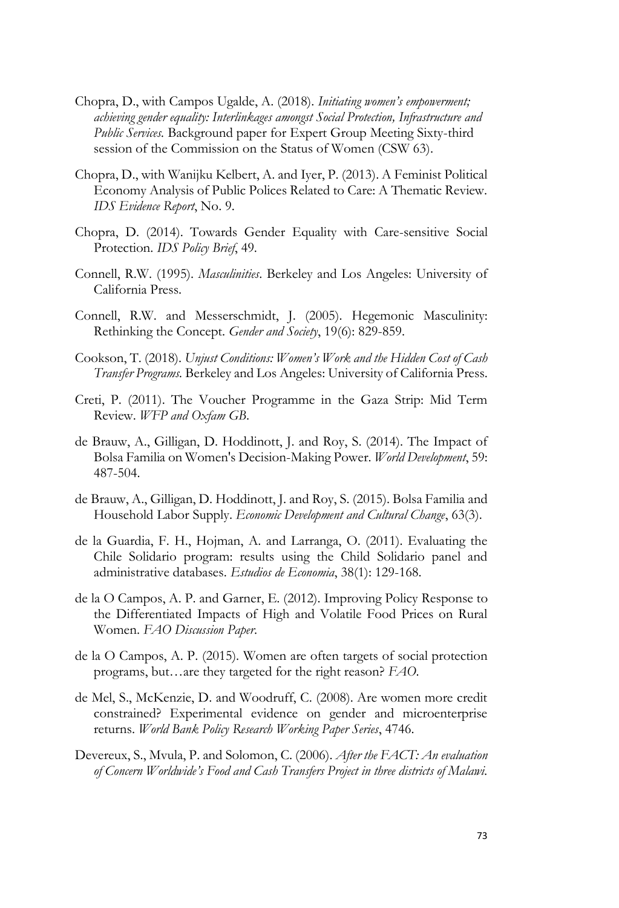Chopra, D., with Campos Ugalde, A. (2018). *Initiating women's empowerment; achieving gender equality: Interlinkages amongst Social Protection, Infrastructure and Public Services.* Background paper for Expert Group Meeting Sixty-third session of the Commission on the Status of Women (CSW 63).

Chopra, D., with Wanijku Kelbert, A. and Iyer, P. (2013). A Feminist Political Economy Analysis of Public Polices Related to Care: A Thematic Review. *IDS Evidence Report*, No. 9.

Chopra, D. (2014). Towards Gender Equality with Care-sensitive Social Protection. *IDS Policy Brief*, 49.

Connell, R.W. (1995). *Masculinities*. Berkeley and Los Angeles: University of California Press.

Connell, R.W. and Messerschmidt, J. (2005). Hegemonic Masculinity: Rethinking the Concept. *Gender and Society*, 19(6): 829-859.

Cookson, T. (2018). *Unjust Conditions: Women's Work and the Hidden Cost of Cash Transfer Programs.* Berkeley and Los Angeles: University of California Press.

Creti, P. (2011). The Voucher Programme in the Gaza Strip: Mid Term Review. *WFP and Oxfam GB*.

de Brauw, A., Gilligan, D. Hoddinott, J. and Roy, S. (2014). The Impact of Bolsa Familia on Women's Decision-Making Power. *World Development*, 59: 487-504.

de Brauw, A., Gilligan, D. Hoddinott, J. and Roy, S. (2015). Bolsa Familia and Household Labor Supply. *Economic Development and Cultural Change*, 63(3).

de la Guardia, F. H., Hojman, A. and Larranga, O. (2011). Evaluating the Chile Solidario program: results using the Child Solidario panel and administrative databases. *Estudios de Economia*, 38(1): 129-168.

de la O Campos, A. P. and Garner, E. (2012). Improving Policy Response to the Differentiated Impacts of High and Volatile Food Prices on Rural Women. *FAO Discussion Paper*.

de la O Campos, A. P. (2015). Women are often targets of social protection programs, but…are they targeted for the right reason? *FAO*.

de Mel, S., McKenzie, D. and Woodruff, C. (2008). Are women more credit constrained? Experimental evidence on gender and microenterprise returns. *World Bank Policy Research Working Paper Series*, 4746.

Devereux, S., Mvula, P. and Solomon, C. (2006). *After the FACT: An evaluation of Concern Worldwide's Food and Cash Transfers Project in three districts of Malawi.*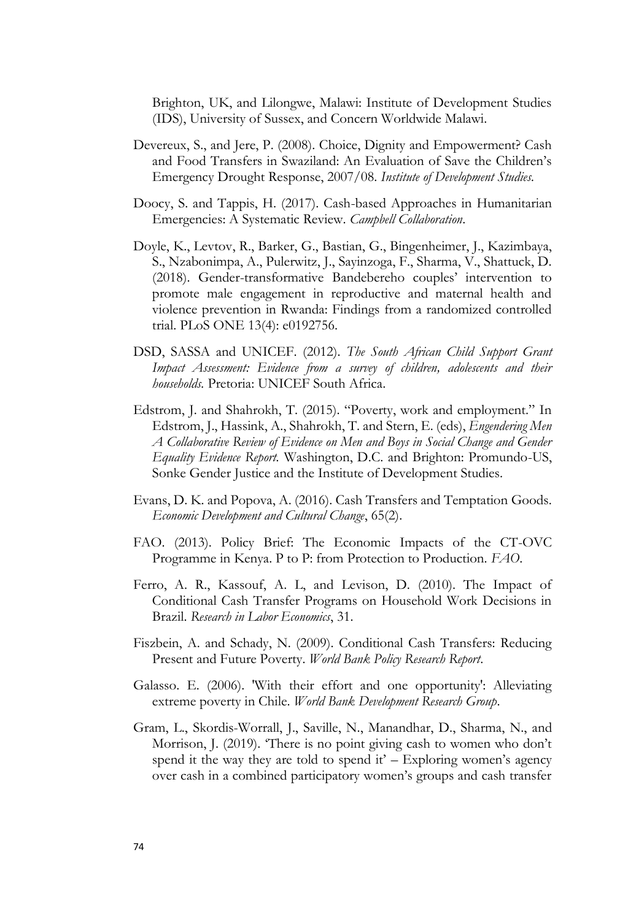Brighton, UK, and Lilongwe, Malawi: Institute of Development Studies (IDS), University of Sussex, and Concern Worldwide Malawi.

Devereux, S., and Jere, P. (2008). Choice, Dignity and Empowerment? Cash and Food Transfers in Swaziland: An Evaluation of Save the Children's Emergency Drought Response, 2007/08. *Institute of Development Studies.*

Doocy, S. and Tappis, H. (2017). Cash-based Approaches in Humanitarian Emergencies: A Systematic Review. *Campbell Collaboration*.

Doyle, K., Levtov, R., Barker, G., Bastian, G., Bingenheimer, J., Kazimbaya, S., Nzabonimpa, A., Pulerwitz, J., Sayinzoga, F., Sharma, V., Shattuck, D. (2018). Gender-transformative Bandebereho couples' intervention to promote male engagement in reproductive and maternal health and violence prevention in Rwanda: Findings from a randomized controlled trial. PLoS ONE 13(4): e0192756.

DSD, SASSA and UNICEF. (2012). *The South African Child Support Grant Impact Assessment: Evidence from a survey of children, adolescents and their households.* Pretoria: UNICEF South Africa.

Edstrom, J. and Shahrokh, T. (2015). "Poverty, work and employment." In Edstrom, J., Hassink, A., Shahrokh, T. and Stern, E. (eds), *Engendering Men A Collaborative Review of Evidence on Men and Boys in Social Change and Gender Equality Evidence Report.* Washington, D.C. and Brighton: Promundo-US, Sonke Gender Justice and the Institute of Development Studies.

Evans, D. K. and Popova, A. (2016). Cash Transfers and Temptation Goods. *Economic Development and Cultural Change*, 65(2).

FAO. (2013). Policy Brief: The Economic Impacts of the CT-OVC Programme in Kenya. P to P: from Protection to Production. *FAO*.

Ferro, A. R., Kassouf, A. L, and Levison, D. (2010). The Impact of Conditional Cash Transfer Programs on Household Work Decisions in Brazil. *Research in Labor Economics*, 31.

Fiszbein, A. and Schady, N. (2009). Conditional Cash Transfers: Reducing Present and Future Poverty. *World Bank Policy Research Report*.

Galasso. E. (2006). 'With their effort and one opportunity': Alleviating extreme poverty in Chile. *World Bank Development Research Group*.

Gram, L., Skordis-Worrall, J., Saville, N., Manandhar, D., Sharma, N., and Morrison, J. (2019). 'There is no point giving cash to women who don't spend it the way they are told to spend it' – Exploring women's agency over cash in a combined participatory women's groups and cash transfer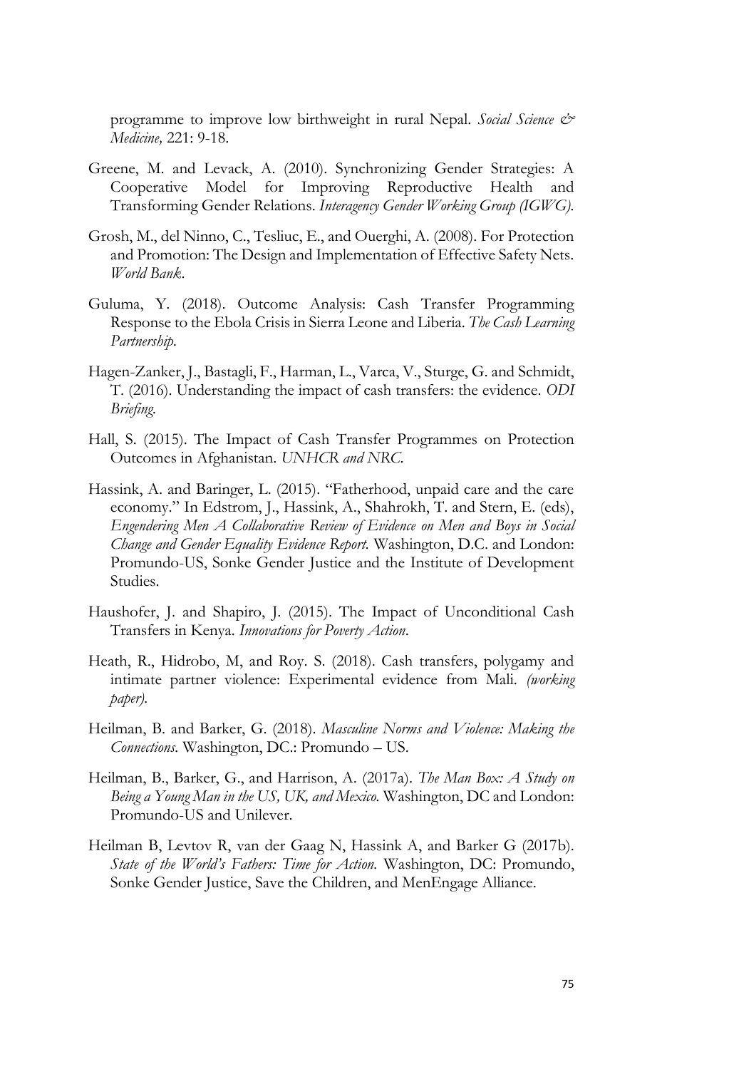programme to improve low birthweight in rural Nepal. *Social Science & Medicine,* 221: 9-18.

Greene, M. and Levack, A. (2010). Synchronizing Gender Strategies: A Cooperative Model for Improving Reproductive Health and Transforming Gender Relations. *Interagency Gender Working Group (IGWG).*

Grosh, M., del Ninno, C., Tesliuc, E., and Ouerghi, A. (2008). For Protection and Promotion: The Design and Implementation of Effective Safety Nets. *World Bank*.

Guluma, Y. (2018). Outcome Analysis: Cash Transfer Programming Response to the Ebola Crisis in Sierra Leone and Liberia. *The Cash Learning Partnership.*

Hagen-Zanker, J., Bastagli, F., Harman, L., Varca, V., Sturge, G. and Schmidt, T. (2016). Understanding the impact of cash transfers: the evidence. *ODI Briefing.*

Hall, S. (2015). The Impact of Cash Transfer Programmes on Protection Outcomes in Afghanistan. *UNHCR and NRC.*

Hassink, A. and Baringer, L. (2015). "Fatherhood, unpaid care and the care economy." In Edstrom, J., Hassink, A., Shahrokh, T. and Stern, E. (eds), *Engendering Men A Collaborative Review of Evidence on Men and Boys in Social Change and Gender Equality Evidence Report.* Washington, D.C. and London: Promundo-US, Sonke Gender Justice and the Institute of Development Studies.

Haushofer, J. and Shapiro, J. (2015). The Impact of Unconditional Cash Transfers in Kenya. *Innovations for Poverty Action*.

Heath, R., Hidrobo, M, and Roy. S. (2018). Cash transfers, polygamy and intimate partner violence: Experimental evidence from Mali. *(working paper).*

Heilman, B. and Barker, G. (2018). *Masculine Norms and Violence: Making the Connections.* Washington, DC.: Promundo – US.

Heilman, B., Barker, G., and Harrison, A. (2017a). *The Man Box: A Study on Being a Young Man in the US, UK, and Mexico.* Washington, DC and London: Promundo-US and Unilever.

Heilman B, Levtov R, van der Gaag N, Hassink A, and Barker G (2017b). *State of the World's Fathers: Time for Action.* Washington, DC: Promundo, Sonke Gender Justice, Save the Children, and MenEngage Alliance.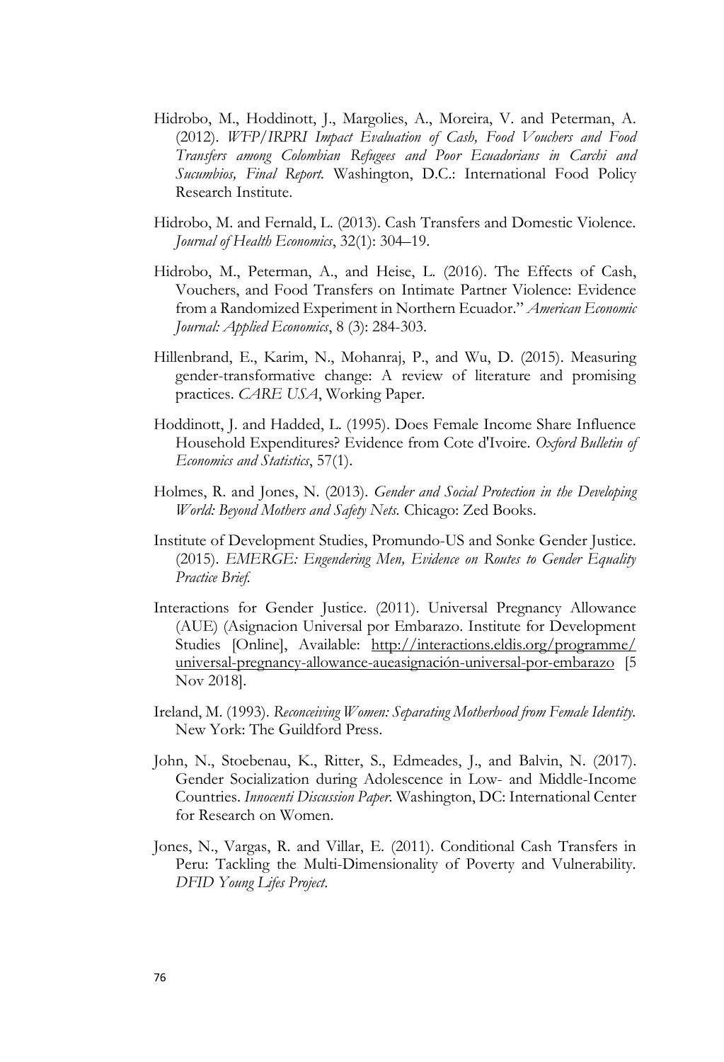Hidrobo, M., Hoddinott, J., Margolies, A., Moreira, V. and Peterman, A. (2012). *WFP/IRPRI Impact Evaluation of Cash, Food Vouchers and Food Transfers among Colombian Refugees and Poor Ecuadorians in Carchi and Sucumbios, Final Report.* Washington, D.C.: International Food Policy Research Institute.

Hidrobo, M. and Fernald, L. (2013). Cash Transfers and Domestic Violence. *Journal of Health Economics*, 32(1): 304–19.

Hidrobo, M., Peterman, A., and Heise, L. (2016). The Effects of Cash, Vouchers, and Food Transfers on Intimate Partner Violence: Evidence from a Randomized Experiment in Northern Ecuador." *American Economic Journal: Applied Economics*, 8 (3): 284-303.

Hillenbrand, E., Karim, N., Mohanraj, P., and Wu, D. (2015). Measuring gender-transformative change: A review of literature and promising practices. *CARE USA*, Working Paper.

Hoddinott, J. and Hadded, L. (1995). Does Female Income Share Influence Household Expenditures? Evidence from Cote d'Ivoire. *Oxford Bulletin of Economics and Statistics*, 57(1).

Holmes, R. and Jones, N. (2013). *Gender and Social Protection in the Developing World: Beyond Mothers and Safety Nets.* Chicago: Zed Books.

Institute of Development Studies, Promundo-US and Sonke Gender Justice. (2015). *EMERGE: Engendering Men, Evidence on Routes to Gender Equality Practice Brief.*

Interactions for Gender Justice. (2011). Universal Pregnancy Allowance (AUE) (Asignacion Universal por Embarazo. Institute for Development Studies [Online], Available: http://interactions.eldis.org/programme/universal-pregnancy-allowance-aueasignación-universal-por-embarazo [5 Nov 2018].

Ireland, M. (1993). *Reconceiving Women: Separating Motherhood from Female Identity.* New York: The Guildford Press.

John, N., Stoebenau, K., Ritter, S., Edmeades, J., and Balvin, N. (2017). Gender Socialization during Adolescence in Low- and Middle-Income Countries. *Innocenti Discussion Paper.* Washington, DC: International Center for Research on Women.

Jones, N., Vargas, R. and Villar, E. (2011). Conditional Cash Transfers in Peru: Tackling the Multi-Dimensionality of Poverty and Vulnerability. *DFID Young Lifes Project.*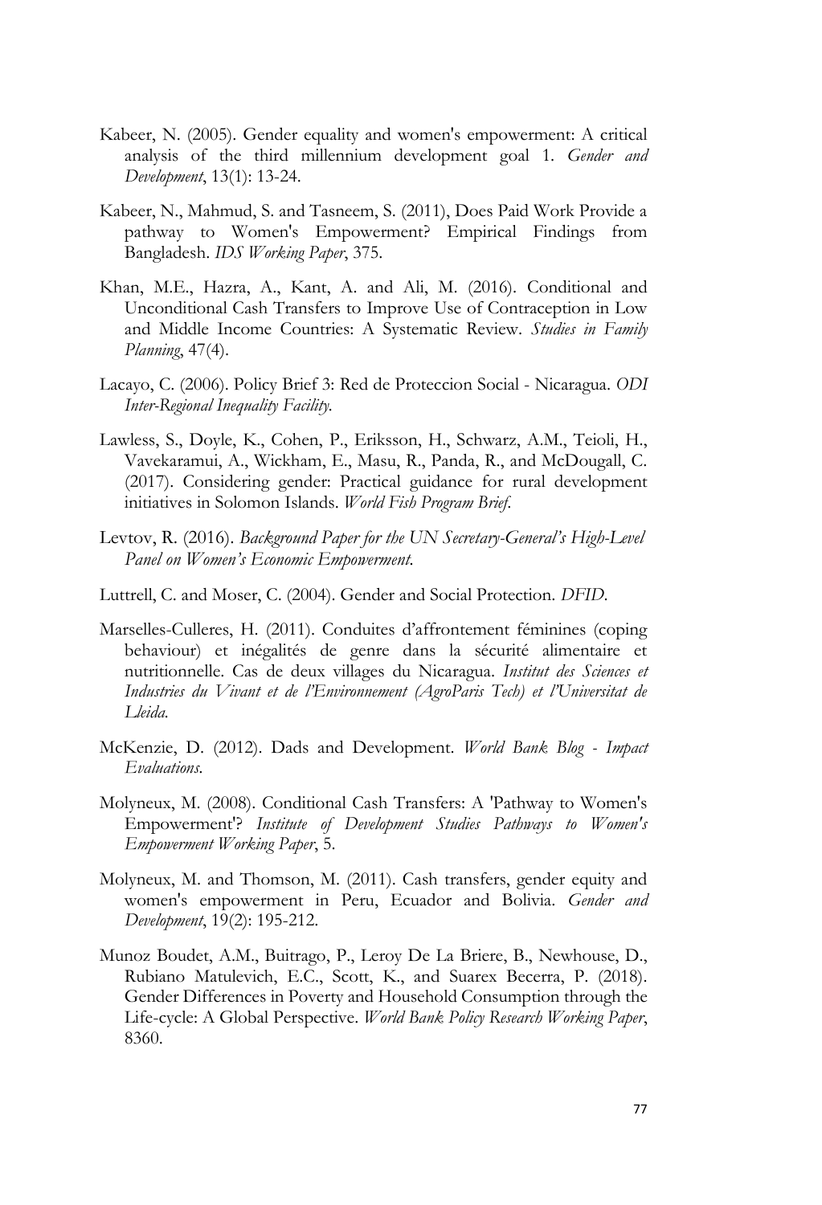Kabeer, N. (2005). Gender equality and women's empowerment: A critical analysis of the third millennium development goal 1. *Gender and Development*, 13(1): 13-24.

Kabeer, N., Mahmud, S. and Tasneem, S. (2011), Does Paid Work Provide a pathway to Women's Empowerment? Empirical Findings from Bangladesh. *IDS Working Paper*, 375.

Khan, M.E., Hazra, A., Kant, A. and Ali, M. (2016). Conditional and Unconditional Cash Transfers to Improve Use of Contraception in Low and Middle Income Countries: A Systematic Review. *Studies in Family Planning*, 47(4).

Lacayo, C. (2006). Policy Brief 3: Red de Proteccion Social - Nicaragua. *ODI Inter-Regional Inequality Facility.*

Lawless, S., Doyle, K., Cohen, P., Eriksson, H., Schwarz, A.M., Teioli, H., Vavekaramui, A., Wickham, E., Masu, R., Panda, R., and McDougall, C. (2017). Considering gender: Practical guidance for rural development initiatives in Solomon Islands. *World Fish Program Brief.*

Levtov, R. (2016). *Background Paper for the UN Secretary-General's High-Level Panel on Women's Economic Empowerment.*

Luttrell, C. and Moser, C. (2004). Gender and Social Protection. *DFID.*

Marselles-Culleres, H. (2011). Conduites d'affrontement féminines (coping behaviour) et inégalités de genre dans la sécurité alimentaire et nutritionnelle. Cas de deux villages du Nicaragua. *Institut des Sciences et Industries du Vivant et de l'Environnement (AgroParis Tech) et l'Universitat de Lleida.*

McKenzie, D. (2012). Dads and Development. *World Bank Blog - Impact Evaluations.*

Molyneux, M. (2008). Conditional Cash Transfers: A 'Pathway to Women's Empowerment'? *Institute of Development Studies Pathways to Women's Empowerment Working Paper*, 5.

Molyneux, M. and Thomson, M. (2011). Cash transfers, gender equity and women's empowerment in Peru, Ecuador and Bolivia. *Gender and Development*, 19(2): 195-212.

Munoz Boudet, A.M., Buitrago, P., Leroy De La Briere, B., Newhouse, D., Rubiano Matulevich, E.C., Scott, K., and Suarex Becerra, P. (2018). Gender Differences in Poverty and Household Consumption through the Life-cycle: A Global Perspective. *World Bank Policy Research Working Paper*, 8360.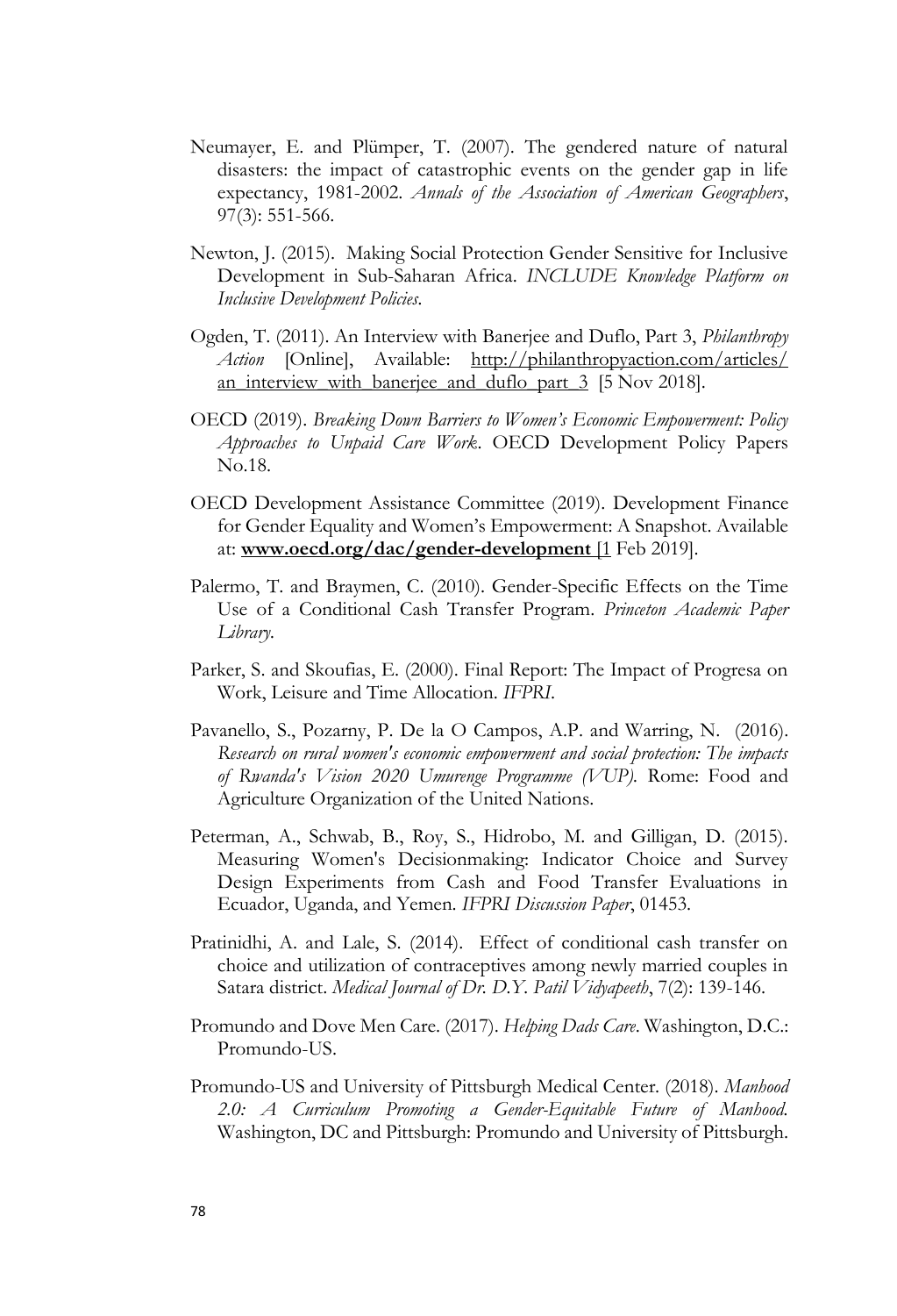Neumayer, E. and Plümper, T. (2007). The gendered nature of natural disasters: the impact of catastrophic events on the gender gap in life expectancy, 1981-2002. *Annals of the Association of American Geographers*, 97(3): 551-566.

Newton, J. (2015). Making Social Protection Gender Sensitive for Inclusive Development in Sub-Saharan Africa. *INCLUDE Knowledge Platform on Inclusive Development Policies*.

Ogden, T. (2011). An Interview with Banerjee and Duflo, Part 3, *Philanthropy Action* [Online], Available: http://philanthropyaction.com/articles/an_interview_with_banerjee_and_duflo_part_3 [5 Nov 2018].

OECD (2019). *Breaking Down Barriers to Women's Economic Empowerment: Policy Approaches to Unpaid Care Work*. OECD Development Policy Papers No.18.

OECD Development Assistance Committee (2019). Development Finance for Gender Equality and Women's Empowerment: A Snapshot. Available at: **www.oecd.org/dac/gender-development** [1 Feb 2019].

Palermo, T. and Braymen, C. (2010). Gender-Specific Effects on the Time Use of a Conditional Cash Transfer Program. *Princeton Academic Paper Library*.

Parker, S. and Skoufias, E. (2000). Final Report: The Impact of Progresa on Work, Leisure and Time Allocation. *IFPRI*.

Pavanello, S., Pozarny, P. De la O Campos, A.P. and Warring, N. (2016). *Research on rural women's economic empowerment and social protection: The impacts of Rwanda's Vision 2020 Umurenge Programme (VUP).* Rome: Food and Agriculture Organization of the United Nations.

Peterman, A., Schwab, B., Roy, S., Hidrobo, M. and Gilligan, D. (2015). Measuring Women's Decisionmaking: Indicator Choice and Survey Design Experiments from Cash and Food Transfer Evaluations in Ecuador, Uganda, and Yemen. *IFPRI Discussion Paper*, 01453.

Pratinidhi, A. and Lale, S. (2014). Effect of conditional cash transfer on choice and utilization of contraceptives among newly married couples in Satara district. *Medical Journal of Dr. D.Y. Patil Vidyapeeth*, 7(2): 139-146.

Promundo and Dove Men Care. (2017). *Helping Dads Care*. Washington, D.C.: Promundo-US.

Promundo-US and University of Pittsburgh Medical Center. (2018). *Manhood 2.0: A Curriculum Promoting a Gender-Equitable Future of Manhood.* Washington, DC and Pittsburgh: Promundo and University of Pittsburgh.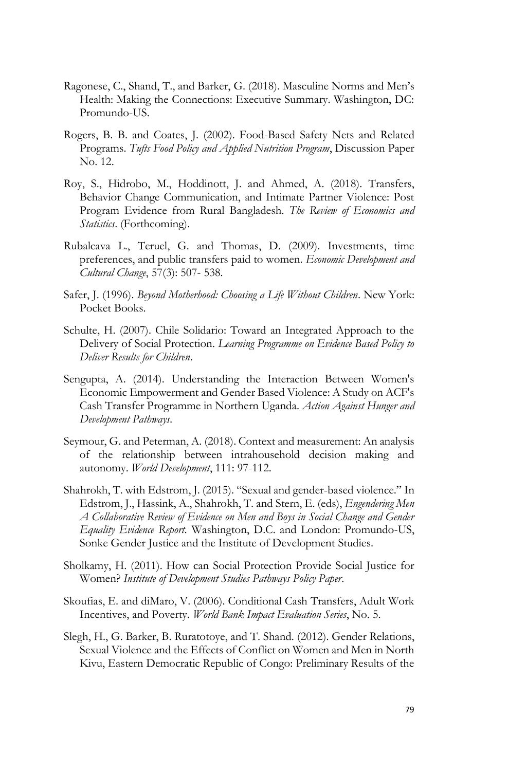Ragonese, C., Shand, T., and Barker, G. (2018). Masculine Norms and Men's Health: Making the Connections: Executive Summary. Washington, DC: Promundo-US.

Rogers, B. B. and Coates, J. (2002). Food-Based Safety Nets and Related Programs. *Tufts Food Policy and Applied Nutrition Program*, Discussion Paper No. 12.

Roy, S., Hidrobo, M., Hoddinott, J. and Ahmed, A. (2018). Transfers, Behavior Change Communication, and Intimate Partner Violence: Post Program Evidence from Rural Bangladesh. *The Review of Economics and Statistics*. (Forthcoming).

Rubalcava L., Teruel, G. and Thomas, D. (2009). Investments, time preferences, and public transfers paid to women. *Economic Development and Cultural Change*, 57(3): 507- 538.

Safer, J. (1996). *Beyond Motherhood: Choosing a Life Without Children*. New York: Pocket Books.

Schulte, H. (2007). Chile Solidario: Toward an Integrated Approach to the Delivery of Social Protection. *Learning Programme on Evidence Based Policy to Deliver Results for Children*.

Sengupta, A. (2014). Understanding the Interaction Between Women's Economic Empowerment and Gender Based Violence: A Study on ACF's Cash Transfer Programme in Northern Uganda. *Action Against Hunger and Development Pathways*.

Seymour, G. and Peterman, A. (2018). Context and measurement: An analysis of the relationship between intrahousehold decision making and autonomy. *World Development*, 111: 97-112.

Shahrokh, T. with Edstrom, J. (2015). "Sexual and gender-based violence." In Edstrom, J., Hassink, A., Shahrokh, T. and Stern, E. (eds), *Engendering Men A Collaborative Review of Evidence on Men and Boys in Social Change and Gender Equality Evidence Report*. Washington, D.C. and London: Promundo-US, Sonke Gender Justice and the Institute of Development Studies.

Sholkamy, H. (2011). How can Social Protection Provide Social Justice for Women? *Institute of Development Studies Pathways Policy Paper*.

Skoufias, E. and diMaro, V. (2006). Conditional Cash Transfers, Adult Work Incentives, and Poverty. *World Bank Impact Evaluation Series*, No. 5.

Slegh, H., G. Barker, B. Ruratotoye, and T. Shand. (2012). Gender Relations, Sexual Violence and the Effects of Conflict on Women and Men in North Kivu, Eastern Democratic Republic of Congo: Preliminary Results of the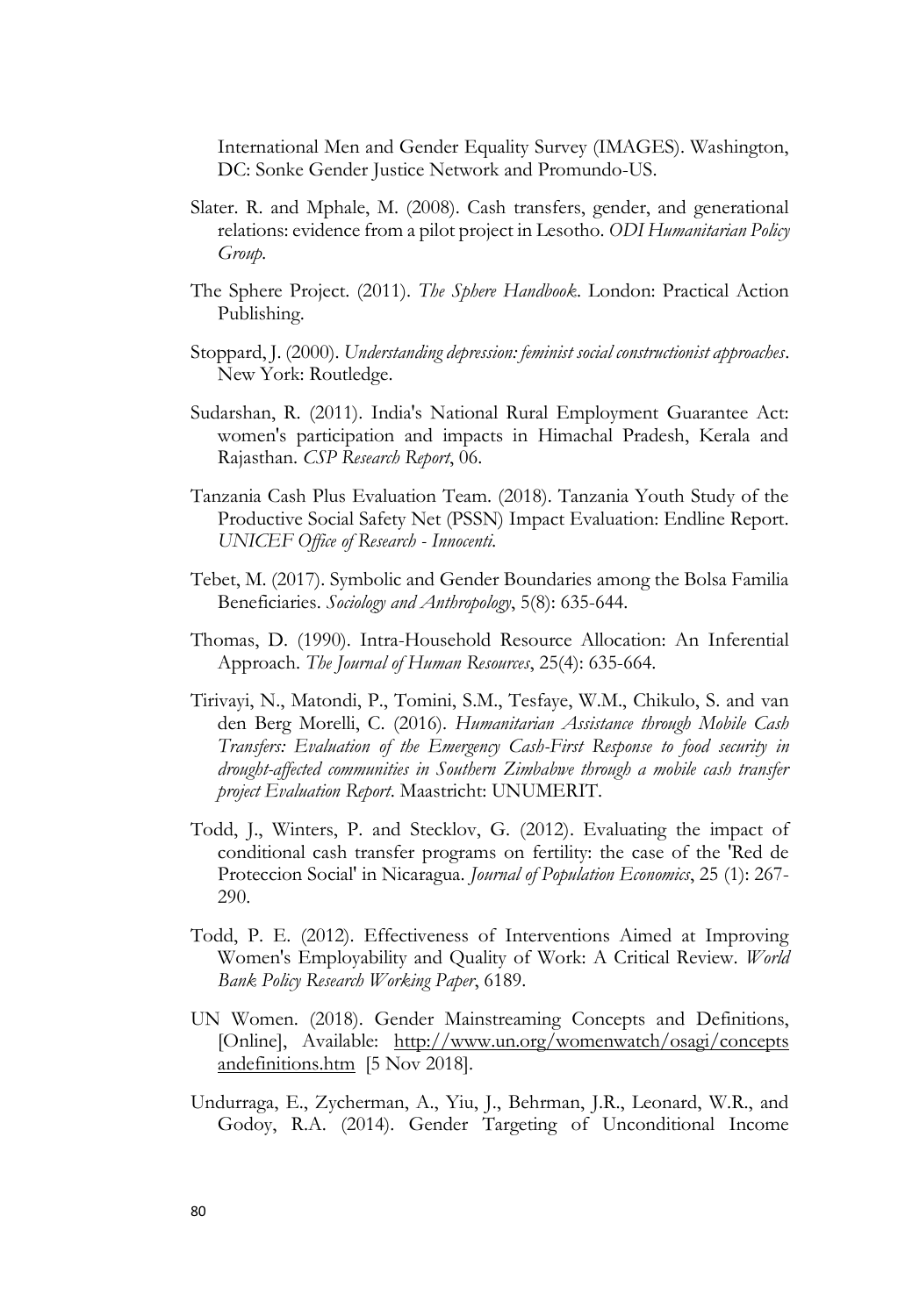International Men and Gender Equality Survey (IMAGES). Washington, DC: Sonke Gender Justice Network and Promundo-US.

Slater. R. and Mphale, M. (2008). Cash transfers, gender, and generational relations: evidence from a pilot project in Lesotho. *ODI Humanitarian Policy Group*.

The Sphere Project. (2011). *The Sphere Handbook*. London: Practical Action Publishing.

Stoppard, J. (2000). *Understanding depression: feminist social constructionist approaches*. New York: Routledge.

Sudarshan, R. (2011). India's National Rural Employment Guarantee Act: women's participation and impacts in Himachal Pradesh, Kerala and Rajasthan. *CSP Research Report*, 06.

Tanzania Cash Plus Evaluation Team. (2018). Tanzania Youth Study of the Productive Social Safety Net (PSSN) Impact Evaluation: Endline Report. *UNICEF Office of Research - Innocenti*.

Tebet, M. (2017). Symbolic and Gender Boundaries among the Bolsa Familia Beneficiaries. *Sociology and Anthropology*, 5(8): 635-644.

Thomas, D. (1990). Intra-Household Resource Allocation: An Inferential Approach. *The Journal of Human Resources*, 25(4): 635-664.

Tirivayi, N., Matondi, P., Tomini, S.M., Tesfaye, W.M., Chikulo, S. and van den Berg Morelli, C. (2016). *Humanitarian Assistance through Mobile Cash Transfers: Evaluation of the Emergency Cash-First Response to food security in drought-affected communities in Southern Zimbabwe through a mobile cash transfer project Evaluation Report*. Maastricht: UNUMERIT.

Todd, J., Winters, P. and Stecklov, G. (2012). Evaluating the impact of conditional cash transfer programs on fertility: the case of the 'Red de Proteccion Social' in Nicaragua. *Journal of Population Economics*, 25 (1): 267-290.

Todd, P. E. (2012). Effectiveness of Interventions Aimed at Improving Women's Employability and Quality of Work: A Critical Review. *World Bank Policy Research Working Paper*, 6189.

UN Women. (2018). Gender Mainstreaming Concepts and Definitions, [Online], Available: http://www.un.org/womenwatch/osagi/conceptsandefinitions.htm [5 Nov 2018].

Undurraga, E., Zycherman, A., Yiu, J., Behrman, J.R., Leonard, W.R., and Godoy, R.A. (2014). Gender Targeting of Unconditional Income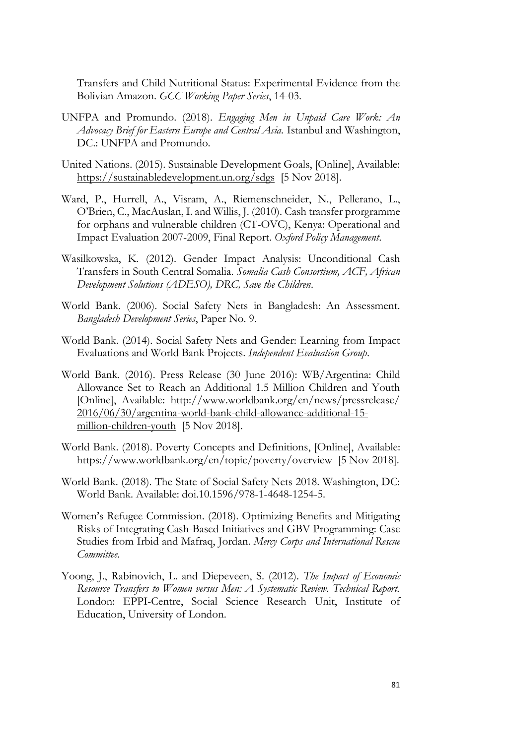Transfers and Child Nutritional Status: Experimental Evidence from the Bolivian Amazon. *GCC Working Paper Series*, 14-03.

UNFPA and Promundo. (2018). *Engaging Men in Unpaid Care Work: An Advocacy Brief for Eastern Europe and Central Asia.* Istanbul and Washington, DC.: UNFPA and Promundo.

United Nations. (2015). Sustainable Development Goals, [Online], Available: https://sustainabledevelopment.un.org/sdgs [5 Nov 2018].

Ward, P., Hurrell, A., Visram, A., Riemenschneider, N., Pellerano, L., O'Brien, C., MacAuslan, I. and Willis, J. (2010). Cash transfer prorgramme for orphans and vulnerable children (CT-OVC), Kenya: Operational and Impact Evaluation 2007-2009, Final Report. *Oxford Policy Management*.

Wasilkowska, K. (2012). Gender Impact Analysis: Unconditional Cash Transfers in South Central Somalia. *Somalia Cash Consortium, ACF, African Development Solutions (ADESO), DRC, Save the Children*.

World Bank. (2006). Social Safety Nets in Bangladesh: An Assessment. *Bangladesh Development Series*, Paper No. 9.

World Bank. (2014). Social Safety Nets and Gender: Learning from Impact Evaluations and World Bank Projects. *Independent Evaluation Group*.

World Bank. (2016). Press Release (30 June 2016): WB/Argentina: Child Allowance Set to Reach an Additional 1.5 Million Children and Youth [Online], Available: http://www.worldbank.org/en/news/pressrelease/2016/06/30/argentina-world-bank-child-allowance-additional-15-million-children-youth [5 Nov 2018].

World Bank. (2018). Poverty Concepts and Definitions, [Online], Available: https://www.worldbank.org/en/topic/poverty/overview [5 Nov 2018].

World Bank. (2018). The State of Social Safety Nets 2018. Washington, DC: World Bank. Available: doi.10.1596/978-1-4648-1254-5.

Women's Refugee Commission. (2018). Optimizing Benefits and Mitigating Risks of Integrating Cash-Based Initiatives and GBV Programming: Case Studies from Irbid and Mafraq, Jordan. *Mercy Corps and International Rescue Committee.*

Yoong, J., Rabinovich, L. and Diepeveen, S. (2012). *The Impact of Economic Resource Transfers to Women versus Men: A Systematic Review. Technical Report.* London: EPPI-Centre, Social Science Research Unit, Institute of Education, University of London.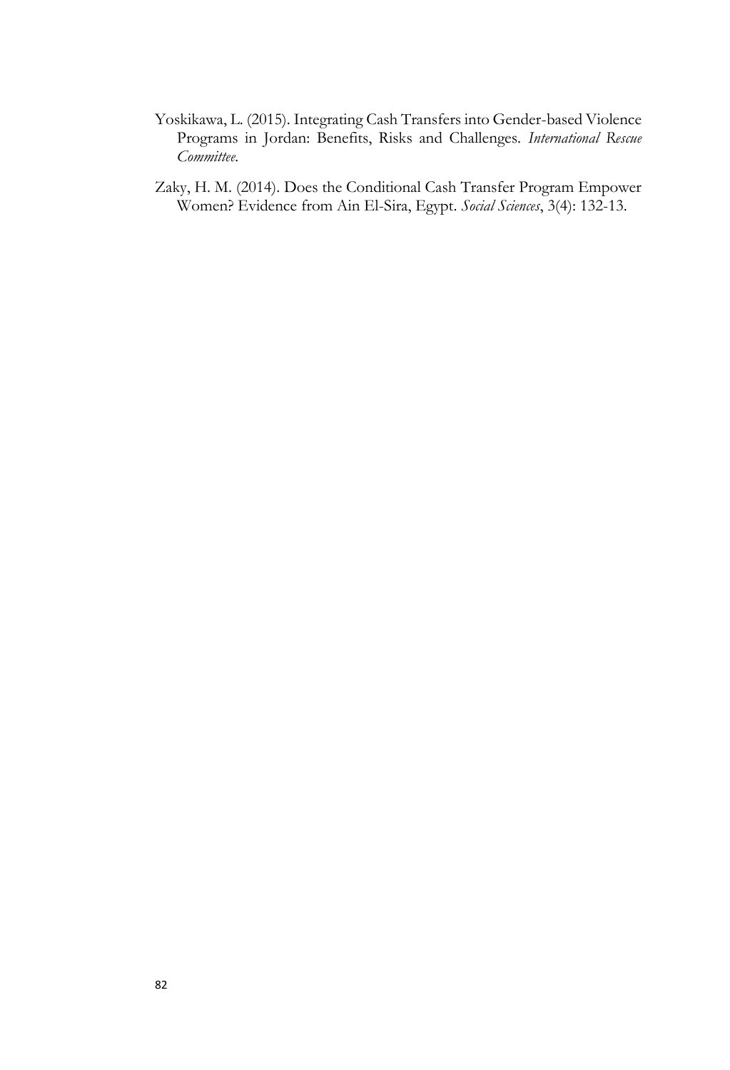Yoskikawa, L. (2015). Integrating Cash Transfers into Gender-based Violence Programs in Jordan: Benefits, Risks and Challenges. *International Rescue Committee.*

Zaky, H. M. (2014). Does the Conditional Cash Transfer Program Empower Women? Evidence from Ain El-Sira, Egypt. *Social Sciences*, 3(4): 132-13.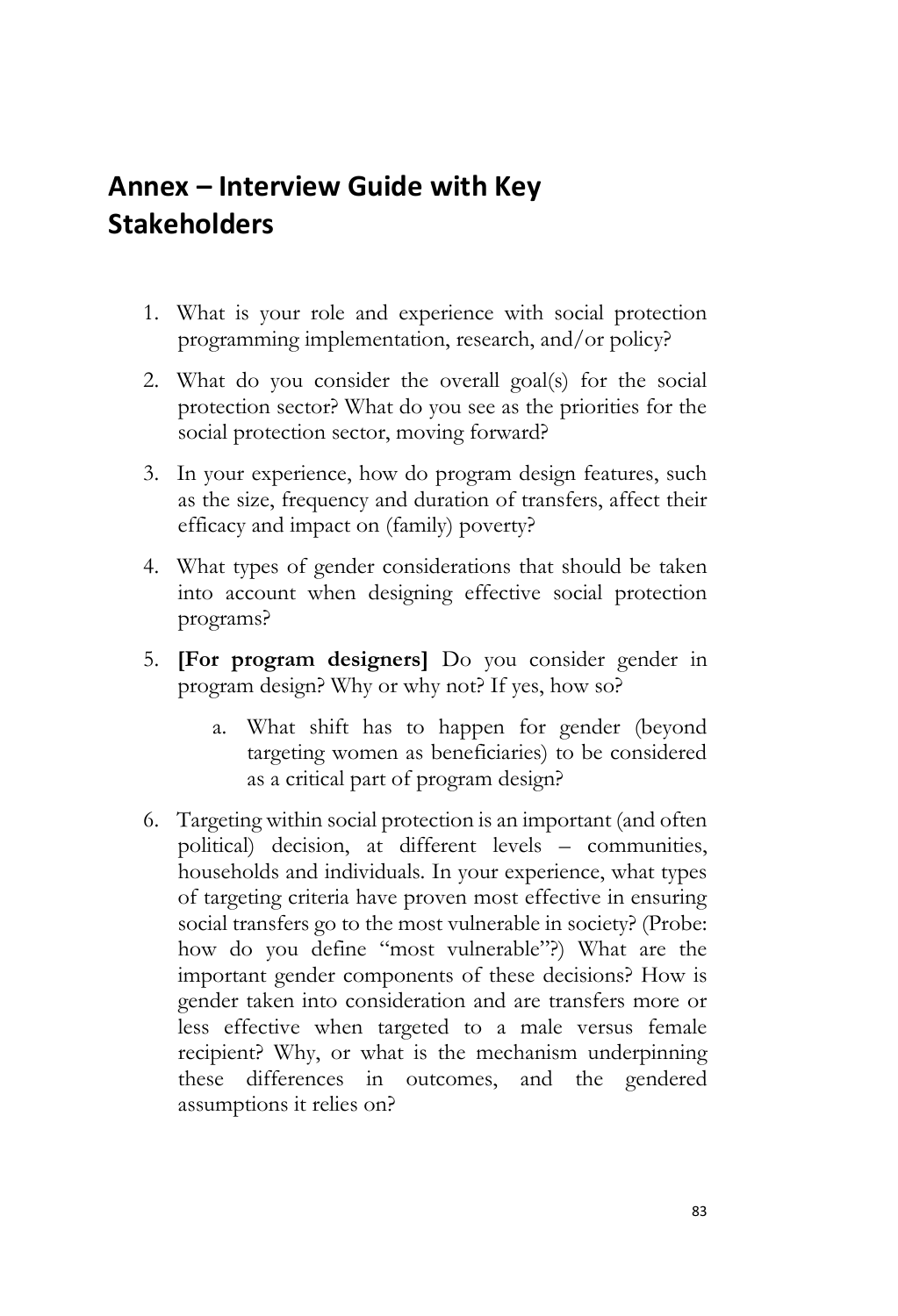# Annex – Interview Guide with Key Stakeholders

1. What is your role and experience with social protection programming implementation, research, and/or policy?
2. What do you consider the overall goal(s) for the social protection sector? What do you see as the priorities for the social protection sector, moving forward?
3. In your experience, how do program design features, such as the size, frequency and duration of transfers, affect their efficacy and impact on (family) poverty?
4. What types of gender considerations that should be taken into account when designing effective social protection programs?
5. **[For program designers]** Do you consider gender in program design? Why or why not? If yes, how so?
    a. What shift has to happen for gender (beyond targeting women as beneficiaries) to be considered as a critical part of program design?
6. Targeting within social protection is an important (and often political) decision, at different levels – communities, households and individuals. In your experience, what types of targeting criteria have proven most effective in ensuring social transfers go to the most vulnerable in society? (Probe: how do you define "most vulnerable"?) What are the important gender components of these decisions? How is gender taken into consideration and are transfers more or less effective when targeted to a male versus female recipient? Why, or what is the mechanism underpinning these differences in outcomes, and the gendered assumptions it relies on?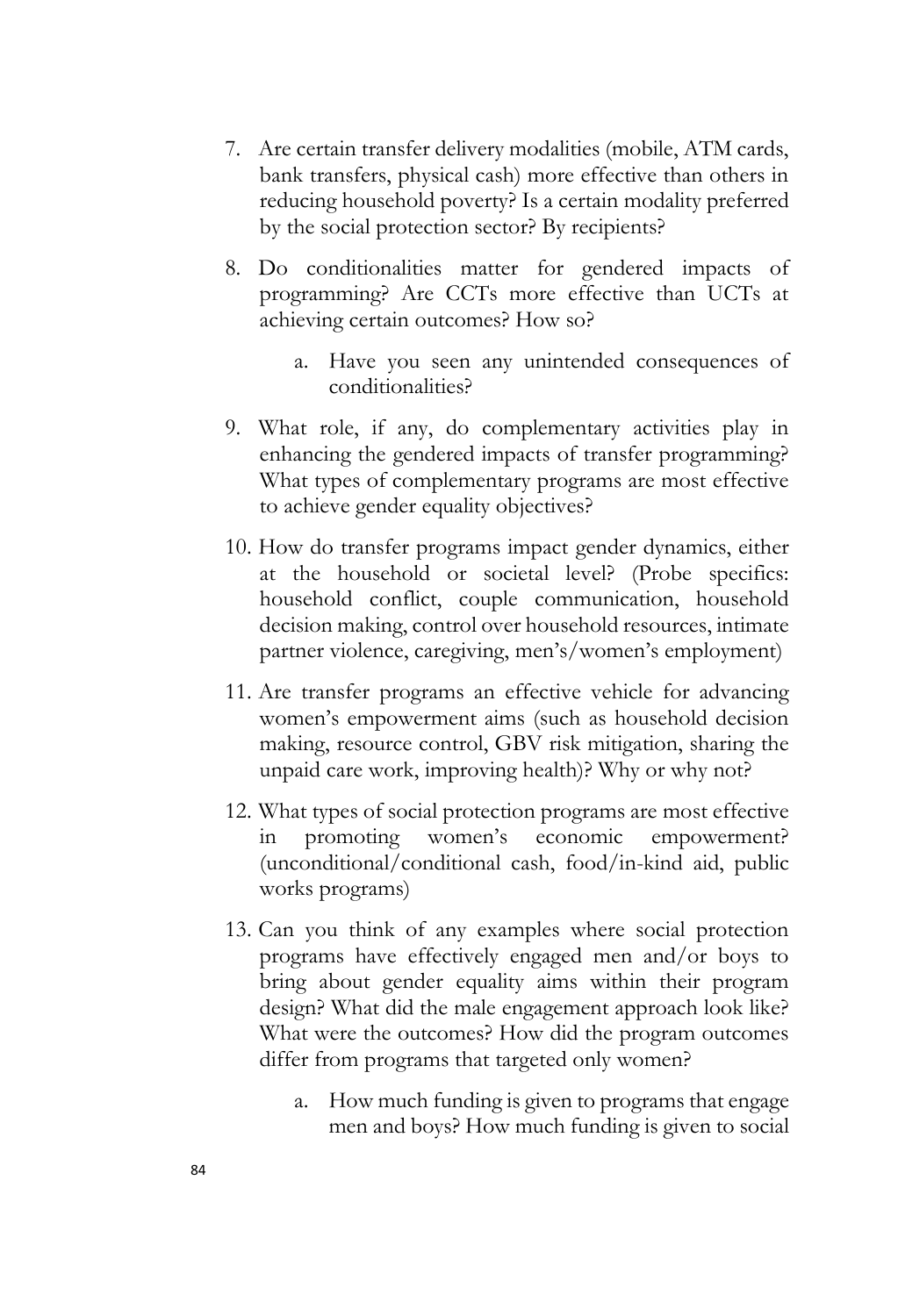7. Are certain transfer delivery modalities (mobile, ATM cards, bank transfers, physical cash) more effective than others in reducing household poverty? Is a certain modality preferred by the social protection sector? By recipients?

8. Do conditionalities matter for gendered impacts of programming? Are CCTs more effective than UCTs at achieving certain outcomes? How so?

    a. Have you seen any unintended consequences of conditionalities?

9. What role, if any, do complementary activities play in enhancing the gendered impacts of transfer programming? What types of complementary programs are most effective to achieve gender equality objectives?

10. How do transfer programs impact gender dynamics, either at the household or societal level? (Probe specifics: household conflict, couple communication, household decision making, control over household resources, intimate partner violence, caregiving, men's/women's employment)

11. Are transfer programs an effective vehicle for advancing women's empowerment aims (such as household decision making, resource control, GBV risk mitigation, sharing the unpaid care work, improving health)? Why or why not?

12. What types of social protection programs are most effective in promoting women's economic empowerment? (unconditional/conditional cash, food/in-kind aid, public works programs)

13. Can you think of any examples where social protection programs have effectively engaged men and/or boys to bring about gender equality aims within their program design? What did the male engagement approach look like? What were the outcomes? How did the program outcomes differ from programs that targeted only women?

    a. How much funding is given to programs that engage men and boys? How much funding is given to social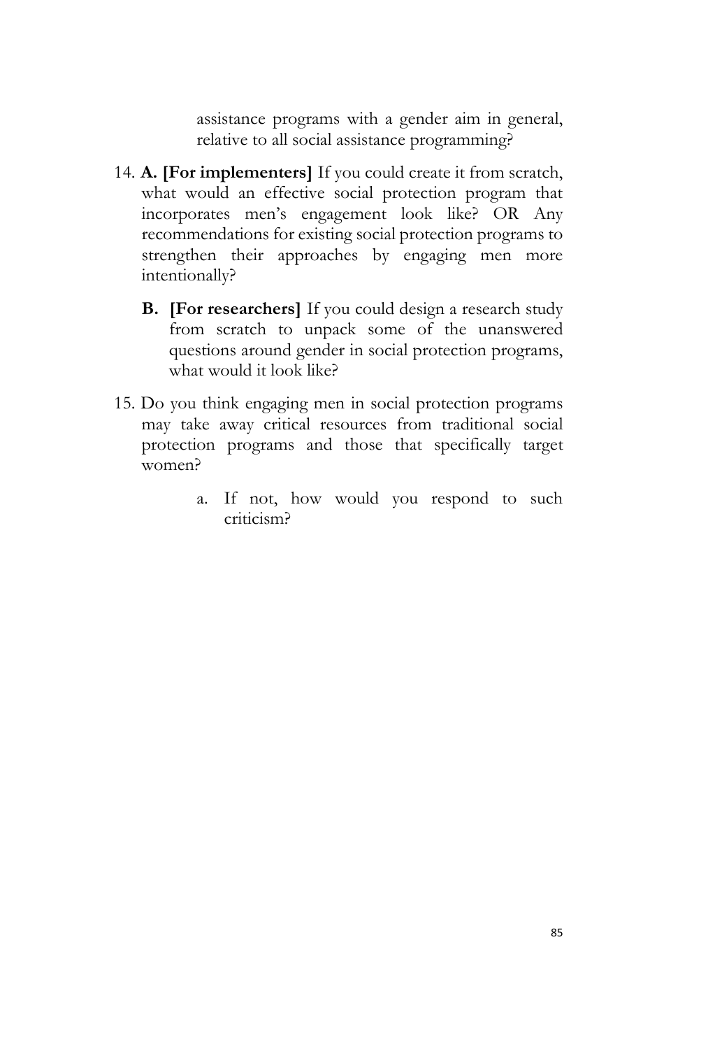assistance programs with a gender aim in general, relative to all social assistance programming?

14. **A. [For implementers]** If you could create it from scratch, what would an effective social protection program that incorporates men's engagement look like? OR Any recommendations for existing social protection programs to strengthen their approaches by engaging men more intentionally?

    **B. [For researchers]** If you could design a research study from scratch to unpack some of the unanswered questions around gender in social protection programs, what would it look like?

15. Do you think engaging men in social protection programs may take away critical resources from traditional social protection programs and those that specifically target women?

    a. If not, how would you respond to such criticism?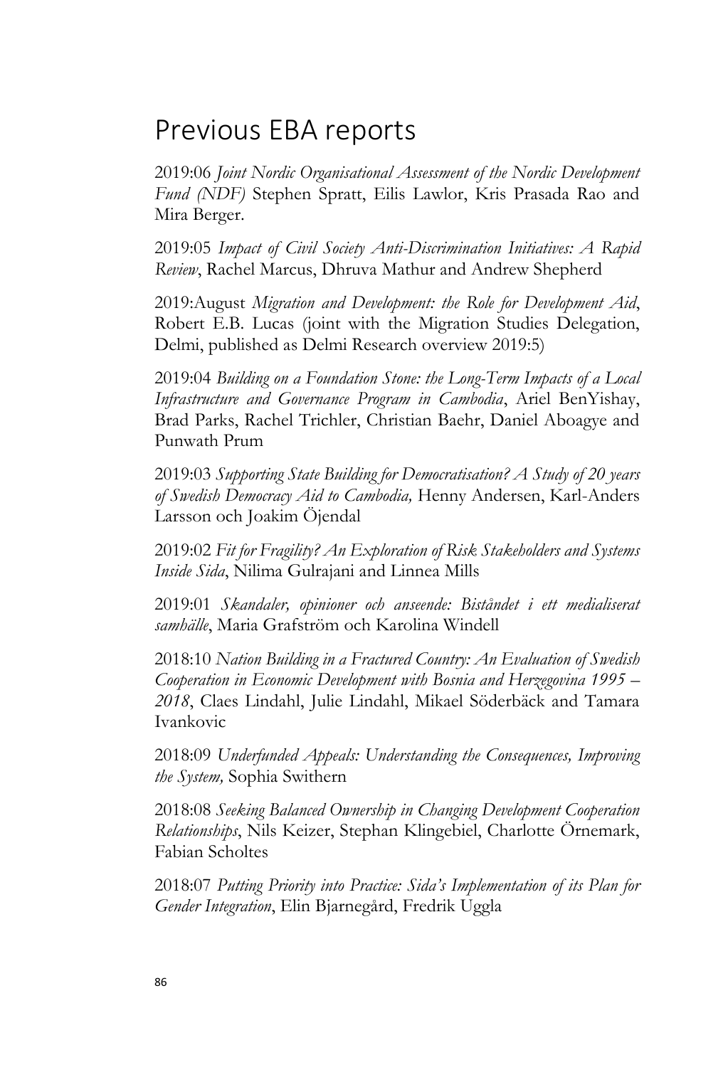# Previous EBA reports

2019:06 *Joint Nordic Organisational Assessment of the Nordic Development Fund (NDF)* Stephen Spratt, Eilis Lawlor, Kris Prasada Rao and Mira Berger.

2019:05 *Impact of Civil Society Anti-Discrimination Initiatives: A Rapid Review*, Rachel Marcus, Dhruva Mathur and Andrew Shepherd

2019:August *Migration and Development: the Role for Development Aid*, Robert E.B. Lucas (joint with the Migration Studies Delegation, Delmi, published as Delmi Research overview 2019:5)

2019:04 *Building on a Foundation Stone: the Long-Term Impacts of a Local Infrastructure and Governance Program in Cambodia*, Ariel BenYishay, Brad Parks, Rachel Trichler, Christian Baehr, Daniel Aboagye and Punwath Prum

2019:03 *Supporting State Building for Democratisation? A Study of 20 years of Swedish Democracy Aid to Cambodia,* Henny Andersen, Karl-Anders Larsson och Joakim Öjendal

2019:02 *Fit for Fragility? An Exploration of Risk Stakeholders and Systems Inside Sida*, Nilima Gulrajani and Linnea Mills

2019:01 *Skandaler, opinioner och anseende: Biståndet i ett medialiserat samhälle*, Maria Grafström och Karolina Windell

2018:10 *Nation Building in a Fractured Country: An Evaluation of Swedish Cooperation in Economic Development with Bosnia and Herzegovina 1995 – 2018*, Claes Lindahl, Julie Lindahl, Mikael Söderbäck and Tamara Ivankovic

2018:09 *Underfunded Appeals: Understanding the Consequences, Improving the System,* Sophia Swithern

2018:08 *Seeking Balanced Ownership in Changing Development Cooperation Relationships*, Nils Keizer, Stephan Klingebiel, Charlotte Örnemark, Fabian Scholtes

2018:07 *Putting Priority into Practice: Sida's Implementation of its Plan for Gender Integration*, Elin Bjarnegård, Fredrik Uggla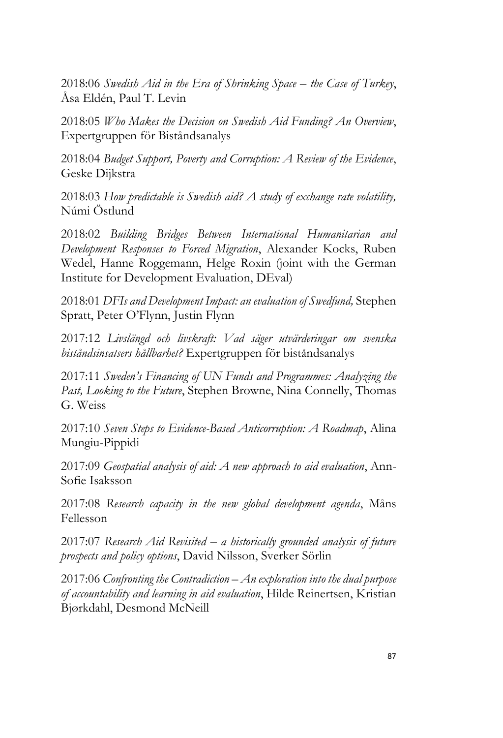2018:06 *Swedish Aid in the Era of Shrinking Space – the Case of Turkey*, Åsa Eldén, Paul T. Levin

2018:05 *Who Makes the Decision on Swedish Aid Funding? An Overview*, Expertgruppen för Biståndsanalys

2018:04 *Budget Support, Poverty and Corruption: A Review of the Evidence*, Geske Dijkstra

2018:03 *How predictable is Swedish aid? A study of exchange rate volatility,* Númi Östlund

2018:02 *Building Bridges Between International Humanitarian and Development Responses to Forced Migration*, Alexander Kocks, Ruben Wedel, Hanne Roggemann, Helge Roxin (joint with the German Institute for Development Evaluation, DEval)

2018:01 *DFIs and Development Impact: an evaluation of Swedfund,* Stephen Spratt, Peter O'Flynn, Justin Flynn

2017:12 *Livslängd och livskraft: Vad säger utvärderingar om svenska biståndsinsatsers hållbarhet?* Expertgruppen för biståndsanalys

2017:11 *Sweden's Financing of UN Funds and Programmes: Analyzing the Past, Looking to the Future*, Stephen Browne, Nina Connelly, Thomas G. Weiss

2017:10 *Seven Steps to Evidence-Based Anticorruption: A Roadmap*, Alina Mungiu-Pippidi

2017:09 *Geospatial analysis of aid: A new approach to aid evaluation*, Ann-Sofie Isaksson

2017:08 *Research capacity in the new global development agenda*, Måns Fellesson

2017:07 *Research Aid Revisited – a historically grounded analysis of future prospects and policy options*, David Nilsson, Sverker Sörlin

2017:06 *Confronting the Contradiction – An exploration into the dual purpose of accountability and learning in aid evaluation*, Hilde Reinertsen, Kristian Bjørkdahl, Desmond McNeill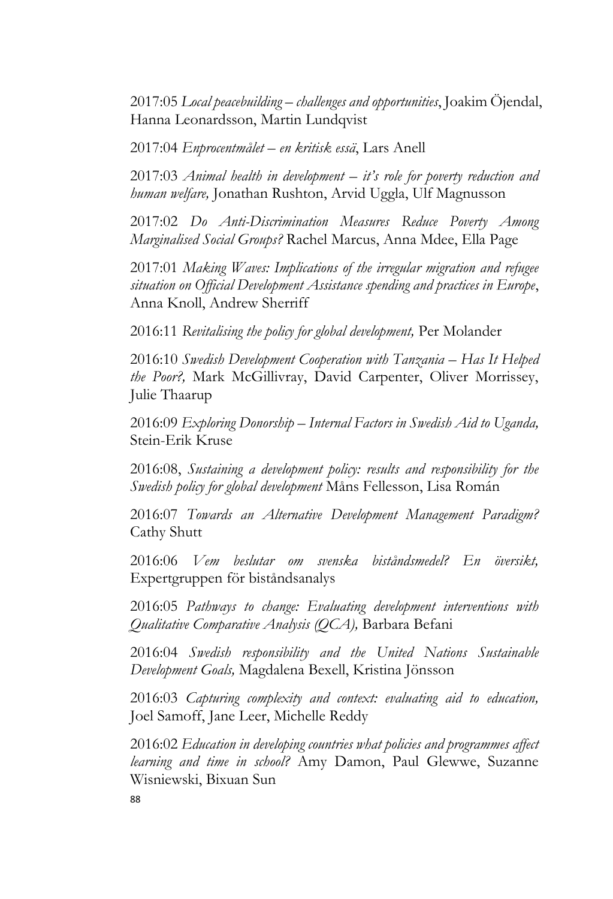2017:05 *Local peacebuilding – challenges and opportunities*, Joakim Öjendal, Hanna Leonardsson, Martin Lundqvist

2017:04 *Enprocentmålet – en kritisk essä*, Lars Anell

2017:03 *Animal health in development – it's role for poverty reduction and human welfare,* Jonathan Rushton, Arvid Uggla, Ulf Magnusson

2017:02 *Do Anti-Discrimination Measures Reduce Poverty Among Marginalised Social Groups?* Rachel Marcus, Anna Mdee, Ella Page

2017:01 *Making Waves: Implications of the irregular migration and refugee situation on Official Development Assistance spending and practices in Europe*, Anna Knoll, Andrew Sherriff

2016:11 *Revitalising the policy for global development,* Per Molander

2016:10 *Swedish Development Cooperation with Tanzania – Has It Helped the Poor?,* Mark McGillivray, David Carpenter, Oliver Morrissey, Julie Thaarup

2016:09 *Exploring Donorship – Internal Factors in Swedish Aid to Uganda,* Stein-Erik Kruse

2016:08, *Sustaining a development policy: results and responsibility for the Swedish policy for global development* Måns Fellesson, Lisa Román

2016:07 *Towards an Alternative Development Management Paradigm?* Cathy Shutt

2016:06 *Vem beslutar om svenska biståndsmedel? En översikt,* Expertgruppen för biståndsanalys

2016:05 *Pathways to change: Evaluating development interventions with Qualitative Comparative Analysis (QCA),* Barbara Befani

2016:04 *Swedish responsibility and the United Nations Sustainable Development Goals,* Magdalena Bexell, Kristina Jönsson

2016:03 *Capturing complexity and context: evaluating aid to education,* Joel Samoff, Jane Leer, Michelle Reddy

2016:02 *Education in developing countries what policies and programmes affect learning and time in school?* Amy Damon, Paul Glewwe, Suzanne Wisniewski, Bixuan Sun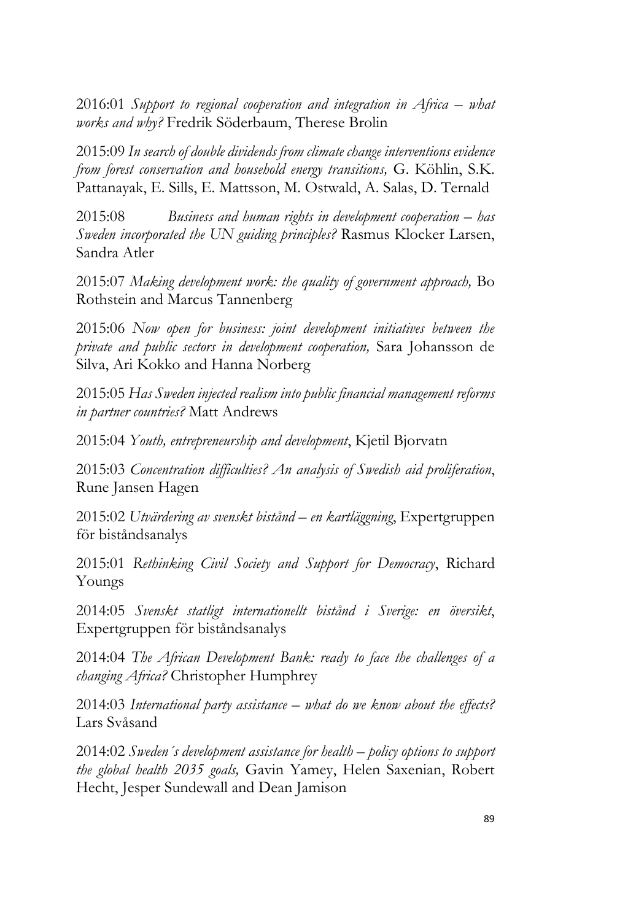2016:01 *Support to regional cooperation and integration in Africa – what works and why?* Fredrik Söderbaum, Therese Brolin

2015:09 *In search of double dividends from climate change interventions evidence from forest conservation and household energy transitions,* G. Köhlin, S.K. Pattanayak, E. Sills, E. Mattsson, M. Ostwald, A. Salas, D. Ternald

2015:08 *Business and human rights in development cooperation – has Sweden incorporated the UN guiding principles?* Rasmus Klocker Larsen, Sandra Atler

2015:07 *Making development work: the quality of government approach,* Bo Rothstein and Marcus Tannenberg

2015:06 *Now open for business: joint development initiatives between the private and public sectors in development cooperation,* Sara Johansson de Silva, Ari Kokko and Hanna Norberg

2015:05 *Has Sweden injected realism into public financial management reforms in partner countries?* Matt Andrews

2015:04 *Youth, entrepreneurship and development*, Kjetil Bjorvatn

2015:03 *Concentration difficulties? An analysis of Swedish aid proliferation*, Rune Jansen Hagen

2015:02 *Utvärdering av svenskt bistånd – en kartläggning*, Expertgruppen för biståndsanalys

2015:01 *Rethinking Civil Society and Support for Democracy*, Richard Youngs

2014:05 *Svenskt statligt internationellt bistånd i Sverige: en översikt*, Expertgruppen för biståndsanalys

2014:04 *The African Development Bank: ready to face the challenges of a changing Africa?* Christopher Humphrey

2014:03 *International party assistance – what do we know about the effects?* Lars Svåsand

2014:02 *Sweden´s development assistance for health – policy options to support the global health 2035 goals,* Gavin Yamey, Helen Saxenian, Robert Hecht, Jesper Sundewall and Dean Jamison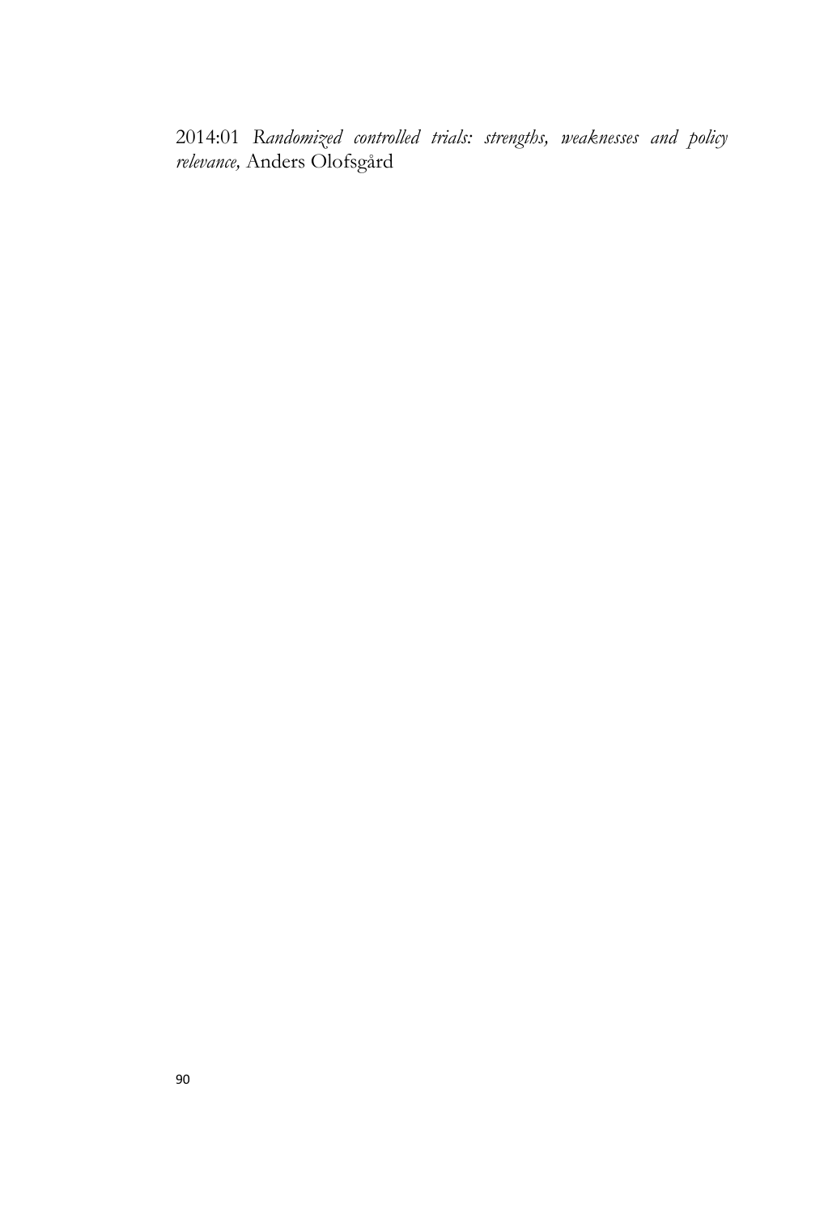2014:01 *Randomized controlled trials: strengths, weaknesses and policy relevance,* Anders Olofsgård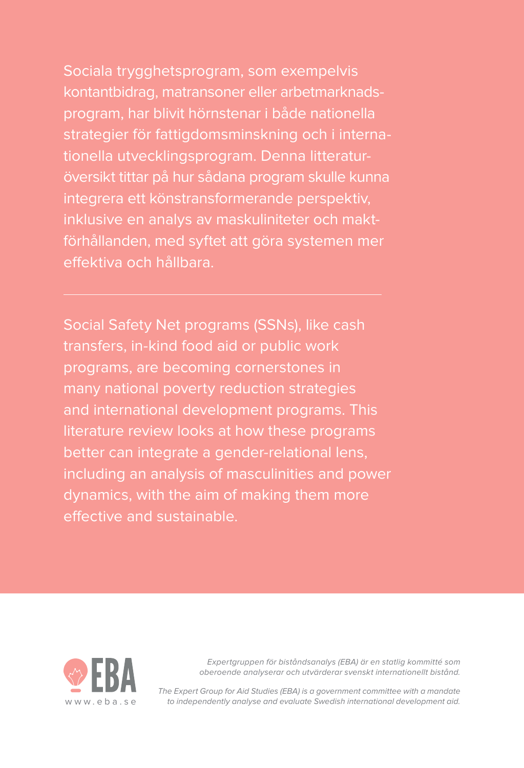Sociala trygghetsprogram, som exempelvis kontantbidrag, matransoner eller arbetmarknadsprogram, har blivit hörnstenar i både nationella strategier för fattigdomsminskning och i internationella utvecklingsprogram. Denna litteraturöversikt tittar på hur sådana program skulle kunna integrera ett könstransformerande perspektiv, inklusive en analys av maskuliniteter och maktförhållanden, med syftet att göra systemen mer effektiva och hållbara.

---

Social Safety Net programs (SSNs), like cash transfers, in-kind food aid or public work programs, are becoming cornerstones in many national poverty reduction strategies and international development programs. This literature review looks at how these programs better can integrate a gender-relational lens, including an analysis of masculinities and power dynamics, with the aim of making them more effective and sustainable.

EBA

www.eba.se

*Expertgruppen för biståndsanalys (EBA) är en statlig kommitté som oberoende analyserar och utvärderar svenskt internationellt bistånd.*

*The Expert Group for Aid Studies (EBA) is a government committee with a mandate to independently analyse and evaluate Swedish international development aid.*